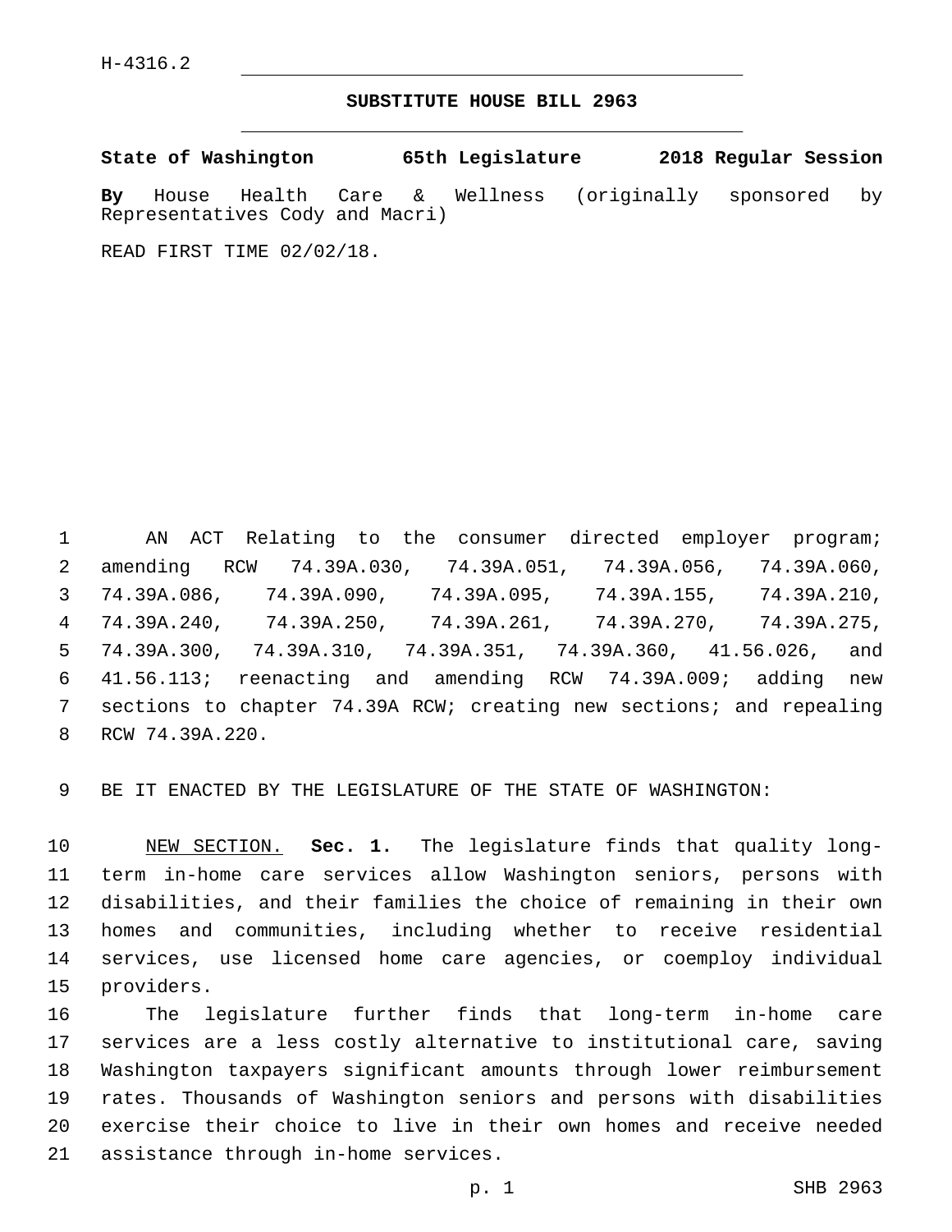H-4316.2

# SUBSTITUTE HOUSE BILL 2963

**State of Washington 65th Legislature 2018 Regular Session**

**By** House Health Care & Wellness (originally sponsored by Representatives Cody and Macri)

READ FIRST TIME 02/02/18.

AN ACT Relating to the consumer directed employer program; amending RCW 74.39A.030, 74.39A.051, 74.39A.056, 74.39A.060, 74.39A.086, 74.39A.090, 74.39A.095, 74.39A.155, 74.39A.210, 74.39A.240, 74.39A.250, 74.39A.261, 74.39A.270, 74.39A.275, 74.39A.300, 74.39A.310, 74.39A.351, 74.39A.360, 41.56.026, and 41.56.113; reenacting and amending RCW 74.39A.009; adding new sections to chapter 74.39A RCW; creating new sections; and repealing RCW 74.39A.220.

BE IT ENACTED BY THE LEGISLATURE OF THE STATE OF WASHINGTON:

NEW SECTION. **Sec. 1.** The legislature finds that quality long-term in-home care services allow Washington seniors, persons with disabilities, and their families the choice of remaining in their own homes and communities, including whether to receive residential services, use licensed home care agencies, or coemploy individual providers.

The legislature further finds that long-term in-home care services are a less costly alternative to institutional care, saving Washington taxpayers significant amounts through lower reimbursement rates. Thousands of Washington seniors and persons with disabilities exercise their choice to live in their own homes and receive needed assistance through in-home services.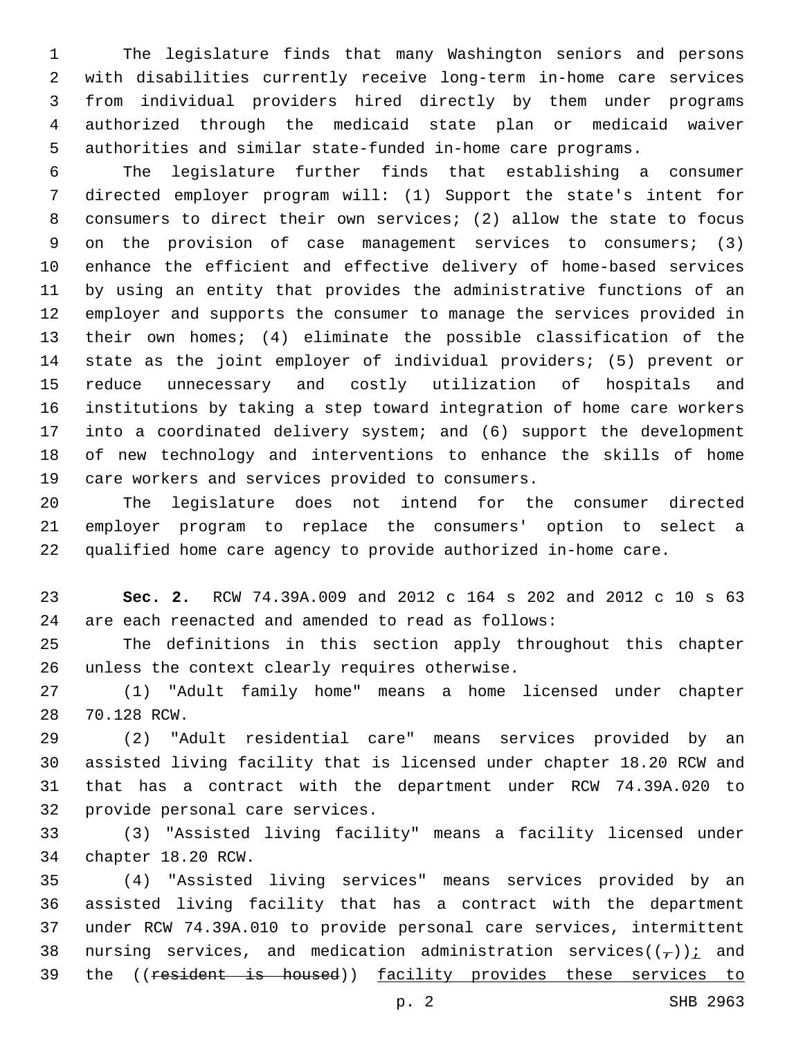The legislature finds that many Washington seniors and persons with disabilities currently receive long-term in-home care services from individual providers hired directly by them under programs authorized through the medicaid state plan or medicaid waiver authorities and similar state-funded in-home care programs.

The legislature further finds that establishing a consumer directed employer program will: (1) Support the state's intent for consumers to direct their own services; (2) allow the state to focus on the provision of case management services to consumers; (3) enhance the efficient and effective delivery of home-based services by using an entity that provides the administrative functions of an employer and supports the consumer to manage the services provided in their own homes; (4) eliminate the possible classification of the state as the joint employer of individual providers; (5) prevent or reduce unnecessary and costly utilization of hospitals and institutions by taking a step toward integration of home care workers into a coordinated delivery system; and (6) support the development of new technology and interventions to enhance the skills of home care workers and services provided to consumers.

The legislature does not intend for the consumer directed employer program to replace the consumers' option to select a qualified home care agency to provide authorized in-home care.

**Sec. 2.** RCW 74.39A.009 and 2012 c 164 s 202 and 2012 c 10 s 63 are each reenacted and amended to read as follows:

The definitions in this section apply throughout this chapter unless the context clearly requires otherwise.

(1) "Adult family home" means a home licensed under chapter 70.128 RCW.

(2) "Adult residential care" means services provided by an assisted living facility that is licensed under chapter 18.20 RCW and that has a contract with the department under RCW 74.39A.020 to provide personal care services.

(3) "Assisted living facility" means a facility licensed under chapter 18.20 RCW.

(4) "Assisted living services" means services provided by an assisted living facility that has a contract with the department under RCW 74.39A.010 to provide personal care services, intermittent nursing services, and medication administration services((~~,~~))<u>;</u> and the ((~~resident is housed~~)) <u>facility provides these services to</u>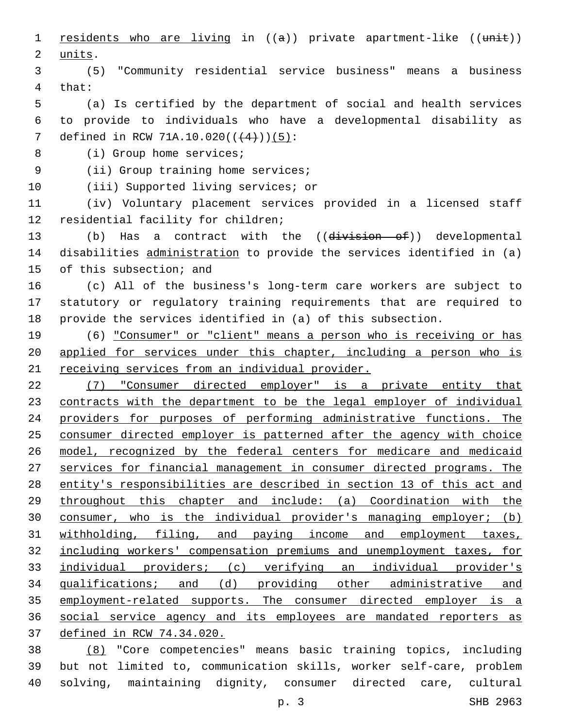residents who are living in ((a)) private apartment-like ((unit)) units.

(5) "Community residential service business" means a business that:

(a) Is certified by the department of social and health services to provide to individuals who have a developmental disability as defined in RCW 71A.10.020(((4)))(5):

(i) Group home services;

(ii) Group training home services;

(iii) Supported living services; or

(iv) Voluntary placement services provided in a licensed staff residential facility for children;

(b) Has a contract with the ((division of)) developmental disabilities administration to provide the services identified in (a) of this subsection; and

(c) All of the business's long-term care workers are subject to statutory or regulatory training requirements that are required to provide the services identified in (a) of this subsection.

(6) "Consumer" or "client" means a person who is receiving or has applied for services under this chapter, including a person who is receiving services from an individual provider.

(7) "Consumer directed employer" is a private entity that contracts with the department to be the legal employer of individual providers for purposes of performing administrative functions. The consumer directed employer is patterned after the agency with choice model, recognized by the federal centers for medicare and medicaid services for financial management in consumer directed programs. The entity's responsibilities are described in section 13 of this act and throughout this chapter and include: (a) Coordination with the consumer, who is the individual provider's managing employer; (b) withholding, filing, and paying income and employment taxes, including workers' compensation premiums and unemployment taxes, for individual providers; (c) verifying an individual provider's qualifications; and (d) providing other administrative and employment-related supports. The consumer directed employer is a social service agency and its employees are mandated reporters as defined in RCW 74.34.020.

(8) "Core competencies" means basic training topics, including but not limited to, communication skills, worker self-care, problem solving, maintaining dignity, consumer directed care, cultural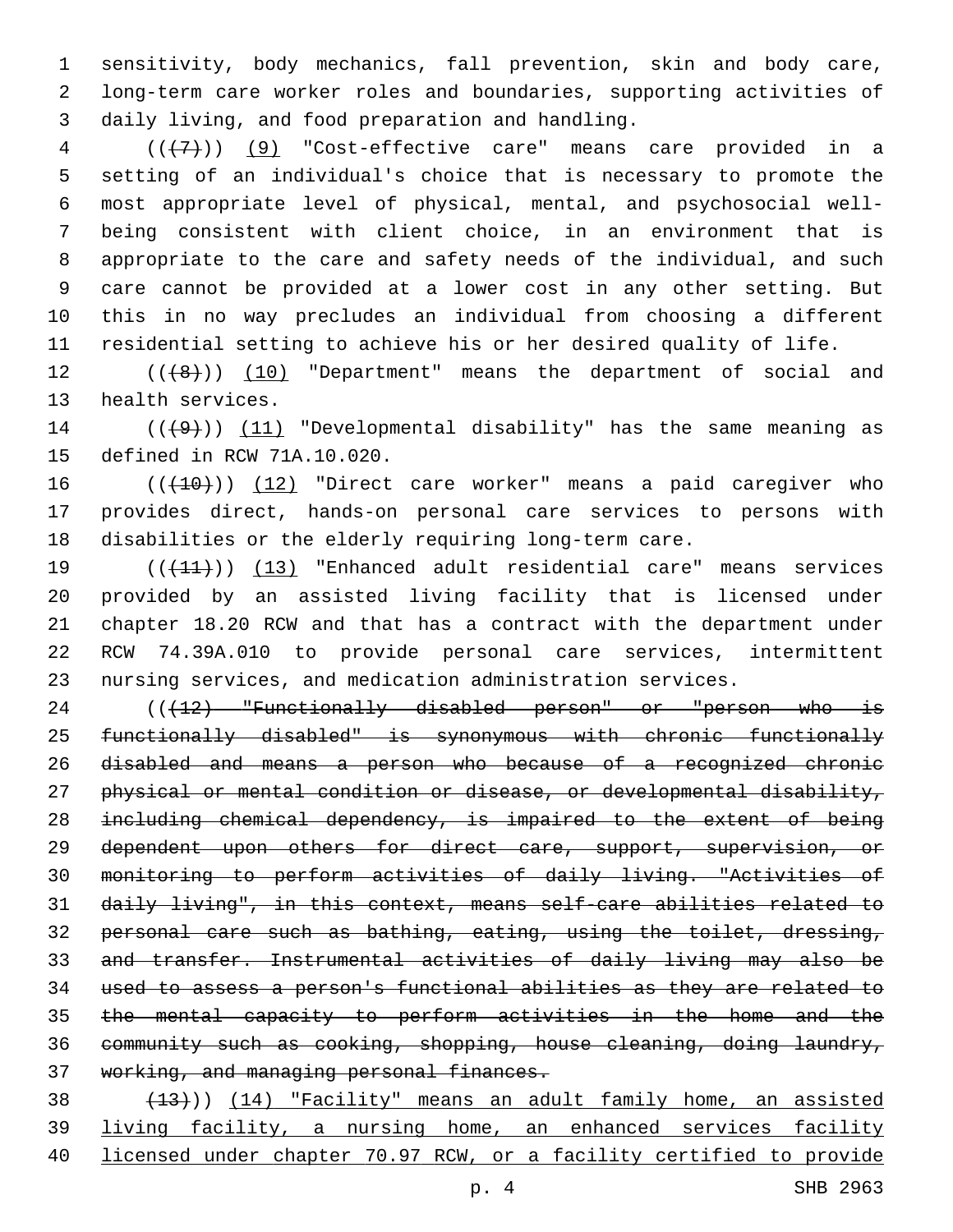sensitivity, body mechanics, fall prevention, skin and body care, long-term care worker roles and boundaries, supporting activities of daily living, and food preparation and handling.

((~~(7)~~)) (9) "Cost-effective care" means care provided in a setting of an individual's choice that is necessary to promote the most appropriate level of physical, mental, and psychosocial well-being consistent with client choice, in an environment that is appropriate to the care and safety needs of the individual, and such care cannot be provided at a lower cost in any other setting. But this in no way precludes an individual from choosing a different residential setting to achieve his or her desired quality of life.

((~~(8)~~)) (10) "Department" means the department of social and health services.

((~~(9)~~)) (11) "Developmental disability" has the same meaning as defined in RCW 71A.10.020.

((~~(10)~~)) (12) "Direct care worker" means a paid caregiver who provides direct, hands-on personal care services to persons with disabilities or the elderly requiring long-term care.

((~~(11)~~)) (13) "Enhanced adult residential care" means services provided by an assisted living facility that is licensed under chapter 18.20 RCW and that has a contract with the department under RCW 74.39A.010 to provide personal care services, intermittent nursing services, and medication administration services.

((~~(12) "Functionally disabled person" or "person who is functionally disabled" is synonymous with chronic functionally disabled and means a person who because of a recognized chronic physical or mental condition or disease, or developmental disability, including chemical dependency, is impaired to the extent of being dependent upon others for direct care, support, supervision, or monitoring to perform activities of daily living. "Activities of daily living", in this context, means self-care abilities related to personal care such as bathing, eating, using the toilet, dressing, and transfer. Instrumental activities of daily living may also be used to assess a person's functional abilities as they are related to the mental capacity to perform activities in the home and the community such as cooking, shopping, house cleaning, doing laundry, working, and managing personal finances.~~

~~(13)~~)) (14) "Facility" means an adult family home, an assisted living facility, a nursing home, an enhanced services facility licensed under chapter 70.97 RCW, or a facility certified to provide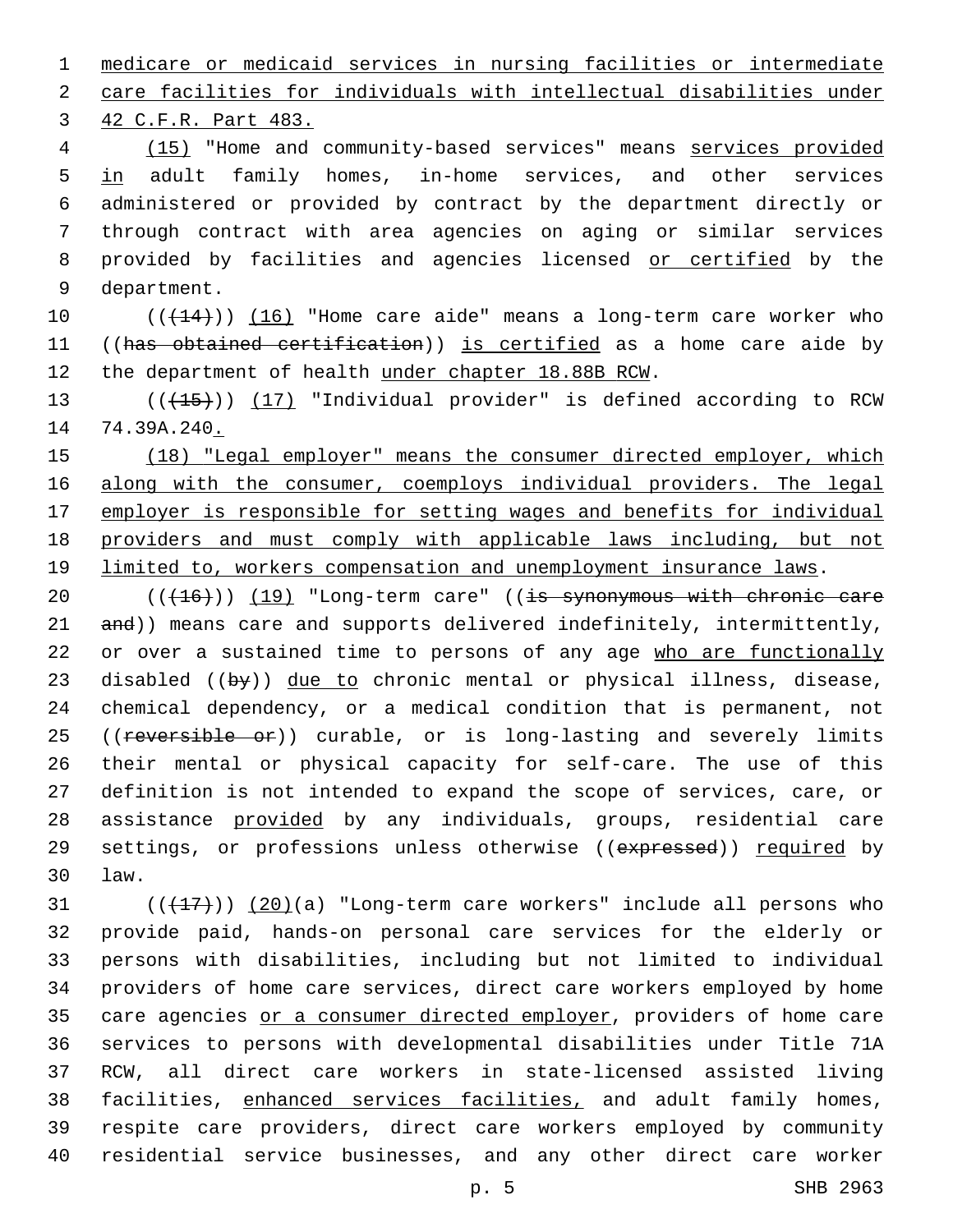medicare or medicaid services in nursing facilities or intermediate care facilities for individuals with intellectual disabilities under 42 C.F.R. Part 483.

(15) "Home and community-based services" means services provided in adult family homes, in-home services, and other services administered or provided by contract by the department directly or through contract with area agencies on aging or similar services provided by facilities and agencies licensed or certified by the department.

(((14))) (16) "Home care aide" means a long-term care worker who ((has obtained certification)) is certified as a home care aide by the department of health under chapter 18.88B RCW.

(((15))) (17) "Individual provider" is defined according to RCW 74.39A.240.

(18) "Legal employer" means the consumer directed employer, which along with the consumer, coemploys individual providers. The legal employer is responsible for setting wages and benefits for individual providers and must comply with applicable laws including, but not limited to, workers compensation and unemployment insurance laws.

(((16))) (19) "Long-term care" ((is synonymous with chronic care and)) means care and supports delivered indefinitely, intermittently, or over a sustained time to persons of any age who are functionally disabled ((by)) due to chronic mental or physical illness, disease, chemical dependency, or a medical condition that is permanent, not ((reversible or)) curable, or is long-lasting and severely limits their mental or physical capacity for self-care. The use of this definition is not intended to expand the scope of services, care, or assistance provided by any individuals, groups, residential care settings, or professions unless otherwise ((expressed)) required by law.

(((17))) (20)(a) "Long-term care workers" include all persons who provide paid, hands-on personal care services for the elderly or persons with disabilities, including but not limited to individual providers of home care services, direct care workers employed by home care agencies or a consumer directed employer, providers of home care services to persons with developmental disabilities under Title 71A RCW, all direct care workers in state-licensed assisted living facilities, enhanced services facilities, and adult family homes, respite care providers, direct care workers employed by community residential service businesses, and any other direct care worker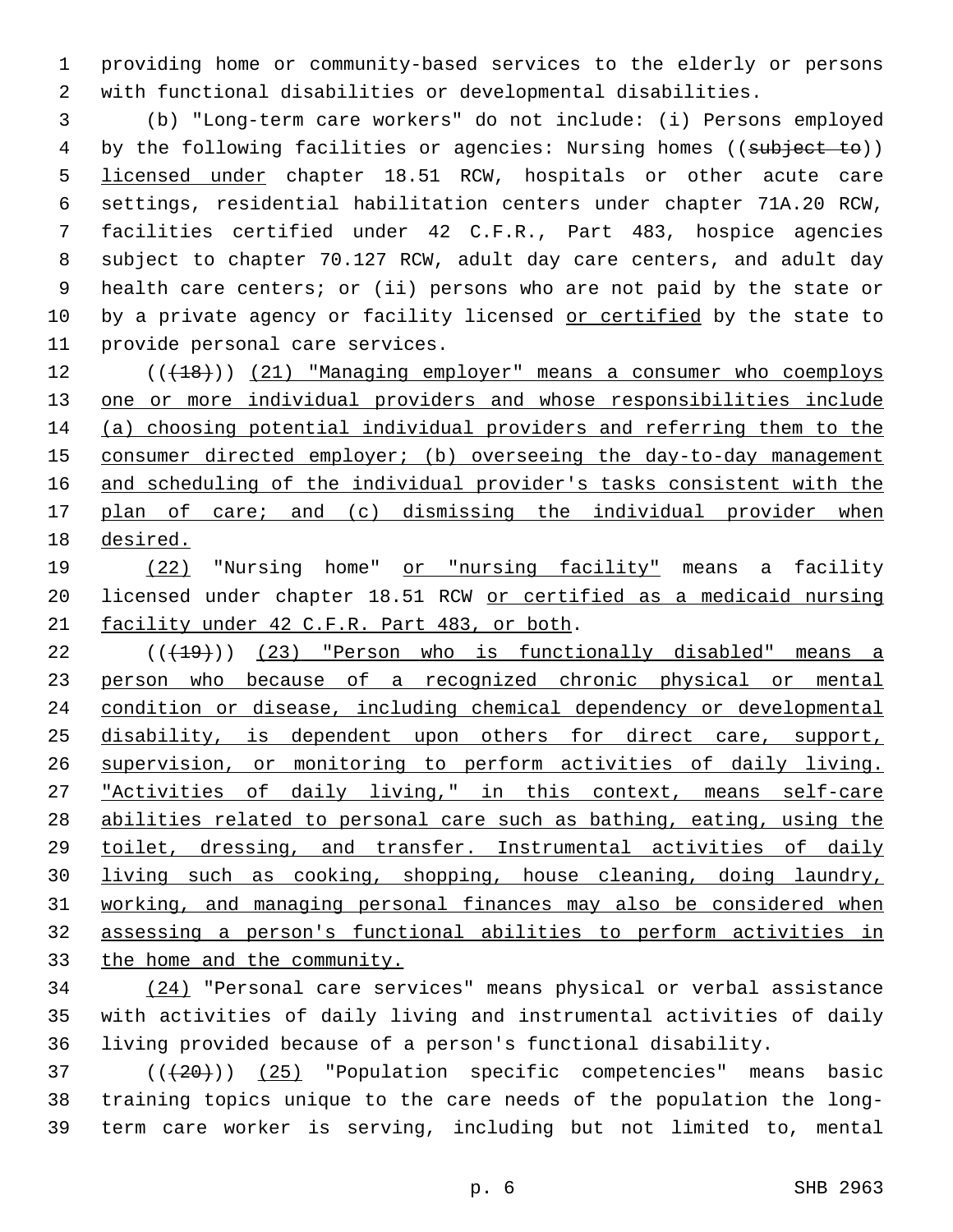providing home or community-based services to the elderly or persons with functional disabilities or developmental disabilities.

(b) "Long-term care workers" do not include: (i) Persons employed by the following facilities or agencies: Nursing homes ((~~subject to~~)) licensed under chapter 18.51 RCW, hospitals or other acute care settings, residential habilitation centers under chapter 71A.20 RCW, facilities certified under 42 C.F.R., Part 483, hospice agencies subject to chapter 70.127 RCW, adult day care centers, and adult day health care centers; or (ii) persons who are not paid by the state or by a private agency or facility licensed or certified by the state to provide personal care services.

((~~(18)~~)) (21) "Managing employer" means a consumer who coemploys one or more individual providers and whose responsibilities include (a) choosing potential individual providers and referring them to the consumer directed employer; (b) overseeing the day-to-day management and scheduling of the individual provider's tasks consistent with the plan of care; and (c) dismissing the individual provider when desired.

(22) "Nursing home" or "nursing facility" means a facility licensed under chapter 18.51 RCW or certified as a medicaid nursing facility under 42 C.F.R. Part 483, or both.

((~~(19)~~)) (23) "Person who is functionally disabled" means a person who because of a recognized chronic physical or mental condition or disease, including chemical dependency or developmental disability, is dependent upon others for direct care, support, supervision, or monitoring to perform activities of daily living. "Activities of daily living," in this context, means self-care abilities related to personal care such as bathing, eating, using the toilet, dressing, and transfer. Instrumental activities of daily living such as cooking, shopping, house cleaning, doing laundry, working, and managing personal finances may also be considered when assessing a person's functional abilities to perform activities in the home and the community.

(24) "Personal care services" means physical or verbal assistance with activities of daily living and instrumental activities of daily living provided because of a person's functional disability.

((~~(20)~~)) (25) "Population specific competencies" means basic training topics unique to the care needs of the population the long-term care worker is serving, including but not limited to, mental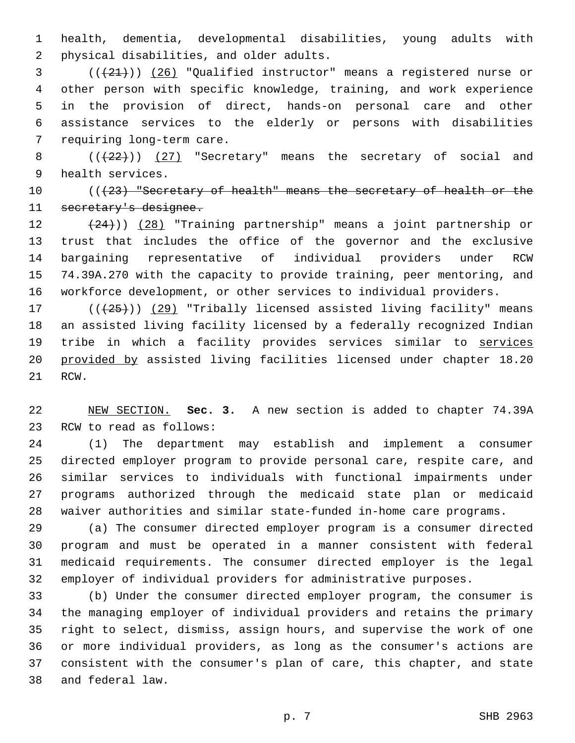health, dementia, developmental disabilities, young adults with physical disabilities, and older adults.

(((21))) (26) "Qualified instructor" means a registered nurse or other person with specific knowledge, training, and work experience in the provision of direct, hands-on personal care and other assistance services to the elderly or persons with disabilities requiring long-term care.

(((22))) (27) "Secretary" means the secretary of social and health services.

(((23) "Secretary of health" means the secretary of health or the secretary's designee.

(24))) (28) "Training partnership" means a joint partnership or trust that includes the office of the governor and the exclusive bargaining representative of individual providers under RCW 74.39A.270 with the capacity to provide training, peer mentoring, and workforce development, or other services to individual providers.

(((25))) (29) "Tribally licensed assisted living facility" means an assisted living facility licensed by a federally recognized Indian tribe in which a facility provides services similar to services provided by assisted living facilities licensed under chapter 18.20 RCW.

NEW SECTION. **Sec. 3.** A new section is added to chapter 74.39A RCW to read as follows:

(1) The department may establish and implement a consumer directed employer program to provide personal care, respite care, and similar services to individuals with functional impairments under programs authorized through the medicaid state plan or medicaid waiver authorities and similar state-funded in-home care programs.

(a) The consumer directed employer program is a consumer directed program and must be operated in a manner consistent with federal medicaid requirements. The consumer directed employer is the legal employer of individual providers for administrative purposes.

(b) Under the consumer directed employer program, the consumer is the managing employer of individual providers and retains the primary right to select, dismiss, assign hours, and supervise the work of one or more individual providers, as long as the consumer's actions are consistent with the consumer's plan of care, this chapter, and state and federal law.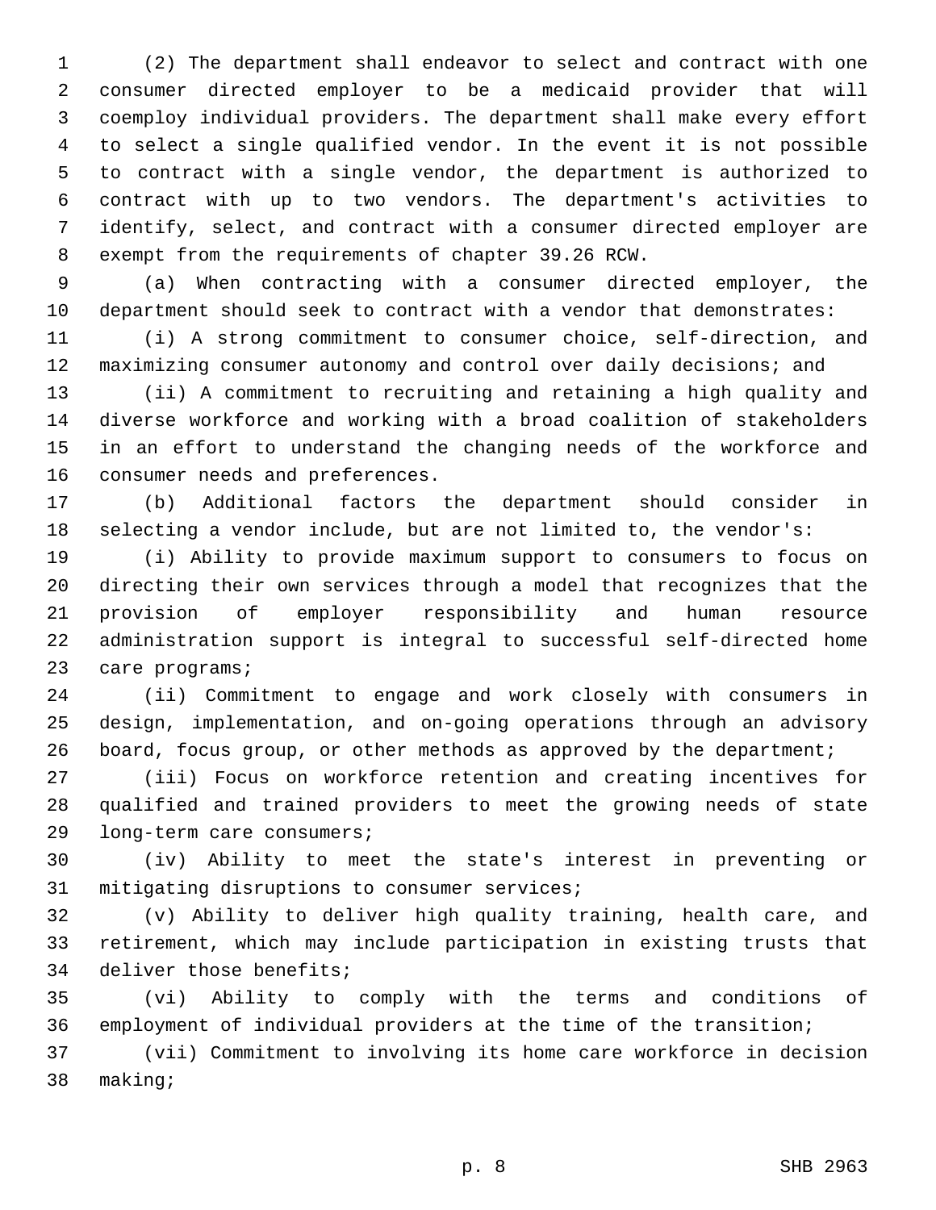(2) The department shall endeavor to select and contract with one consumer directed employer to be a medicaid provider that will coemploy individual providers. The department shall make every effort to select a single qualified vendor. In the event it is not possible to contract with a single vendor, the department is authorized to contract with up to two vendors. The department's activities to identify, select, and contract with a consumer directed employer are exempt from the requirements of chapter 39.26 RCW.

(a) When contracting with a consumer directed employer, the department should seek to contract with a vendor that demonstrates:

(i) A strong commitment to consumer choice, self-direction, and maximizing consumer autonomy and control over daily decisions; and

(ii) A commitment to recruiting and retaining a high quality and diverse workforce and working with a broad coalition of stakeholders in an effort to understand the changing needs of the workforce and consumer needs and preferences.

(b) Additional factors the department should consider in selecting a vendor include, but are not limited to, the vendor's:

(i) Ability to provide maximum support to consumers to focus on directing their own services through a model that recognizes that the provision of employer responsibility and human resource administration support is integral to successful self-directed home care programs;

(ii) Commitment to engage and work closely with consumers in design, implementation, and on-going operations through an advisory board, focus group, or other methods as approved by the department;

(iii) Focus on workforce retention and creating incentives for qualified and trained providers to meet the growing needs of state long-term care consumers;

(iv) Ability to meet the state's interest in preventing or mitigating disruptions to consumer services;

(v) Ability to deliver high quality training, health care, and retirement, which may include participation in existing trusts that deliver those benefits;

(vi) Ability to comply with the terms and conditions of employment of individual providers at the time of the transition;

(vii) Commitment to involving its home care workforce in decision making;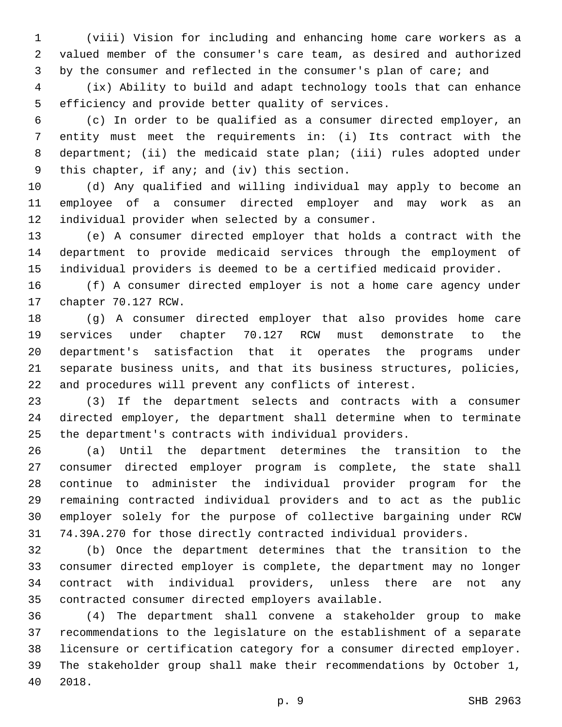(viii) Vision for including and enhancing home care workers as a valued member of the consumer's care team, as desired and authorized by the consumer and reflected in the consumer's plan of care; and

(ix) Ability to build and adapt technology tools that can enhance efficiency and provide better quality of services.

(c) In order to be qualified as a consumer directed employer, an entity must meet the requirements in: (i) Its contract with the department; (ii) the medicaid state plan; (iii) rules adopted under this chapter, if any; and (iv) this section.

(d) Any qualified and willing individual may apply to become an employee of a consumer directed employer and may work as an individual provider when selected by a consumer.

(e) A consumer directed employer that holds a contract with the department to provide medicaid services through the employment of individual providers is deemed to be a certified medicaid provider.

(f) A consumer directed employer is not a home care agency under chapter 70.127 RCW.

(g) A consumer directed employer that also provides home care services under chapter 70.127 RCW must demonstrate to the department's satisfaction that it operates the programs under separate business units, and that its business structures, policies, and procedures will prevent any conflicts of interest.

(3) If the department selects and contracts with a consumer directed employer, the department shall determine when to terminate the department's contracts with individual providers.

(a) Until the department determines the transition to the consumer directed employer program is complete, the state shall continue to administer the individual provider program for the remaining contracted individual providers and to act as the public employer solely for the purpose of collective bargaining under RCW 74.39A.270 for those directly contracted individual providers.

(b) Once the department determines that the transition to the consumer directed employer is complete, the department may no longer contract with individual providers, unless there are not any contracted consumer directed employers available.

(4) The department shall convene a stakeholder group to make recommendations to the legislature on the establishment of a separate licensure or certification category for a consumer directed employer. The stakeholder group shall make their recommendations by October 1, 2018.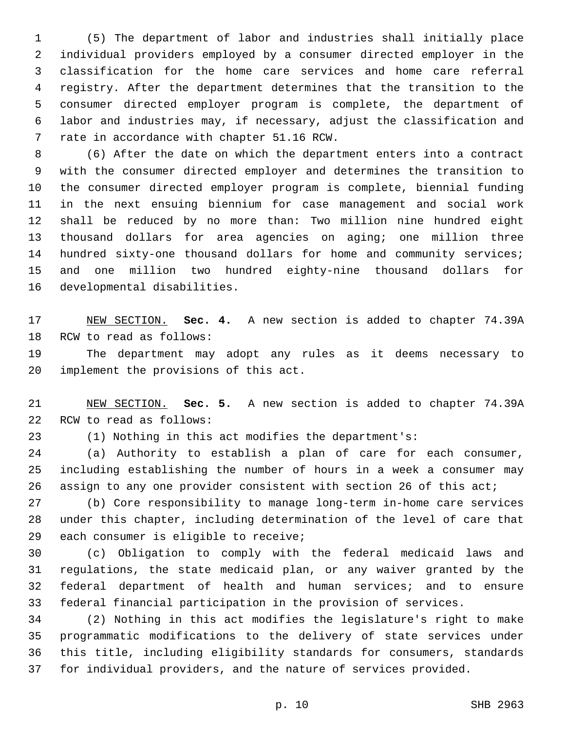(5) The department of labor and industries shall initially place individual providers employed by a consumer directed employer in the classification for the home care services and home care referral registry. After the department determines that the transition to the consumer directed employer program is complete, the department of labor and industries may, if necessary, adjust the classification and rate in accordance with chapter 51.16 RCW.

(6) After the date on which the department enters into a contract with the consumer directed employer and determines the transition to the consumer directed employer program is complete, biennial funding in the next ensuing biennium for case management and social work shall be reduced by no more than: Two million nine hundred eight thousand dollars for area agencies on aging; one million three hundred sixty-one thousand dollars for home and community services; and one million two hundred eighty-nine thousand dollars for developmental disabilities.

NEW SECTION. **Sec. 4.** A new section is added to chapter 74.39A RCW to read as follows:

The department may adopt any rules as it deems necessary to implement the provisions of this act.

NEW SECTION. **Sec. 5.** A new section is added to chapter 74.39A RCW to read as follows:

(1) Nothing in this act modifies the department's:

(a) Authority to establish a plan of care for each consumer, including establishing the number of hours in a week a consumer may assign to any one provider consistent with section 26 of this act;

(b) Core responsibility to manage long-term in-home care services under this chapter, including determination of the level of care that each consumer is eligible to receive;

(c) Obligation to comply with the federal medicaid laws and regulations, the state medicaid plan, or any waiver granted by the federal department of health and human services; and to ensure federal financial participation in the provision of services.

(2) Nothing in this act modifies the legislature's right to make programmatic modifications to the delivery of state services under this title, including eligibility standards for consumers, standards for individual providers, and the nature of services provided.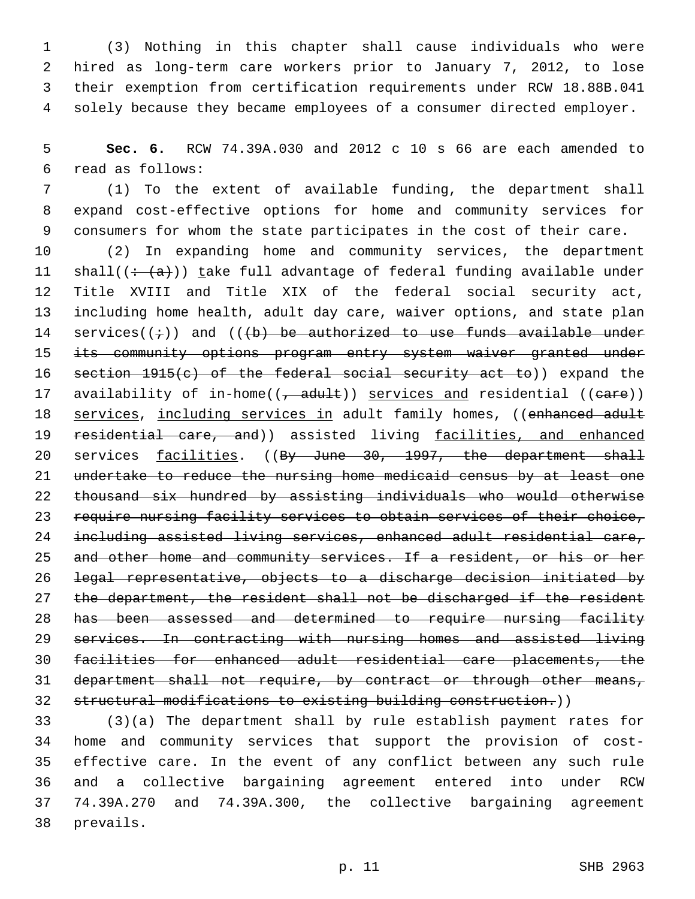(3) Nothing in this chapter shall cause individuals who were hired as long-term care workers prior to January 7, 2012, to lose their exemption from certification requirements under RCW 18.88B.041 solely because they became employees of a consumer directed employer.

**Sec. 6.** RCW 74.39A.030 and 2012 c 10 s 66 are each amended to read as follows:

(1) To the extent of available funding, the department shall expand cost-effective options for home and community services for consumers for whom the state participates in the cost of their care.

(2) In expanding home and community services, the department shall((~~: (a)~~)) take full advantage of federal funding available under Title XVIII and Title XIX of the federal social security act, including home health, adult day care, waiver options, and state plan services((~~;~~)) and ((~~(b) be authorized to use funds available under its community options program entry system waiver granted under section 1915(c) of the federal social security act to~~)) expand the availability of in-home((~~, adult~~)) services and residential ((~~care~~)) services, including services in adult family homes, ((~~enhanced adult residential care, and~~)) assisted living facilities, and enhanced services facilities. ((~~By June 30, 1997, the department shall undertake to reduce the nursing home medicaid census by at least one thousand six hundred by assisting individuals who would otherwise require nursing facility services to obtain services of their choice, including assisted living services, enhanced adult residential care, and other home and community services. If a resident, or his or her legal representative, objects to a discharge decision initiated by the department, the resident shall not be discharged if the resident has been assessed and determined to require nursing facility services. In contracting with nursing homes and assisted living facilities for enhanced adult residential care placements, the department shall not require, by contract or through other means, structural modifications to existing building construction.~~))

(3)(a) The department shall by rule establish payment rates for home and community services that support the provision of cost-effective care. In the event of any conflict between any such rule and a collective bargaining agreement entered into under RCW 74.39A.270 and 74.39A.300, the collective bargaining agreement prevails.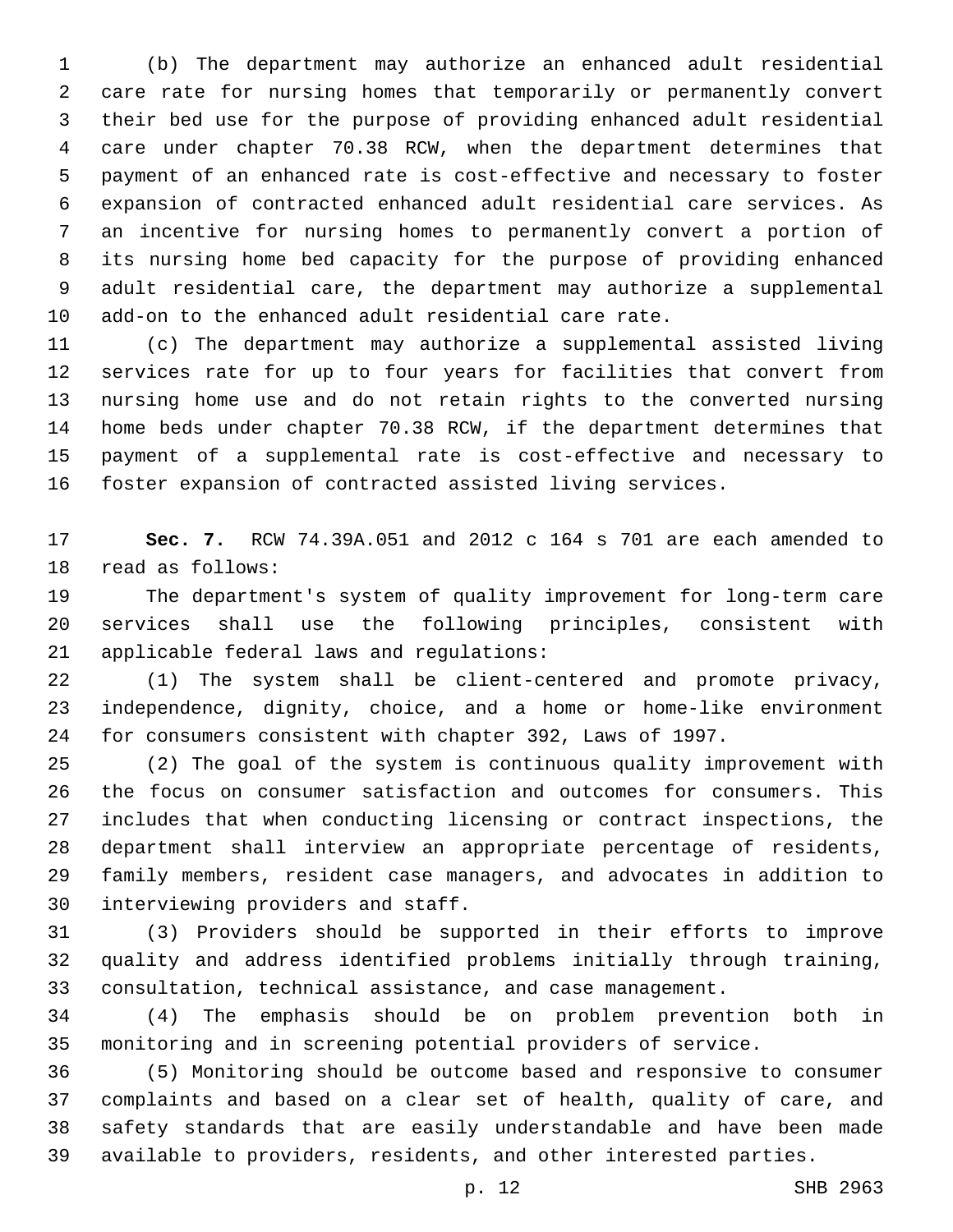(b) The department may authorize an enhanced adult residential care rate for nursing homes that temporarily or permanently convert their bed use for the purpose of providing enhanced adult residential care under chapter 70.38 RCW, when the department determines that payment of an enhanced rate is cost-effective and necessary to foster expansion of contracted enhanced adult residential care services. As an incentive for nursing homes to permanently convert a portion of its nursing home bed capacity for the purpose of providing enhanced adult residential care, the department may authorize a supplemental add-on to the enhanced adult residential care rate.

(c) The department may authorize a supplemental assisted living services rate for up to four years for facilities that convert from nursing home use and do not retain rights to the converted nursing home beds under chapter 70.38 RCW, if the department determines that payment of a supplemental rate is cost-effective and necessary to foster expansion of contracted assisted living services.

**Sec. 7.** RCW 74.39A.051 and 2012 c 164 s 701 are each amended to read as follows:

The department's system of quality improvement for long-term care services shall use the following principles, consistent with applicable federal laws and regulations:

(1) The system shall be client-centered and promote privacy, independence, dignity, choice, and a home or home-like environment for consumers consistent with chapter 392, Laws of 1997.

(2) The goal of the system is continuous quality improvement with the focus on consumer satisfaction and outcomes for consumers. This includes that when conducting licensing or contract inspections, the department shall interview an appropriate percentage of residents, family members, resident case managers, and advocates in addition to interviewing providers and staff.

(3) Providers should be supported in their efforts to improve quality and address identified problems initially through training, consultation, technical assistance, and case management.

(4) The emphasis should be on problem prevention both in monitoring and in screening potential providers of service.

(5) Monitoring should be outcome based and responsive to consumer complaints and based on a clear set of health, quality of care, and safety standards that are easily understandable and have been made available to providers, residents, and other interested parties.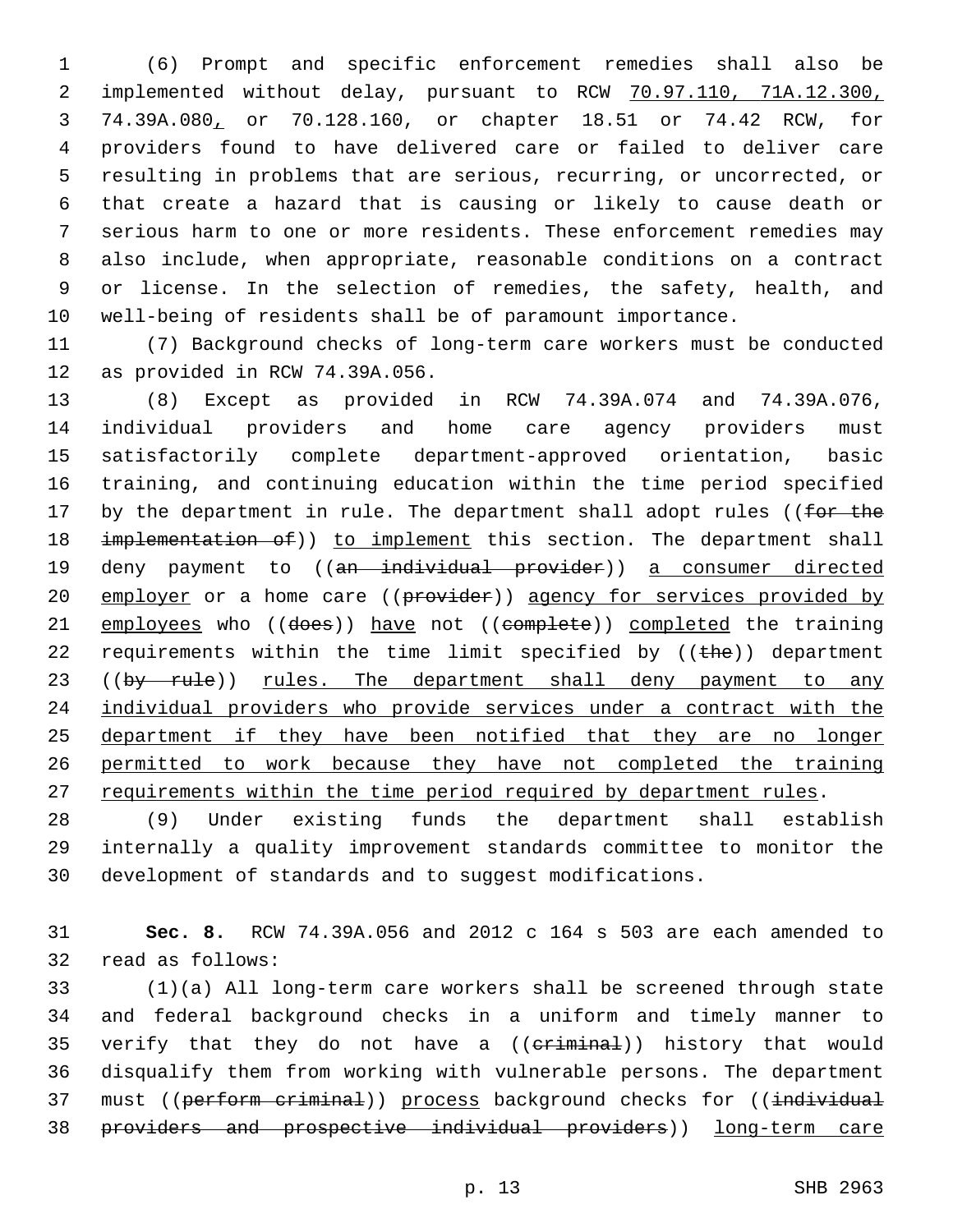(6) Prompt and specific enforcement remedies shall also be implemented without delay, pursuant to RCW 70.97.110, 71A.12.300, 74.39A.080, or 70.128.160, or chapter 18.51 or 74.42 RCW, for providers found to have delivered care or failed to deliver care resulting in problems that are serious, recurring, or uncorrected, or that create a hazard that is causing or likely to cause death or serious harm to one or more residents. These enforcement remedies may also include, when appropriate, reasonable conditions on a contract or license. In the selection of remedies, the safety, health, and well-being of residents shall be of paramount importance.

(7) Background checks of long-term care workers must be conducted as provided in RCW 74.39A.056.

(8) Except as provided in RCW 74.39A.074 and 74.39A.076, individual providers and home care agency providers must satisfactorily complete department-approved orientation, basic training, and continuing education within the time period specified by the department in rule. The department shall adopt rules ((~~for the implementation of~~)) to implement this section. The department shall deny payment to ((~~an individual provider~~)) a consumer directed employer or a home care ((~~provider~~)) agency for services provided by employees who ((~~does~~)) have not ((~~complete~~)) completed the training requirements within the time limit specified by ((~~the~~)) department ((~~by rule~~)) rules. The department shall deny payment to any individual providers who provide services under a contract with the department if they have been notified that they are no longer permitted to work because they have not completed the training requirements within the time period required by department rules.

(9) Under existing funds the department shall establish internally a quality improvement standards committee to monitor the development of standards and to suggest modifications.

**Sec. 8.** RCW 74.39A.056 and 2012 c 164 s 503 are each amended to read as follows:

(1)(a) All long-term care workers shall be screened through state and federal background checks in a uniform and timely manner to verify that they do not have a ((~~criminal~~)) history that would disqualify them from working with vulnerable persons. The department must ((~~perform criminal~~)) process background checks for ((~~individual providers and prospective individual providers~~)) long-term care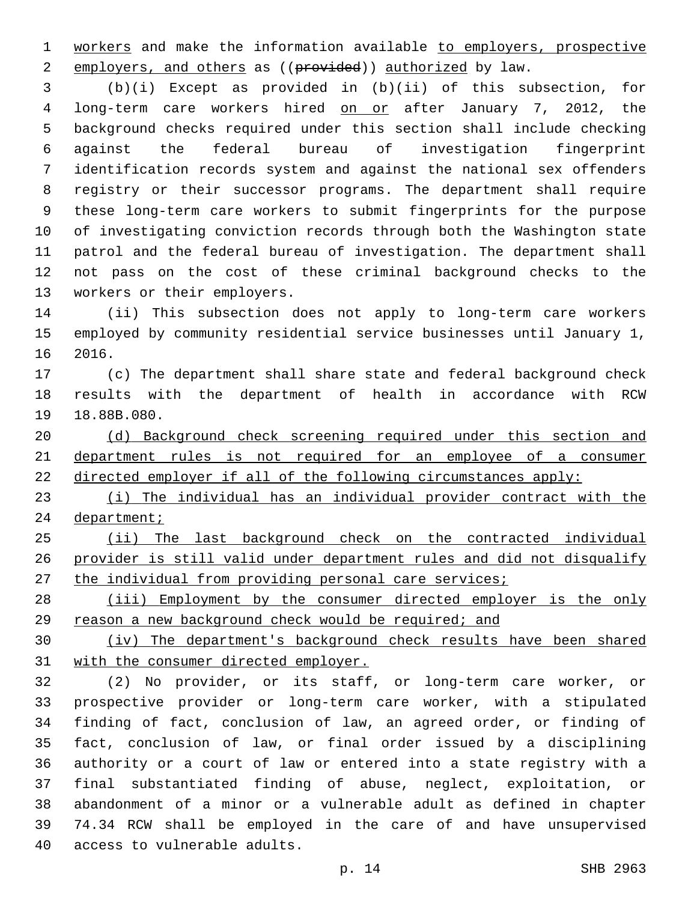workers and make the information available to employers, prospective employers, and others as ((~~provided~~)) authorized by law.

(b)(i) Except as provided in (b)(ii) of this subsection, for long-term care workers hired on or after January 7, 2012, the background checks required under this section shall include checking against the federal bureau of investigation fingerprint identification records system and against the national sex offenders registry or their successor programs. The department shall require these long-term care workers to submit fingerprints for the purpose of investigating conviction records through both the Washington state patrol and the federal bureau of investigation. The department shall not pass on the cost of these criminal background checks to the workers or their employers.

(ii) This subsection does not apply to long-term care workers employed by community residential service businesses until January 1, 2016.

(c) The department shall share state and federal background check results with the department of health in accordance with RCW 18.88B.080.

(d) Background check screening required under this section and department rules is not required for an employee of a consumer directed employer if all of the following circumstances apply:

(i) The individual has an individual provider contract with the department;

(ii) The last background check on the contracted individual provider is still valid under department rules and did not disqualify the individual from providing personal care services;

(iii) Employment by the consumer directed employer is the only reason a new background check would be required; and

(iv) The department's background check results have been shared with the consumer directed employer.

(2) No provider, or its staff, or long-term care worker, or prospective provider or long-term care worker, with a stipulated finding of fact, conclusion of law, an agreed order, or finding of fact, conclusion of law, or final order issued by a disciplining authority or a court of law or entered into a state registry with a final substantiated finding of abuse, neglect, exploitation, or abandonment of a minor or a vulnerable adult as defined in chapter 74.34 RCW shall be employed in the care of and have unsupervised access to vulnerable adults.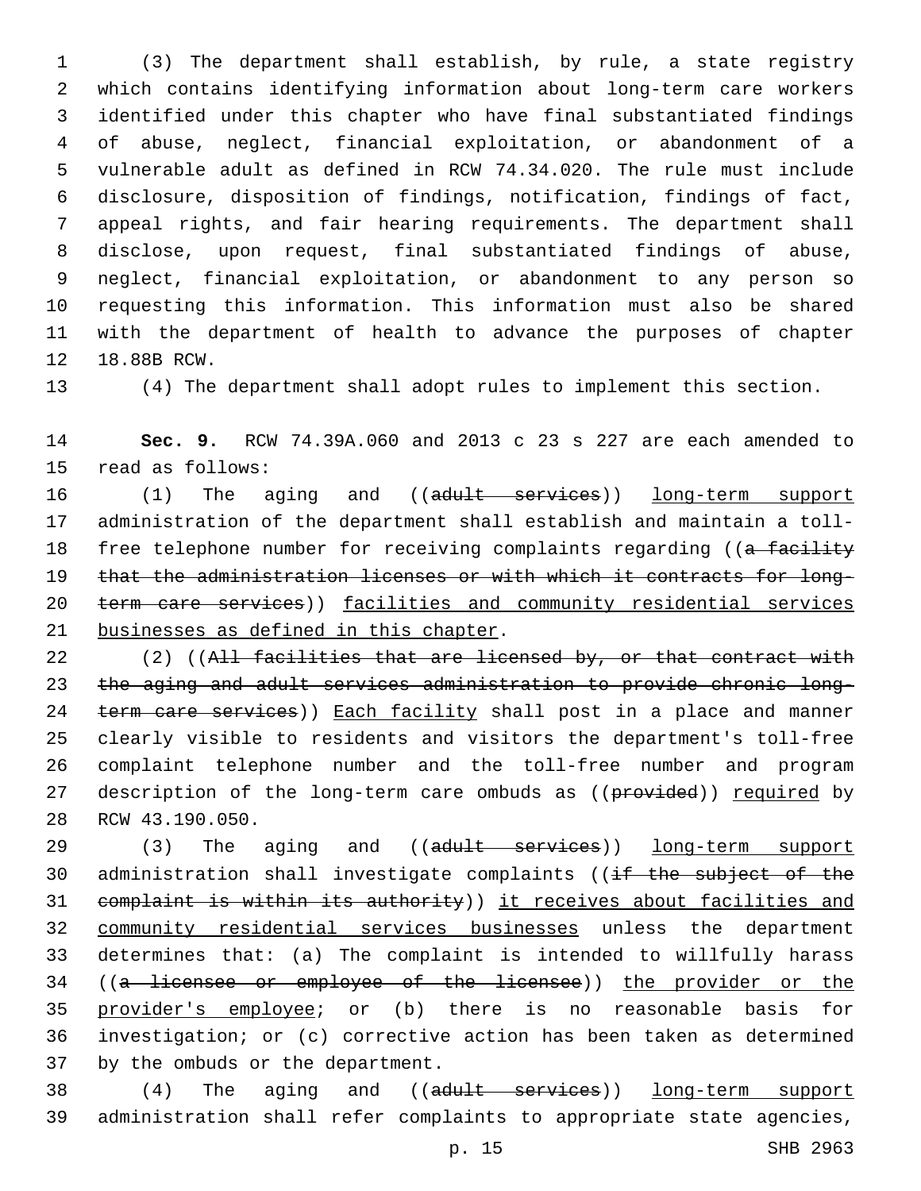(3) The department shall establish, by rule, a state registry which contains identifying information about long-term care workers identified under this chapter who have final substantiated findings of abuse, neglect, financial exploitation, or abandonment of a vulnerable adult as defined in RCW 74.34.020. The rule must include disclosure, disposition of findings, notification, findings of fact, appeal rights, and fair hearing requirements. The department shall disclose, upon request, final substantiated findings of abuse, neglect, financial exploitation, or abandonment to any person so requesting this information. This information must also be shared with the department of health to advance the purposes of chapter 18.88B RCW.

(4) The department shall adopt rules to implement this section.

**Sec. 9.** RCW 74.39A.060 and 2013 c 23 s 227 are each amended to read as follows:

(1) The aging and ((~~adult services~~)) <u>long-term support</u> administration of the department shall establish and maintain a toll-free telephone number for receiving complaints regarding ((~~a facility that the administration licenses or with which it contracts for long-term care services~~)) <u>facilities and community residential services businesses as defined in this chapter</u>.

(2) ((~~All facilities that are licensed by, or that contract with the aging and adult services administration to provide chronic long-term care services~~)) <u>Each facility</u> shall post in a place and manner clearly visible to residents and visitors the department's toll-free complaint telephone number and the toll-free number and program description of the long-term care ombuds as ((~~provided~~)) <u>required</u> by RCW 43.190.050.

(3) The aging and ((~~adult services~~)) <u>long-term support</u> administration shall investigate complaints ((~~if the subject of the complaint is within its authority~~)) <u>it receives about facilities and community residential services businesses</u> unless the department determines that: (a) The complaint is intended to willfully harass ((~~a licensee or employee of the licensee~~)) <u>the provider or the provider's employee</u>; or (b) there is no reasonable basis for investigation; or (c) corrective action has been taken as determined by the ombuds or the department.

(4) The aging and ((~~adult services~~)) <u>long-term support</u> administration shall refer complaints to appropriate state agencies,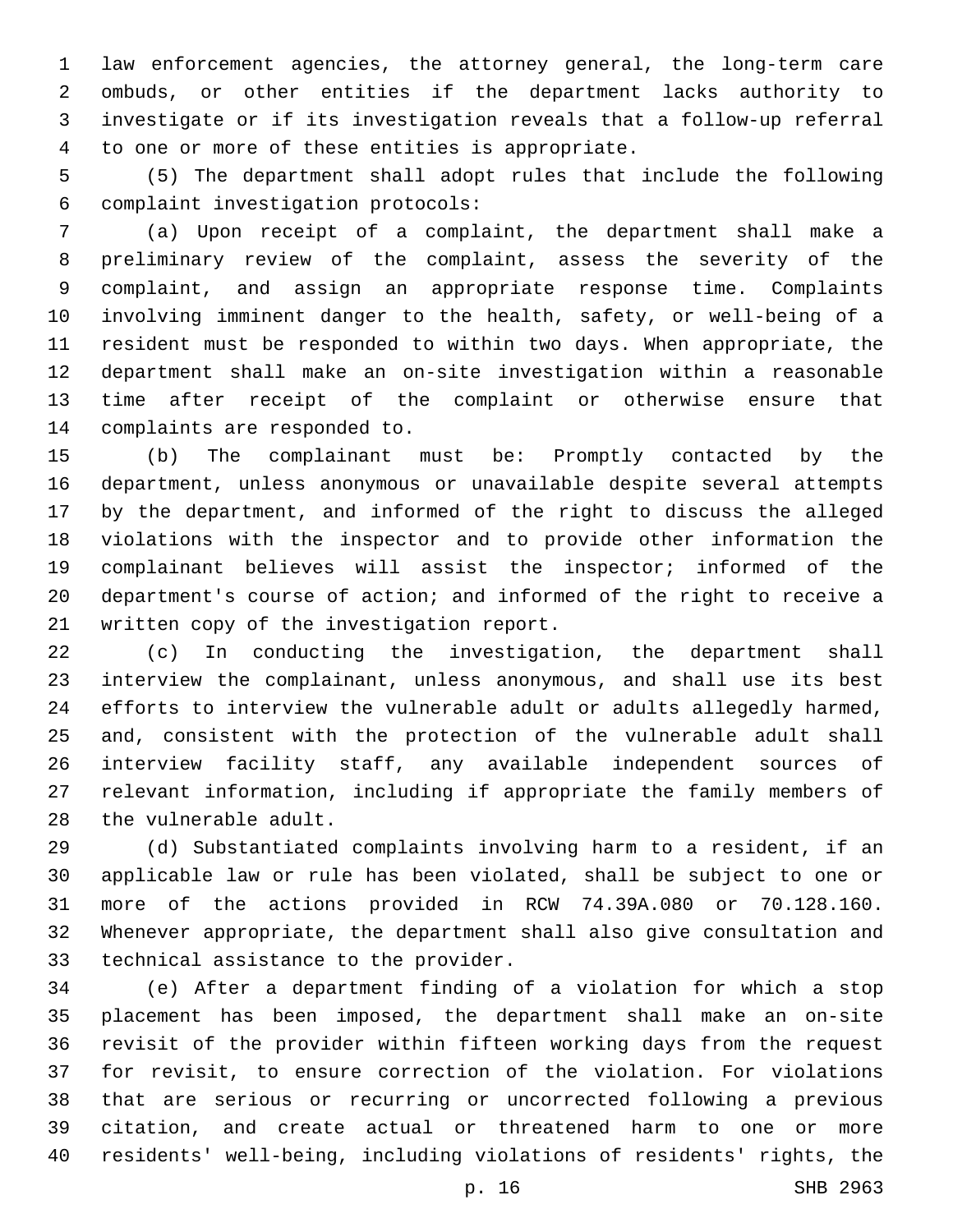law enforcement agencies, the attorney general, the long-term care ombuds, or other entities if the department lacks authority to investigate or if its investigation reveals that a follow-up referral to one or more of these entities is appropriate.

(5) The department shall adopt rules that include the following complaint investigation protocols:

(a) Upon receipt of a complaint, the department shall make a preliminary review of the complaint, assess the severity of the complaint, and assign an appropriate response time. Complaints involving imminent danger to the health, safety, or well-being of a resident must be responded to within two days. When appropriate, the department shall make an on-site investigation within a reasonable time after receipt of the complaint or otherwise ensure that complaints are responded to.

(b) The complainant must be: Promptly contacted by the department, unless anonymous or unavailable despite several attempts by the department, and informed of the right to discuss the alleged violations with the inspector and to provide other information the complainant believes will assist the inspector; informed of the department's course of action; and informed of the right to receive a written copy of the investigation report.

(c) In conducting the investigation, the department shall interview the complainant, unless anonymous, and shall use its best efforts to interview the vulnerable adult or adults allegedly harmed, and, consistent with the protection of the vulnerable adult shall interview facility staff, any available independent sources of relevant information, including if appropriate the family members of the vulnerable adult.

(d) Substantiated complaints involving harm to a resident, if an applicable law or rule has been violated, shall be subject to one or more of the actions provided in RCW 74.39A.080 or 70.128.160. Whenever appropriate, the department shall also give consultation and technical assistance to the provider.

(e) After a department finding of a violation for which a stop placement has been imposed, the department shall make an on-site revisit of the provider within fifteen working days from the request for revisit, to ensure correction of the violation. For violations that are serious or recurring or uncorrected following a previous citation, and create actual or threatened harm to one or more residents' well-being, including violations of residents' rights, the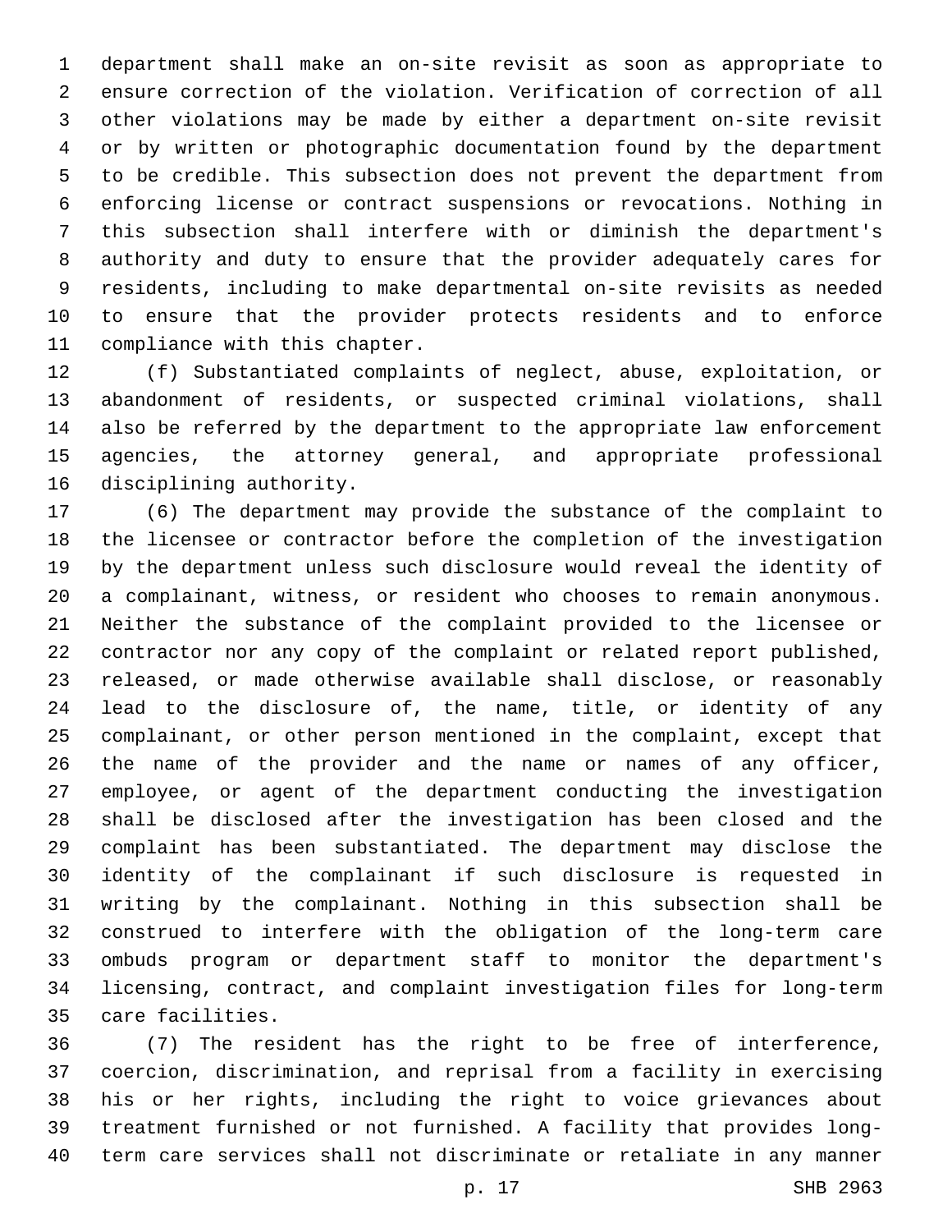department shall make an on-site revisit as soon as appropriate to ensure correction of the violation. Verification of correction of all other violations may be made by either a department on-site revisit or by written or photographic documentation found by the department to be credible. This subsection does not prevent the department from enforcing license or contract suspensions or revocations. Nothing in this subsection shall interfere with or diminish the department's authority and duty to ensure that the provider adequately cares for residents, including to make departmental on-site revisits as needed to ensure that the provider protects residents and to enforce compliance with this chapter.

(f) Substantiated complaints of neglect, abuse, exploitation, or abandonment of residents, or suspected criminal violations, shall also be referred by the department to the appropriate law enforcement agencies, the attorney general, and appropriate professional disciplining authority.

(6) The department may provide the substance of the complaint to the licensee or contractor before the completion of the investigation by the department unless such disclosure would reveal the identity of a complainant, witness, or resident who chooses to remain anonymous. Neither the substance of the complaint provided to the licensee or contractor nor any copy of the complaint or related report published, released, or made otherwise available shall disclose, or reasonably lead to the disclosure of, the name, title, or identity of any complainant, or other person mentioned in the complaint, except that the name of the provider and the name or names of any officer, employee, or agent of the department conducting the investigation shall be disclosed after the investigation has been closed and the complaint has been substantiated. The department may disclose the identity of the complainant if such disclosure is requested in writing by the complainant. Nothing in this subsection shall be construed to interfere with the obligation of the long-term care ombuds program or department staff to monitor the department's licensing, contract, and complaint investigation files for long-term care facilities.

(7) The resident has the right to be free of interference, coercion, discrimination, and reprisal from a facility in exercising his or her rights, including the right to voice grievances about treatment furnished or not furnished. A facility that provides long-term care services shall not discriminate or retaliate in any manner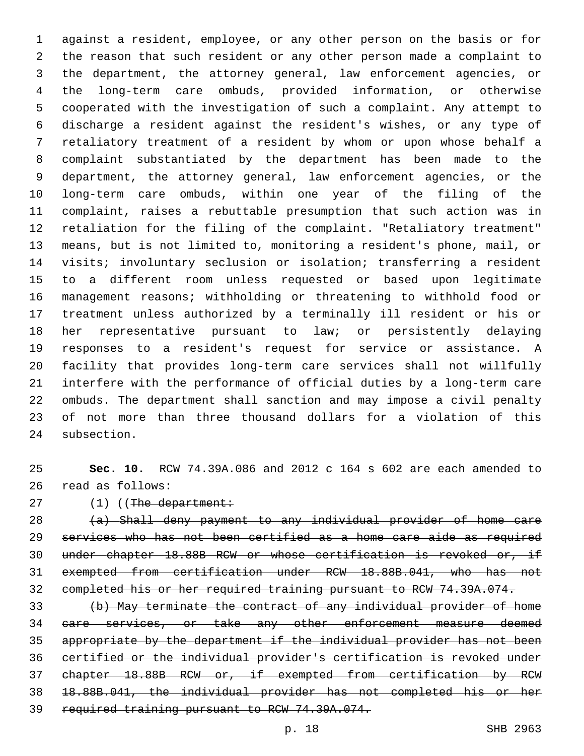against a resident, employee, or any other person on the basis or for the reason that such resident or any other person made a complaint to the department, the attorney general, law enforcement agencies, or the long-term care ombuds, provided information, or otherwise cooperated with the investigation of such a complaint. Any attempt to discharge a resident against the resident's wishes, or any type of retaliatory treatment of a resident by whom or upon whose behalf a complaint substantiated by the department has been made to the department, the attorney general, law enforcement agencies, or the long-term care ombuds, within one year of the filing of the complaint, raises a rebuttable presumption that such action was in retaliation for the filing of the complaint. "Retaliatory treatment" means, but is not limited to, monitoring a resident's phone, mail, or visits; involuntary seclusion or isolation; transferring a resident to a different room unless requested or based upon legitimate management reasons; withholding or threatening to withhold food or treatment unless authorized by a terminally ill resident or his or her representative pursuant to law; or persistently delaying responses to a resident's request for service or assistance. A facility that provides long-term care services shall not willfully interfere with the performance of official duties by a long-term care ombuds. The department shall sanction and may impose a civil penalty of not more than three thousand dollars for a violation of this subsection.

**Sec. 10.** RCW 74.39A.086 and 2012 c 164 s 602 are each amended to read as follows:

(1) ((~~The department:~~

~~(a) Shall deny payment to any individual provider of home care services who has not been certified as a home care aide as required under chapter 18.88B RCW or whose certification is revoked or, if exempted from certification under RCW 18.88B.041, who has not completed his or her required training pursuant to RCW 74.39A.074.~~

~~(b) May terminate the contract of any individual provider of home care services, or take any other enforcement measure deemed appropriate by the department if the individual provider has not been certified or the individual provider's certification is revoked under chapter 18.88B RCW or, if exempted from certification by RCW 18.88B.041, the individual provider has not completed his or her required training pursuant to RCW 74.39A.074.~~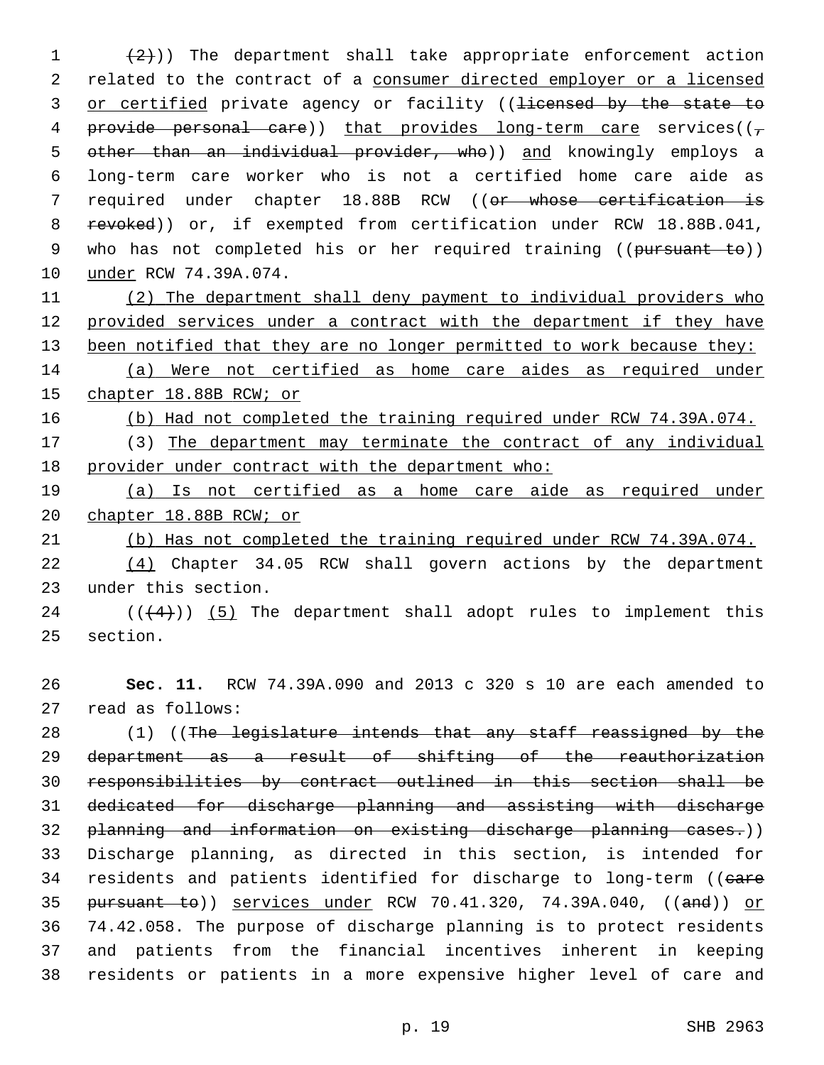((~~(2)~~)) The department shall take appropriate enforcement action related to the contract of a <u>consumer directed employer or a licensed or certified</u> private agency or facility ((~~licensed by the state to provide personal care~~)) <u>that provides long-term care</u> services((~~, other than an individual provider, who~~)) <u>and</u> knowingly employs a long-term care worker who is not a certified home care aide as required under chapter 18.88B RCW ((~~or whose certification is revoked~~)) or, if exempted from certification under RCW 18.88B.041, who has not completed his or her required training ((~~pursuant to~~)) <u>under</u> RCW 74.39A.074.

<u>(2) The department shall deny payment to individual providers who provided services under a contract with the department if they have been notified that they are no longer permitted to work because they:</u>

<u>(a) Were not certified as home care aides as required under chapter 18.88B RCW; or</u>

<u>(b) Had not completed the training required under RCW 74.39A.074.</u>

(3) <u>The department may terminate the contract of any individual provider under contract with the department who:</u>

<u>(a) Is not certified as a home care aide as required under chapter 18.88B RCW; or</u>

<u>(b) Has not completed the training required under RCW 74.39A.074.</u>

<u>(4)</u> Chapter 34.05 RCW shall govern actions by the department under this section.

((~~(4)~~)) <u>(5)</u> The department shall adopt rules to implement this section.

**Sec. 11.** RCW 74.39A.090 and 2013 c 320 s 10 are each amended to read as follows:

(1) ((~~The legislature intends that any staff reassigned by the department as a result of shifting of the reauthorization responsibilities by contract outlined in this section shall be dedicated for discharge planning and assisting with discharge planning and information on existing discharge planning cases.~~)) Discharge planning, as directed in this section, is intended for residents and patients identified for discharge to long-term ((~~care pursuant to~~)) <u>services under</u> RCW 70.41.320, 74.39A.040, ((~~and~~)) <u>or</u> 74.42.058. The purpose of discharge planning is to protect residents and patients from the financial incentives inherent in keeping residents or patients in a more expensive higher level of care and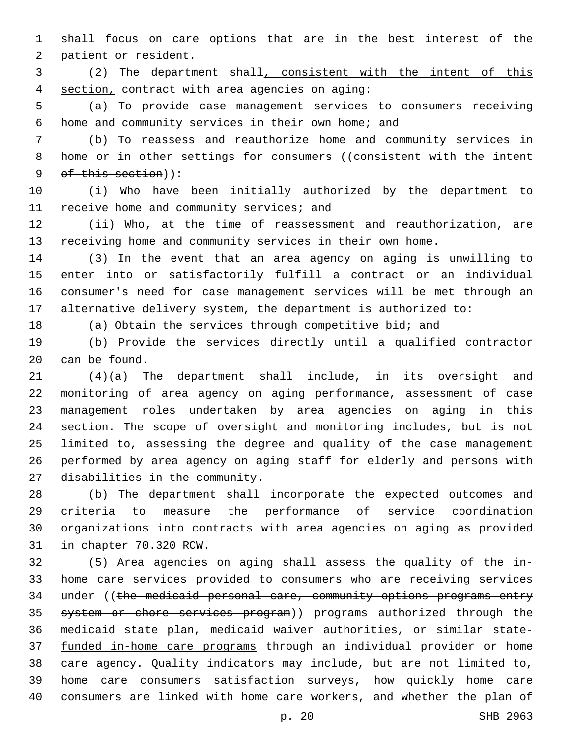shall focus on care options that are in the best interest of the patient or resident.

(2) The department shall, consistent with the intent of this section, contract with area agencies on aging:

(a) To provide case management services to consumers receiving home and community services in their own home; and

(b) To reassess and reauthorize home and community services in home or in other settings for consumers ((~~consistent with the intent of this section~~)):

(i) Who have been initially authorized by the department to receive home and community services; and

(ii) Who, at the time of reassessment and reauthorization, are receiving home and community services in their own home.

(3) In the event that an area agency on aging is unwilling to enter into or satisfactorily fulfill a contract or an individual consumer's need for case management services will be met through an alternative delivery system, the department is authorized to:

(a) Obtain the services through competitive bid; and

(b) Provide the services directly until a qualified contractor can be found.

(4)(a) The department shall include, in its oversight and monitoring of area agency on aging performance, assessment of case management roles undertaken by area agencies on aging in this section. The scope of oversight and monitoring includes, but is not limited to, assessing the degree and quality of the case management performed by area agency on aging staff for elderly and persons with disabilities in the community.

(b) The department shall incorporate the expected outcomes and criteria to measure the performance of service coordination organizations into contracts with area agencies on aging as provided in chapter 70.320 RCW.

(5) Area agencies on aging shall assess the quality of the in-home care services provided to consumers who are receiving services under ((~~the medicaid personal care, community options programs entry system or chore services program~~)) programs authorized through the medicaid state plan, medicaid waiver authorities, or similar state-funded in-home care programs through an individual provider or home care agency. Quality indicators may include, but are not limited to, home care consumers satisfaction surveys, how quickly home care consumers are linked with home care workers, and whether the plan of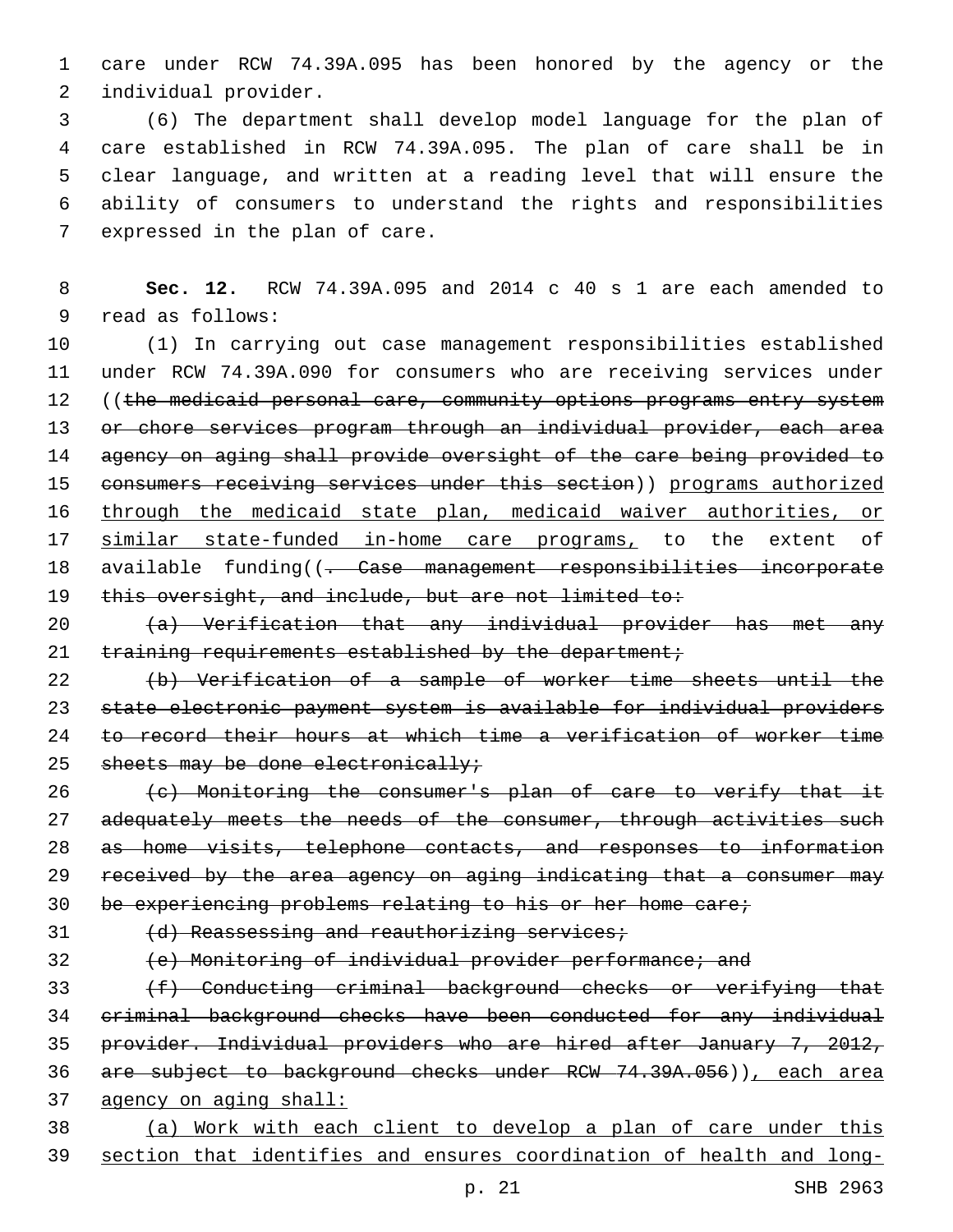care under RCW 74.39A.095 has been honored by the agency or the individual provider.

(6) The department shall develop model language for the plan of care established in RCW 74.39A.095. The plan of care shall be in clear language, and written at a reading level that will ensure the ability of consumers to understand the rights and responsibilities expressed in the plan of care.

**Sec. 12.** RCW 74.39A.095 and 2014 c 40 s 1 are each amended to read as follows:

(1) In carrying out case management responsibilities established under RCW 74.39A.090 for consumers who are receiving services under ((~~the medicaid personal care, community options programs entry system or chore services program through an individual provider, each area agency on aging shall provide oversight of the care being provided to consumers receiving services under this section~~)) programs authorized through the medicaid state plan, medicaid waiver authorities, or similar state-funded in-home care programs, to the extent of available funding((~~. Case management responsibilities incorporate this oversight, and include, but are not limited to:~~

~~(a) Verification that any individual provider has met any training requirements established by the department;~~

~~(b) Verification of a sample of worker time sheets until the state electronic payment system is available for individual providers to record their hours at which time a verification of worker time sheets may be done electronically;~~

~~(c) Monitoring the consumer's plan of care to verify that it adequately meets the needs of the consumer, through activities such as home visits, telephone contacts, and responses to information received by the area agency on aging indicating that a consumer may be experiencing problems relating to his or her home care;~~

~~(d) Reassessing and reauthorizing services;~~

~~(e) Monitoring of individual provider performance; and~~

~~(f) Conducting criminal background checks or verifying that criminal background checks have been conducted for any individual provider. Individual providers who are hired after January 7, 2012, are subject to background checks under RCW 74.39A.056~~)), each area agency on aging shall:

(a) Work with each client to develop a plan of care under this section that identifies and ensures coordination of health and long-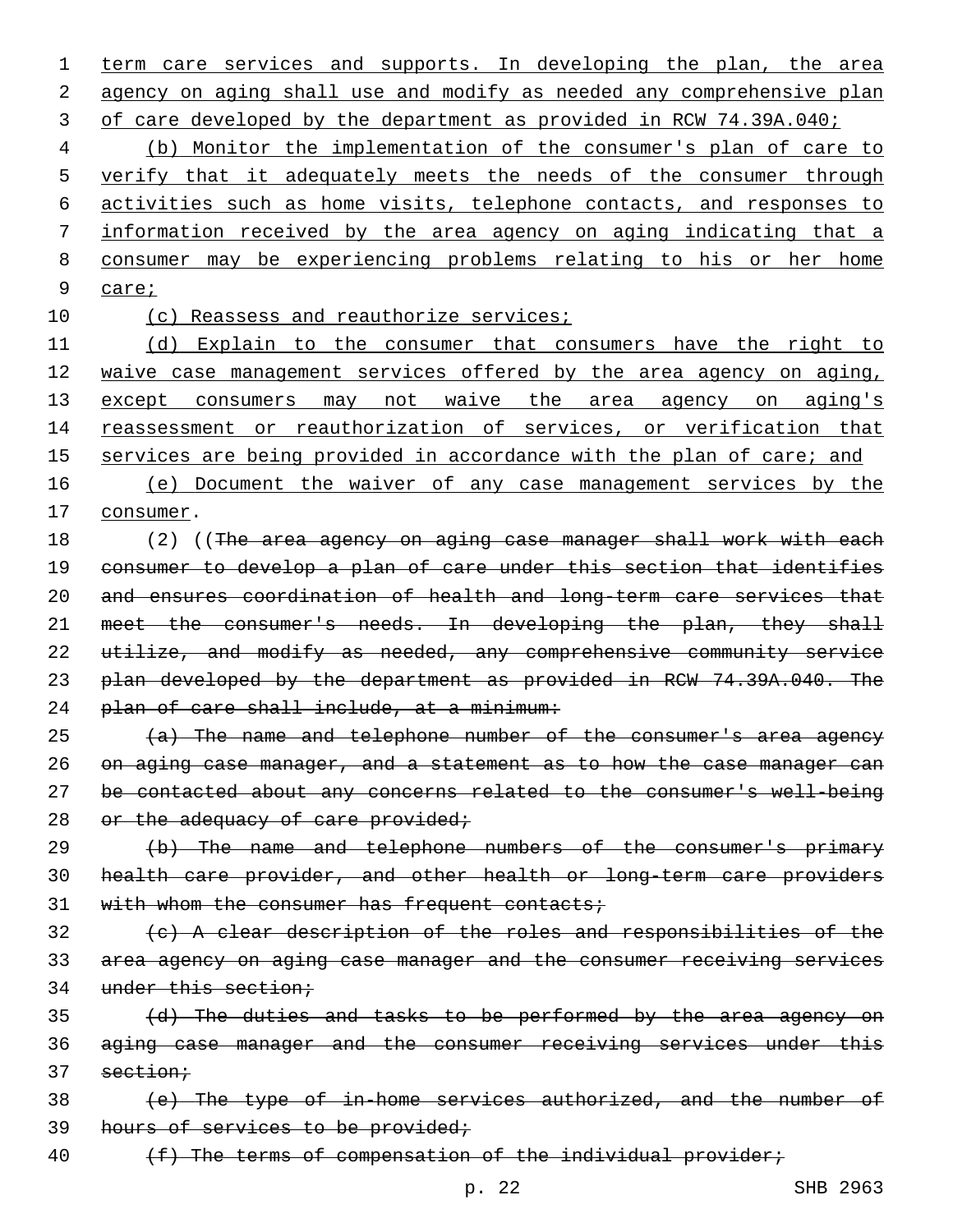term care services and supports. In developing the plan, the area agency on aging shall use and modify as needed any comprehensive plan of care developed by the department as provided in RCW 74.39A.040;

(b) Monitor the implementation of the consumer's plan of care to verify that it adequately meets the needs of the consumer through activities such as home visits, telephone contacts, and responses to information received by the area agency on aging indicating that a consumer may be experiencing problems relating to his or her home care;

(c) Reassess and reauthorize services;

(d) Explain to the consumer that consumers have the right to waive case management services offered by the area agency on aging, except consumers may not waive the area agency on aging's reassessment or reauthorization of services, or verification that services are being provided in accordance with the plan of care; and

(e) Document the waiver of any case management services by the consumer.

(2) ((~~The area agency on aging case manager shall work with each consumer to develop a plan of care under this section that identifies and ensures coordination of health and long-term care services that meet the consumer's needs. In developing the plan, they shall utilize, and modify as needed, any comprehensive community service plan developed by the department as provided in RCW 74.39A.040. The plan of care shall include, at a minimum:~~

~~(a) The name and telephone number of the consumer's area agency on aging case manager, and a statement as to how the case manager can be contacted about any concerns related to the consumer's well-being or the adequacy of care provided;~~

~~(b) The name and telephone numbers of the consumer's primary health care provider, and other health or long-term care providers with whom the consumer has frequent contacts;~~

~~(c) A clear description of the roles and responsibilities of the area agency on aging case manager and the consumer receiving services under this section;~~

~~(d) The duties and tasks to be performed by the area agency on aging case manager and the consumer receiving services under this section;~~

~~(e) The type of in-home services authorized, and the number of hours of services to be provided;~~

~~(f) The terms of compensation of the individual provider;~~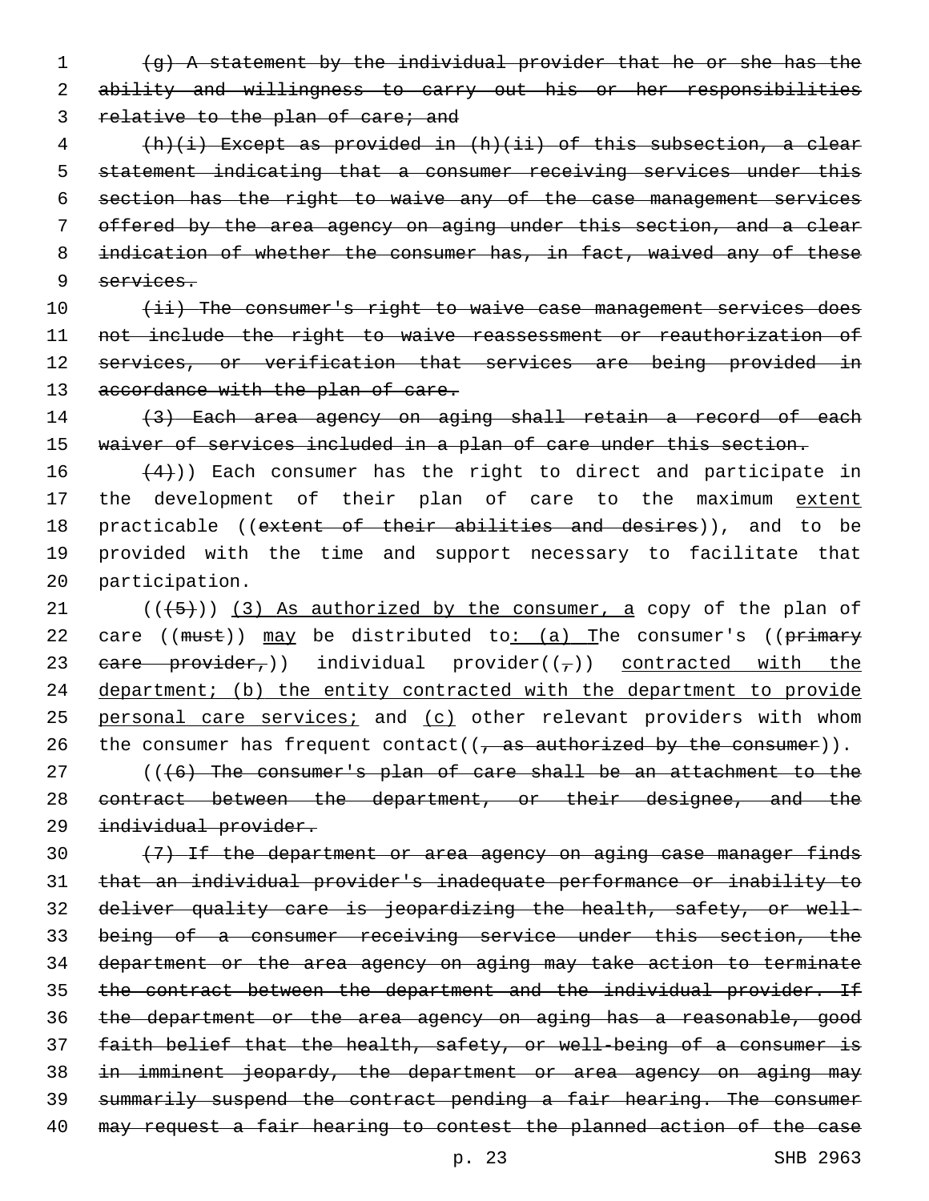~~(g) A statement by the individual provider that he or she has the ability and willingness to carry out his or her responsibilities relative to the plan of care; and~~

~~(h)(i) Except as provided in (h)(ii) of this subsection, a clear statement indicating that a consumer receiving services under this section has the right to waive any of the case management services offered by the area agency on aging under this section, and a clear indication of whether the consumer has, in fact, waived any of these services.~~

~~(ii) The consumer's right to waive case management services does not include the right to waive reassessment or reauthorization of services, or verification that services are being provided in accordance with the plan of care.~~

~~(3) Each area agency on aging shall retain a record of each waiver of services included in a plan of care under this section.~~

~~(4)~~)) Each consumer has the right to direct and participate in the development of their plan of care to the maximum <u>extent</u> practicable ((~~extent of their abilities and desires~~)), and to be provided with the time and support necessary to facilitate that participation.

((~~(5)~~)) <u>(3) As authorized by the consumer, a</u> copy of the plan of care ((~~must~~)) <u>may</u> be distributed to<u>: (a) T</u>he consumer's ((~~primary care provider,~~)) individual provider((~~,~~)) <u>contracted with the department; (b) the entity contracted with the department to provide personal care services;</u> and <u>(c)</u> other relevant providers with whom the consumer has frequent contact((~~, as authorized by the consumer~~)).

((~~(6) The consumer's plan of care shall be an attachment to the contract between the department, or their designee, and the individual provider.~~

~~(7) If the department or area agency on aging case manager finds that an individual provider's inadequate performance or inability to deliver quality care is jeopardizing the health, safety, or well-being of a consumer receiving service under this section, the department or the area agency on aging may take action to terminate the contract between the department and the individual provider. If the department or the area agency on aging has a reasonable, good faith belief that the health, safety, or well-being of a consumer is in imminent jeopardy, the department or area agency on aging may summarily suspend the contract pending a fair hearing. The consumer may request a fair hearing to contest the planned action of the case~~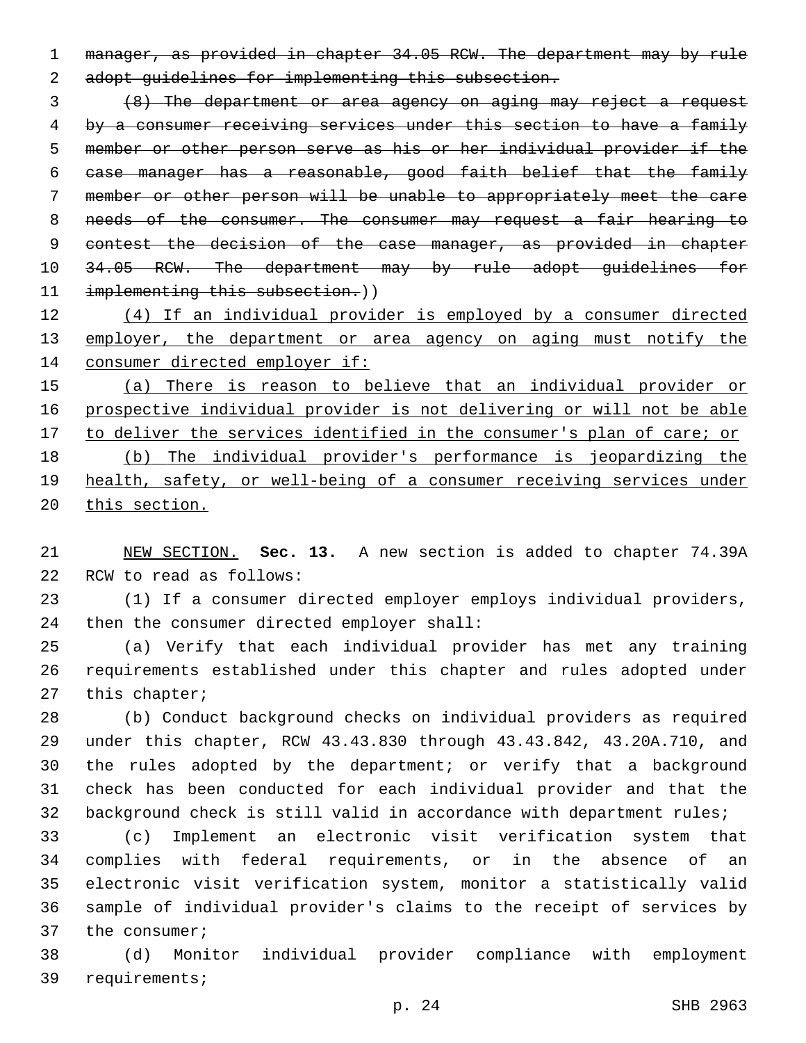~~manager, as provided in chapter 34.05 RCW. The department may by rule adopt guidelines for implementing this subsection.~~

~~(8) The department or area agency on aging may reject a request by a consumer receiving services under this section to have a family member or other person serve as his or her individual provider if the case manager has a reasonable, good faith belief that the family member or other person will be unable to appropriately meet the care needs of the consumer. The consumer may request a fair hearing to contest the decision of the case manager, as provided in chapter 34.05 RCW. The department may by rule adopt guidelines for implementing this subsection.~~))

<u>(4) If an individual provider is employed by a consumer directed employer, the department or area agency on aging must notify the consumer directed employer if:</u>

<u>(a) There is reason to believe that an individual provider or prospective individual provider is not delivering or will not be able to deliver the services identified in the consumer's plan of care; or</u>

<u>(b) The individual provider's performance is jeopardizing the health, safety, or well-being of a consumer receiving services under this section.</u>

<u>NEW SECTION.</u> **Sec. 13.** A new section is added to chapter 74.39A RCW to read as follows:

(1) If a consumer directed employer employs individual providers, then the consumer directed employer shall:

(a) Verify that each individual provider has met any training requirements established under this chapter and rules adopted under this chapter;

(b) Conduct background checks on individual providers as required under this chapter, RCW 43.43.830 through 43.43.842, 43.20A.710, and the rules adopted by the department; or verify that a background check has been conducted for each individual provider and that the background check is still valid in accordance with department rules;

(c) Implement an electronic visit verification system that complies with federal requirements, or in the absence of an electronic visit verification system, monitor a statistically valid sample of individual provider's claims to the receipt of services by the consumer;

(d) Monitor individual provider compliance with employment requirements;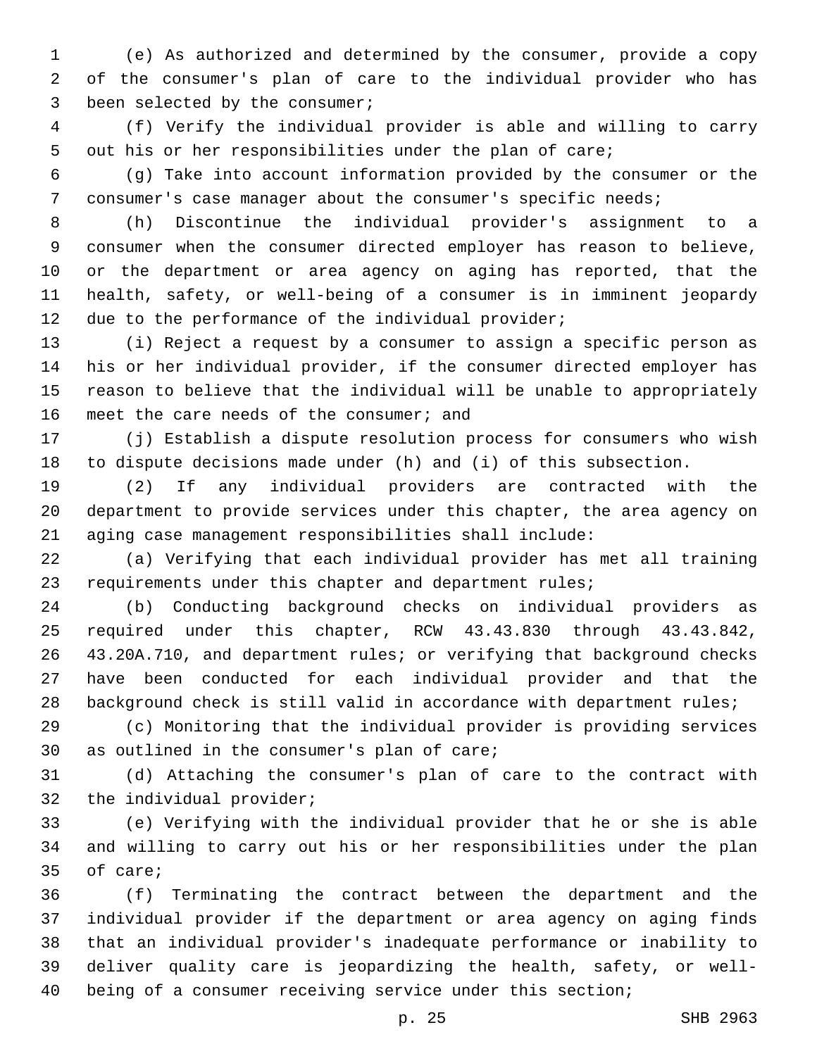(e) As authorized and determined by the consumer, provide a copy of the consumer's plan of care to the individual provider who has been selected by the consumer;

(f) Verify the individual provider is able and willing to carry out his or her responsibilities under the plan of care;

(g) Take into account information provided by the consumer or the consumer's case manager about the consumer's specific needs;

(h) Discontinue the individual provider's assignment to a consumer when the consumer directed employer has reason to believe, or the department or area agency on aging has reported, that the health, safety, or well-being of a consumer is in imminent jeopardy due to the performance of the individual provider;

(i) Reject a request by a consumer to assign a specific person as his or her individual provider, if the consumer directed employer has reason to believe that the individual will be unable to appropriately meet the care needs of the consumer; and

(j) Establish a dispute resolution process for consumers who wish to dispute decisions made under (h) and (i) of this subsection.

(2) If any individual providers are contracted with the department to provide services under this chapter, the area agency on aging case management responsibilities shall include:

(a) Verifying that each individual provider has met all training requirements under this chapter and department rules;

(b) Conducting background checks on individual providers as required under this chapter, RCW 43.43.830 through 43.43.842, 43.20A.710, and department rules; or verifying that background checks have been conducted for each individual provider and that the background check is still valid in accordance with department rules;

(c) Monitoring that the individual provider is providing services as outlined in the consumer's plan of care;

(d) Attaching the consumer's plan of care to the contract with the individual provider;

(e) Verifying with the individual provider that he or she is able and willing to carry out his or her responsibilities under the plan of care;

(f) Terminating the contract between the department and the individual provider if the department or area agency on aging finds that an individual provider's inadequate performance or inability to deliver quality care is jeopardizing the health, safety, or well-being of a consumer receiving service under this section;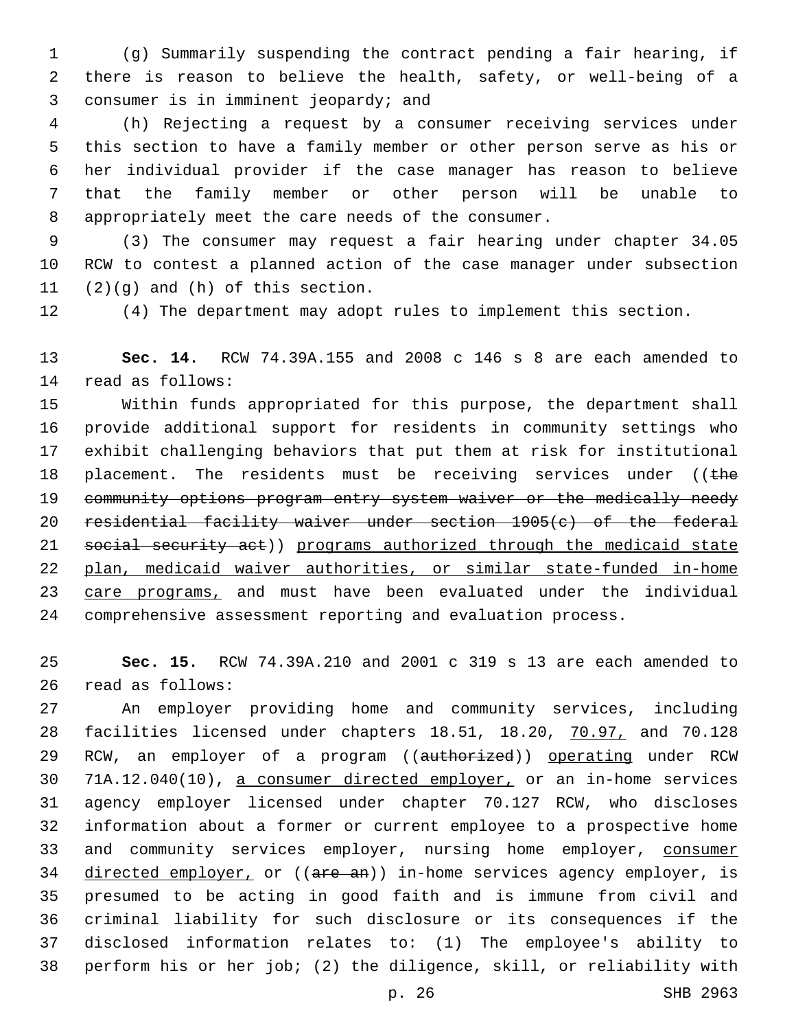(g) Summarily suspending the contract pending a fair hearing, if there is reason to believe the health, safety, or well-being of a consumer is in imminent jeopardy; and

(h) Rejecting a request by a consumer receiving services under this section to have a family member or other person serve as his or her individual provider if the case manager has reason to believe that the family member or other person will be unable to appropriately meet the care needs of the consumer.

(3) The consumer may request a fair hearing under chapter 34.05 RCW to contest a planned action of the case manager under subsection (2)(g) and (h) of this section.

(4) The department may adopt rules to implement this section.

**Sec. 14.** RCW 74.39A.155 and 2008 c 146 s 8 are each amended to read as follows:

Within funds appropriated for this purpose, the department shall provide additional support for residents in community settings who exhibit challenging behaviors that put them at risk for institutional placement. The residents must be receiving services under ((~~the community options program entry system waiver or the medically needy residential facility waiver under section 1905(c) of the federal social security act~~)) <u>programs authorized through the medicaid state plan, medicaid waiver authorities, or similar state-funded in-home care programs,</u> and must have been evaluated under the individual comprehensive assessment reporting and evaluation process.

**Sec. 15.** RCW 74.39A.210 and 2001 c 319 s 13 are each amended to read as follows:

An employer providing home and community services, including facilities licensed under chapters 18.51, 18.20, <u>70.97,</u> and 70.128 RCW, an employer of a program ((~~authorized~~)) <u>operating</u> under RCW 71A.12.040(10), <u>a consumer directed employer,</u> or an in-home services agency employer licensed under chapter 70.127 RCW, who discloses information about a former or current employee to a prospective home and community services employer, nursing home employer, <u>consumer directed employer,</u> or ((~~are an~~)) in-home services agency employer, is presumed to be acting in good faith and is immune from civil and criminal liability for such disclosure or its consequences if the disclosed information relates to: (1) The employee's ability to perform his or her job; (2) the diligence, skill, or reliability with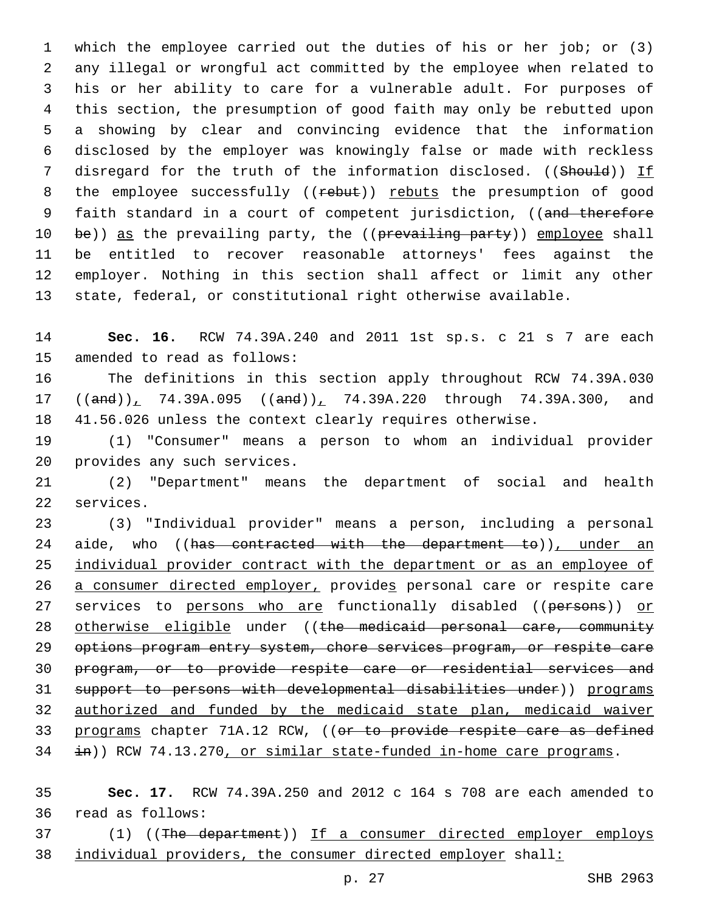which the employee carried out the duties of his or her job; or (3) any illegal or wrongful act committed by the employee when related to his or her ability to care for a vulnerable adult. For purposes of this section, the presumption of good faith may only be rebutted upon a showing by clear and convincing evidence that the information disclosed by the employer was knowingly false or made with reckless disregard for the truth of the information disclosed. ((~~Should~~)) If the employee successfully ((~~rebut~~)) rebuts the presumption of good faith standard in a court of competent jurisdiction, ((~~and therefore be~~)) as the prevailing party, the ((~~prevailing party~~)) employee shall be entitled to recover reasonable attorneys' fees against the employer. Nothing in this section shall affect or limit any other state, federal, or constitutional right otherwise available.

**Sec. 16.** RCW 74.39A.240 and 2011 1st sp.s. c 21 s 7 are each amended to read as follows:

The definitions in this section apply throughout RCW 74.39A.030 ((~~and~~)), 74.39A.095 ((~~and~~)), 74.39A.220 through 74.39A.300, and 41.56.026 unless the context clearly requires otherwise.

(1) "Consumer" means a person to whom an individual provider provides any such services.

(2) "Department" means the department of social and health services.

(3) "Individual provider" means a person, including a personal aide, who ((~~has contracted with the department to~~)), under an individual provider contract with the department or as an employee of a consumer directed employer, provides personal care or respite care services to persons who are functionally disabled ((~~persons~~)) or otherwise eligible under ((~~the medicaid personal care, community options program entry system, chore services program, or respite care program, or to provide respite care or residential services and support to persons with developmental disabilities under~~)) programs authorized and funded by the medicaid state plan, medicaid waiver programs chapter 71A.12 RCW, ((~~or to provide respite care as defined in~~)) RCW 74.13.270, or similar state-funded in-home care programs.

**Sec. 17.** RCW 74.39A.250 and 2012 c 164 s 708 are each amended to read as follows:

(1) ((~~The department~~)) If a consumer directed employer employs individual providers, the consumer directed employer shall: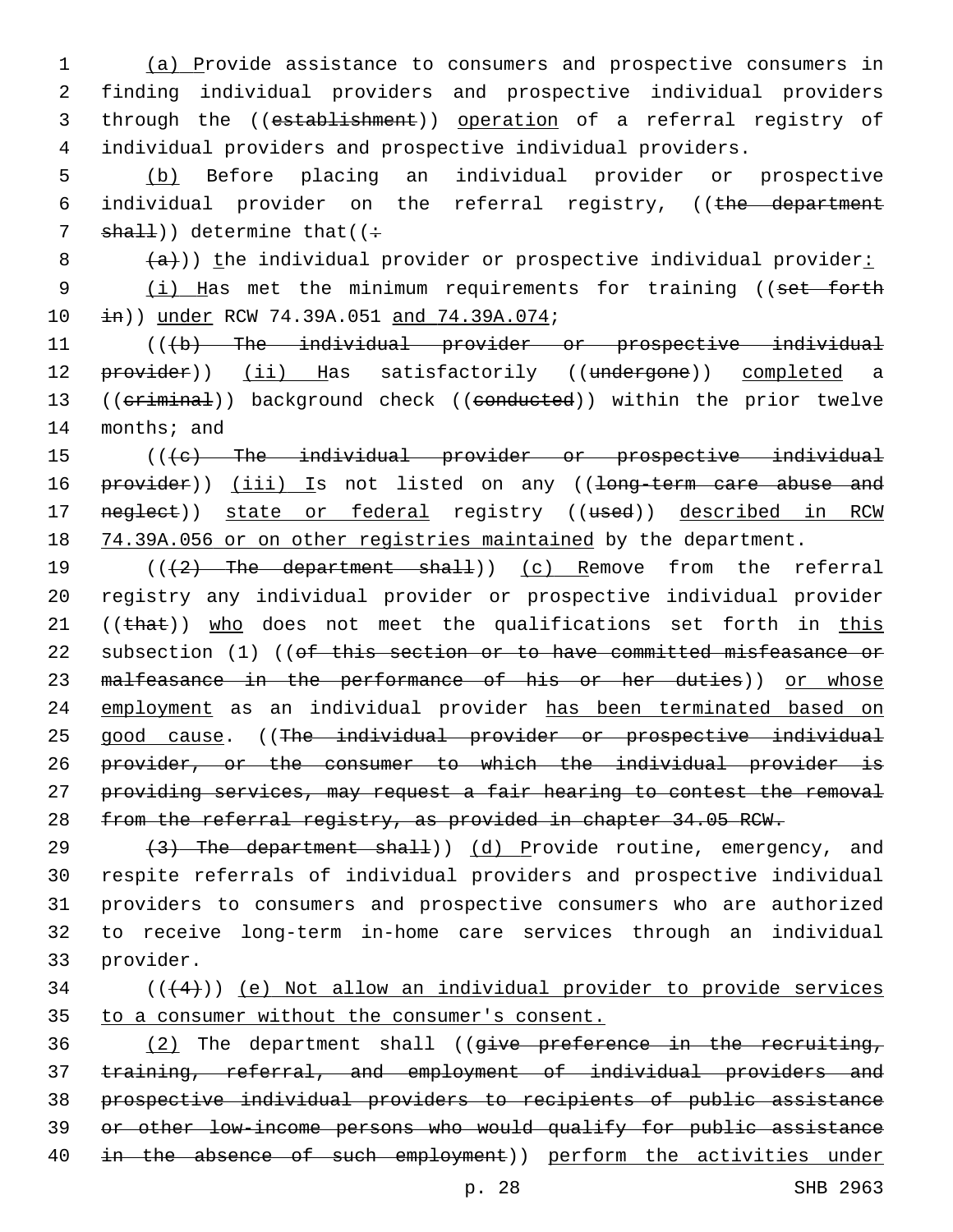(a) Provide assistance to consumers and prospective consumers in finding individual providers and prospective individual providers through the ((establishment)) operation of a referral registry of individual providers and prospective individual providers.

(b) Before placing an individual provider or prospective individual provider on the referral registry, ((the department shall)) determine that((:

(a))) the individual provider or prospective individual provider:

(i) Has met the minimum requirements for training ((set forth in)) under RCW 74.39A.051 and 74.39A.074;

(((b) The individual provider or prospective individual provider)) (ii) Has satisfactorily ((undergone)) completed a ((criminal)) background check ((conducted)) within the prior twelve months; and

(((c) The individual provider or prospective individual provider)) (iii) Is not listed on any ((long-term care abuse and neglect)) state or federal registry ((used)) described in RCW 74.39A.056 or on other registries maintained by the department.

(((2) The department shall)) (c) Remove from the referral registry any individual provider or prospective individual provider ((that)) who does not meet the qualifications set forth in this subsection (1) ((of this section or to have committed misfeasance or malfeasance in the performance of his or her duties)) or whose employment as an individual provider has been terminated based on good cause. ((The individual provider or prospective individual provider, or the consumer to which the individual provider is providing services, may request a fair hearing to contest the removal from the referral registry, as provided in chapter 34.05 RCW.

(3) The department shall)) (d) Provide routine, emergency, and respite referrals of individual providers and prospective individual providers to consumers and prospective consumers who are authorized to receive long-term in-home care services through an individual provider.

(((4))) (e) Not allow an individual provider to provide services to a consumer without the consumer's consent.

(2) The department shall ((give preference in the recruiting, training, referral, and employment of individual providers and prospective individual providers to recipients of public assistance or other low-income persons who would qualify for public assistance in the absence of such employment)) perform the activities under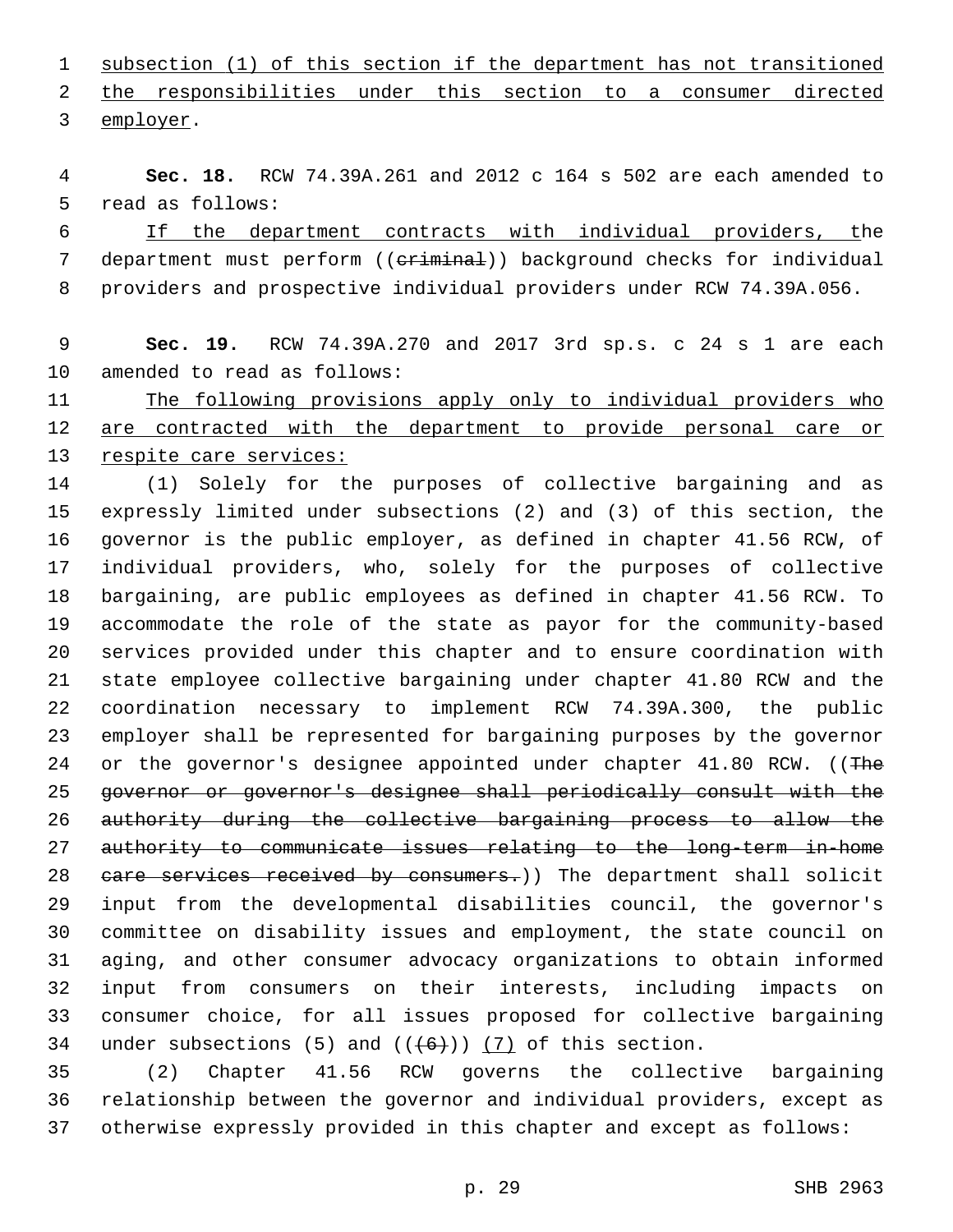subsection (1) of this section if the department has not transitioned the responsibilities under this section to a consumer directed employer.

**Sec. 18.** RCW 74.39A.261 and 2012 c 164 s 502 are each amended to read as follows:

If the department contracts with individual providers, the department must perform ((~~criminal~~)) background checks for individual providers and prospective individual providers under RCW 74.39A.056.

**Sec. 19.** RCW 74.39A.270 and 2017 3rd sp.s. c 24 s 1 are each amended to read as follows:

The following provisions apply only to individual providers who are contracted with the department to provide personal care or respite care services:

(1) Solely for the purposes of collective bargaining and as expressly limited under subsections (2) and (3) of this section, the governor is the public employer, as defined in chapter 41.56 RCW, of individual providers, who, solely for the purposes of collective bargaining, are public employees as defined in chapter 41.56 RCW. To accommodate the role of the state as payor for the community-based services provided under this chapter and to ensure coordination with state employee collective bargaining under chapter 41.80 RCW and the coordination necessary to implement RCW 74.39A.300, the public employer shall be represented for bargaining purposes by the governor or the governor's designee appointed under chapter 41.80 RCW. ((~~The governor or governor's designee shall periodically consult with the authority during the collective bargaining process to allow the authority to communicate issues relating to the long-term in-home care services received by consumers.~~)) The department shall solicit input from the developmental disabilities council, the governor's committee on disability issues and employment, the state council on aging, and other consumer advocacy organizations to obtain informed input from consumers on their interests, including impacts on consumer choice, for all issues proposed for collective bargaining under subsections (5) and ((~~(6)~~)) (7) of this section.

(2) Chapter 41.56 RCW governs the collective bargaining relationship between the governor and individual providers, except as otherwise expressly provided in this chapter and except as follows: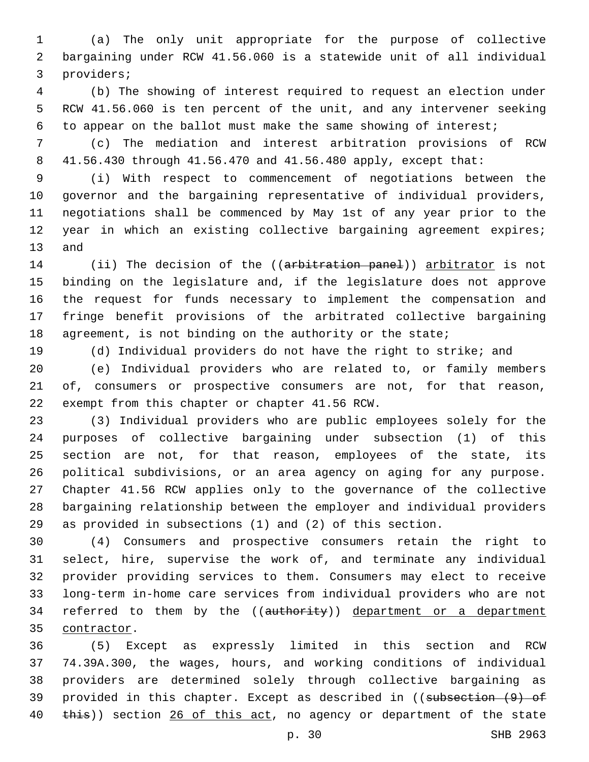(a) The only unit appropriate for the purpose of collective bargaining under RCW 41.56.060 is a statewide unit of all individual providers;

(b) The showing of interest required to request an election under RCW 41.56.060 is ten percent of the unit, and any intervener seeking to appear on the ballot must make the same showing of interest;

(c) The mediation and interest arbitration provisions of RCW 41.56.430 through 41.56.470 and 41.56.480 apply, except that:

(i) With respect to commencement of negotiations between the governor and the bargaining representative of individual providers, negotiations shall be commenced by May 1st of any year prior to the year in which an existing collective bargaining agreement expires; and

(ii) The decision of the ((~~arbitration panel~~)) arbitrator is not binding on the legislature and, if the legislature does not approve the request for funds necessary to implement the compensation and fringe benefit provisions of the arbitrated collective bargaining agreement, is not binding on the authority or the state;

(d) Individual providers do not have the right to strike; and

(e) Individual providers who are related to, or family members of, consumers or prospective consumers are not, for that reason, exempt from this chapter or chapter 41.56 RCW.

(3) Individual providers who are public employees solely for the purposes of collective bargaining under subsection (1) of this section are not, for that reason, employees of the state, its political subdivisions, or an area agency on aging for any purpose. Chapter 41.56 RCW applies only to the governance of the collective bargaining relationship between the employer and individual providers as provided in subsections (1) and (2) of this section.

(4) Consumers and prospective consumers retain the right to select, hire, supervise the work of, and terminate any individual provider providing services to them. Consumers may elect to receive long-term in-home care services from individual providers who are not referred to them by the ((~~authority~~)) department or a department contractor.

(5) Except as expressly limited in this section and RCW 74.39A.300, the wages, hours, and working conditions of individual providers are determined solely through collective bargaining as provided in this chapter. Except as described in ((~~subsection (9) of this~~)) section 26 of this act, no agency or department of the state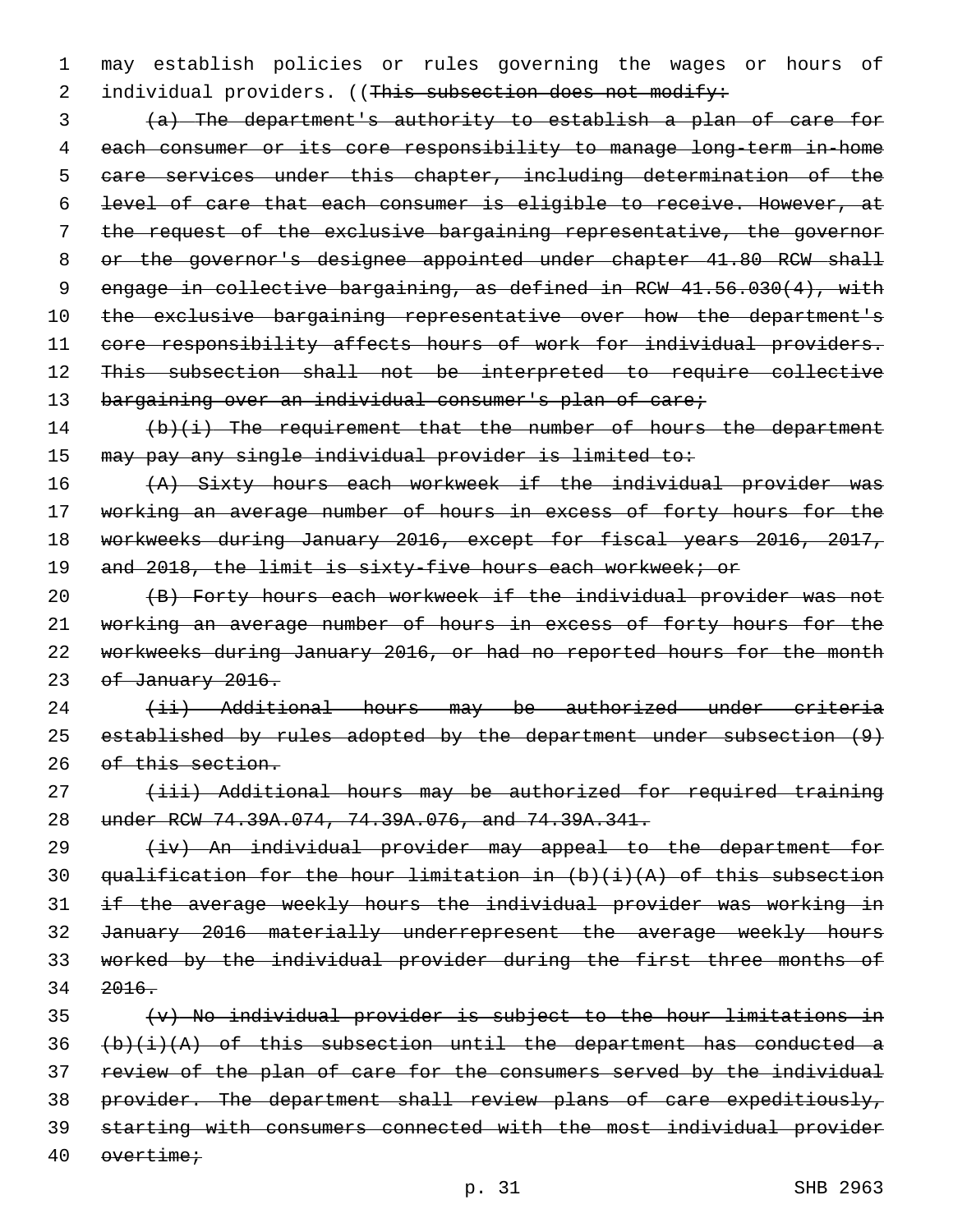may establish policies or rules governing the wages or hours of individual providers. ((~~This subsection does not modify:~~

~~(a) The department's authority to establish a plan of care for each consumer or its core responsibility to manage long-term in-home care services under this chapter, including determination of the level of care that each consumer is eligible to receive. However, at the request of the exclusive bargaining representative, the governor or the governor's designee appointed under chapter 41.80 RCW shall engage in collective bargaining, as defined in RCW 41.56.030(4), with the exclusive bargaining representative over how the department's core responsibility affects hours of work for individual providers. This subsection shall not be interpreted to require collective bargaining over an individual consumer's plan of care;~~

~~(b)(i) The requirement that the number of hours the department may pay any single individual provider is limited to:~~

~~(A) Sixty hours each workweek if the individual provider was working an average number of hours in excess of forty hours for the workweeks during January 2016, except for fiscal years 2016, 2017, and 2018, the limit is sixty-five hours each workweek; or~~

~~(B) Forty hours each workweek if the individual provider was not working an average number of hours in excess of forty hours for the workweeks during January 2016, or had no reported hours for the month of January 2016.~~

~~(ii) Additional hours may be authorized under criteria established by rules adopted by the department under subsection (9) of this section.~~

~~(iii) Additional hours may be authorized for required training under RCW 74.39A.074, 74.39A.076, and 74.39A.341.~~

~~(iv) An individual provider may appeal to the department for qualification for the hour limitation in (b)(i)(A) of this subsection if the average weekly hours the individual provider was working in January 2016 materially underrepresent the average weekly hours worked by the individual provider during the first three months of 2016.~~

~~(v) No individual provider is subject to the hour limitations in (b)(i)(A) of this subsection until the department has conducted a review of the plan of care for the consumers served by the individual provider. The department shall review plans of care expeditiously, starting with consumers connected with the most individual provider overtime;~~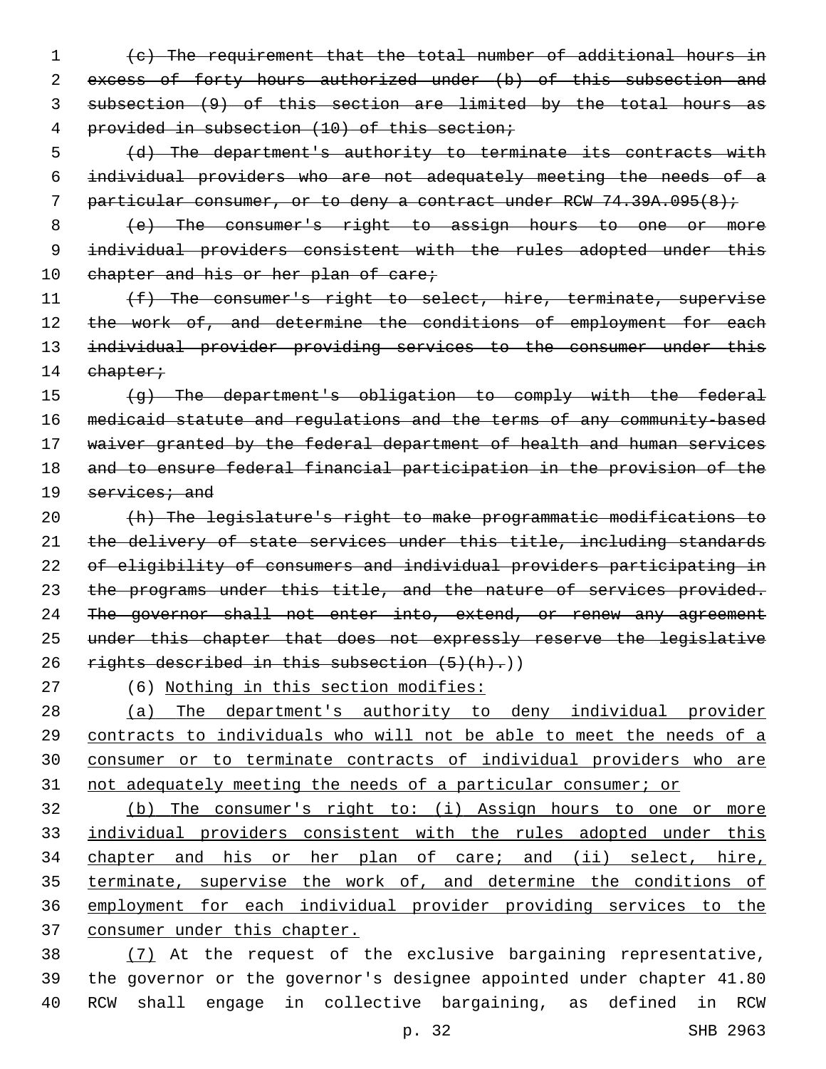~~(c) The requirement that the total number of additional hours in excess of forty hours authorized under (b) of this subsection and subsection (9) of this section are limited by the total hours as provided in subsection (10) of this section;~~

~~(d) The department's authority to terminate its contracts with individual providers who are not adequately meeting the needs of a particular consumer, or to deny a contract under RCW 74.39A.095(8);~~

~~(e) The consumer's right to assign hours to one or more individual providers consistent with the rules adopted under this chapter and his or her plan of care;~~

~~(f) The consumer's right to select, hire, terminate, supervise the work of, and determine the conditions of employment for each individual provider providing services to the consumer under this chapter;~~

~~(g) The department's obligation to comply with the federal medicaid statute and regulations and the terms of any community-based waiver granted by the federal department of health and human services and to ensure federal financial participation in the provision of the services; and~~

~~(h) The legislature's right to make programmatic modifications to the delivery of state services under this title, including standards of eligibility of consumers and individual providers participating in the programs under this title, and the nature of services provided. The governor shall not enter into, extend, or renew any agreement under this chapter that does not expressly reserve the legislative rights described in this subsection (5)(h).~~))

(6) <u>Nothing in this section modifies:</u>

<u>(a) The department's authority to deny individual provider contracts to individuals who will not be able to meet the needs of a consumer or to terminate contracts of individual providers who are not adequately meeting the needs of a particular consumer; or</u>

<u>(b) The consumer's right to: (i) Assign hours to one or more individual providers consistent with the rules adopted under this chapter and his or her plan of care; and (ii) select, hire, terminate, supervise the work of, and determine the conditions of employment for each individual provider providing services to the consumer under this chapter.</u>

<u>(7)</u> At the request of the exclusive bargaining representative, the governor or the governor's designee appointed under chapter 41.80 RCW shall engage in collective bargaining, as defined in RCW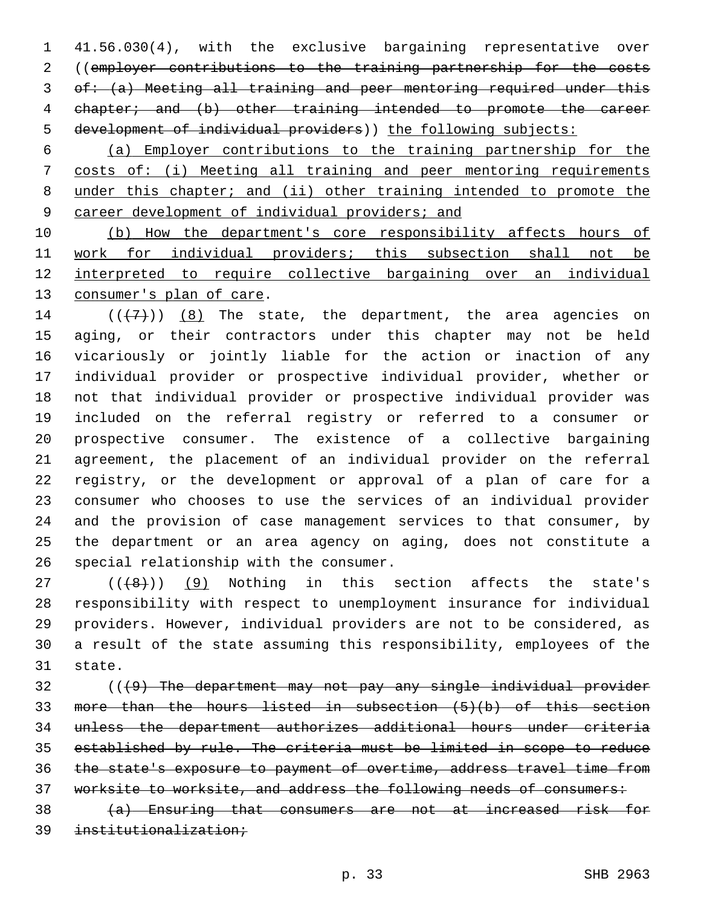41.56.030(4), with the exclusive bargaining representative over ((~~employer contributions to the training partnership for the costs of: (a) Meeting all training and peer mentoring required under this chapter; and (b) other training intended to promote the career development of individual providers~~)) the following subjects:

(a) Employer contributions to the training partnership for the costs of: (i) Meeting all training and peer mentoring requirements under this chapter; and (ii) other training intended to promote the career development of individual providers; and

(b) How the department's core responsibility affects hours of work for individual providers; this subsection shall not be interpreted to require collective bargaining over an individual consumer's plan of care.

((~~(7)~~)) (8) The state, the department, the area agencies on aging, or their contractors under this chapter may not be held vicariously or jointly liable for the action or inaction of any individual provider or prospective individual provider, whether or not that individual provider or prospective individual provider was included on the referral registry or referred to a consumer or prospective consumer. The existence of a collective bargaining agreement, the placement of an individual provider on the referral registry, or the development or approval of a plan of care for a consumer who chooses to use the services of an individual provider and the provision of case management services to that consumer, by the department or an area agency on aging, does not constitute a special relationship with the consumer.

((~~(8)~~)) (9) Nothing in this section affects the state's responsibility with respect to unemployment insurance for individual providers. However, individual providers are not to be considered, as a result of the state assuming this responsibility, employees of the state.

((~~(9) The department may not pay any single individual provider more than the hours listed in subsection (5)(b) of this section unless the department authorizes additional hours under criteria established by rule. The criteria must be limited in scope to reduce the state's exposure to payment of overtime, address travel time from worksite to worksite, and address the following needs of consumers:~~

~~(a) Ensuring that consumers are not at increased risk for institutionalization;~~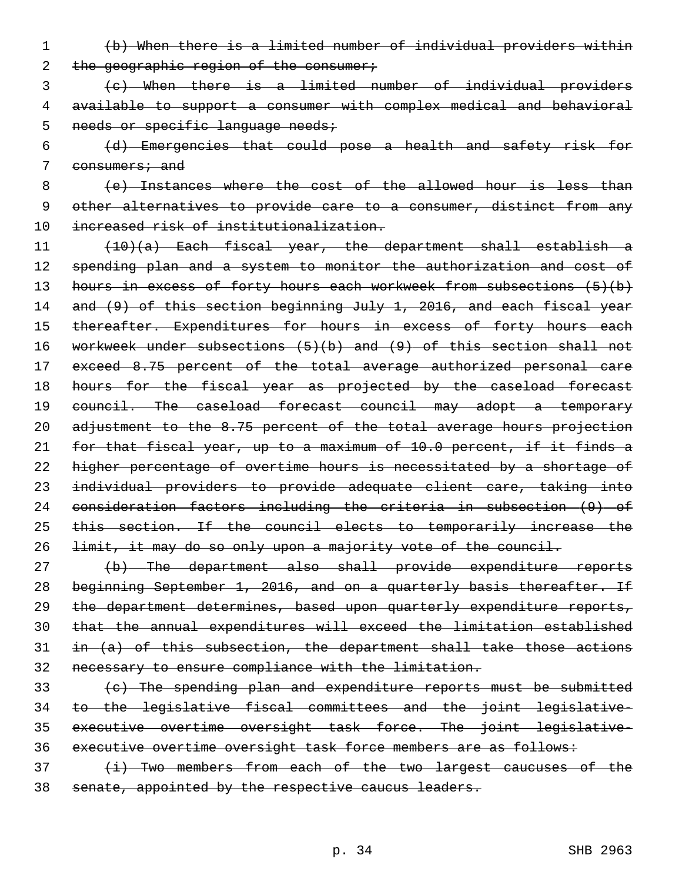~~(b) When there is a limited number of individual providers within the geographic region of the consumer;~~

~~(c) When there is a limited number of individual providers available to support a consumer with complex medical and behavioral needs or specific language needs;~~

~~(d) Emergencies that could pose a health and safety risk for consumers; and~~

~~(e) Instances where the cost of the allowed hour is less than other alternatives to provide care to a consumer, distinct from any increased risk of institutionalization.~~

~~(10)(a) Each fiscal year, the department shall establish a spending plan and a system to monitor the authorization and cost of hours in excess of forty hours each workweek from subsections (5)(b) and (9) of this section beginning July 1, 2016, and each fiscal year thereafter. Expenditures for hours in excess of forty hours each workweek under subsections (5)(b) and (9) of this section shall not exceed 8.75 percent of the total average authorized personal care hours for the fiscal year as projected by the caseload forecast council. The caseload forecast council may adopt a temporary adjustment to the 8.75 percent of the total average hours projection for that fiscal year, up to a maximum of 10.0 percent, if it finds a higher percentage of overtime hours is necessitated by a shortage of individual providers to provide adequate client care, taking into consideration factors including the criteria in subsection (9) of this section. If the council elects to temporarily increase the limit, it may do so only upon a majority vote of the council.~~

~~(b) The department also shall provide expenditure reports beginning September 1, 2016, and on a quarterly basis thereafter. If the department determines, based upon quarterly expenditure reports, that the annual expenditures will exceed the limitation established in (a) of this subsection, the department shall take those actions necessary to ensure compliance with the limitation.~~

~~(c) The spending plan and expenditure reports must be submitted to the legislative fiscal committees and the joint legislative-executive overtime oversight task force. The joint legislative-executive overtime oversight task force members are as follows:~~

~~(i) Two members from each of the two largest caucuses of the senate, appointed by the respective caucus leaders.~~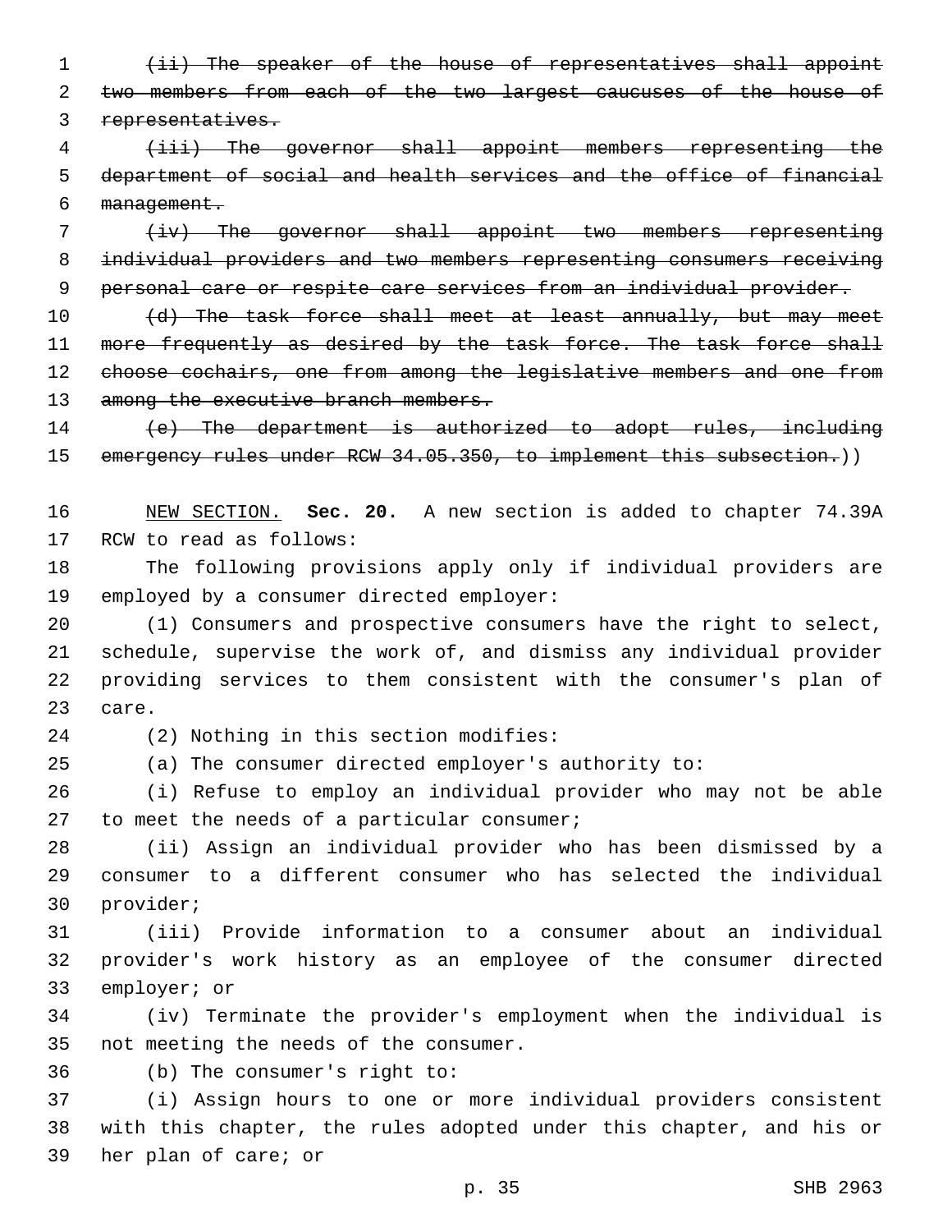~~(ii) The speaker of the house of representatives shall appoint two members from each of the two largest caucuses of the house of representatives.~~

~~(iii) The governor shall appoint members representing the department of social and health services and the office of financial management.~~

~~(iv) The governor shall appoint two members representing individual providers and two members representing consumers receiving personal care or respite care services from an individual provider.~~

~~(d) The task force shall meet at least annually, but may meet more frequently as desired by the task force. The task force shall choose cochairs, one from among the legislative members and one from among the executive branch members.~~

~~(e) The department is authorized to adopt rules, including emergency rules under RCW 34.05.350, to implement this subsection.~~))

NEW SECTION. **Sec. 20.** A new section is added to chapter 74.39A RCW to read as follows:

The following provisions apply only if individual providers are employed by a consumer directed employer:

(1) Consumers and prospective consumers have the right to select, schedule, supervise the work of, and dismiss any individual provider providing services to them consistent with the consumer's plan of care.

(2) Nothing in this section modifies:

(a) The consumer directed employer's authority to:

(i) Refuse to employ an individual provider who may not be able to meet the needs of a particular consumer;

(ii) Assign an individual provider who has been dismissed by a consumer to a different consumer who has selected the individual provider;

(iii) Provide information to a consumer about an individual provider's work history as an employee of the consumer directed employer; or

(iv) Terminate the provider's employment when the individual is not meeting the needs of the consumer.

(b) The consumer's right to:

(i) Assign hours to one or more individual providers consistent with this chapter, the rules adopted under this chapter, and his or her plan of care; or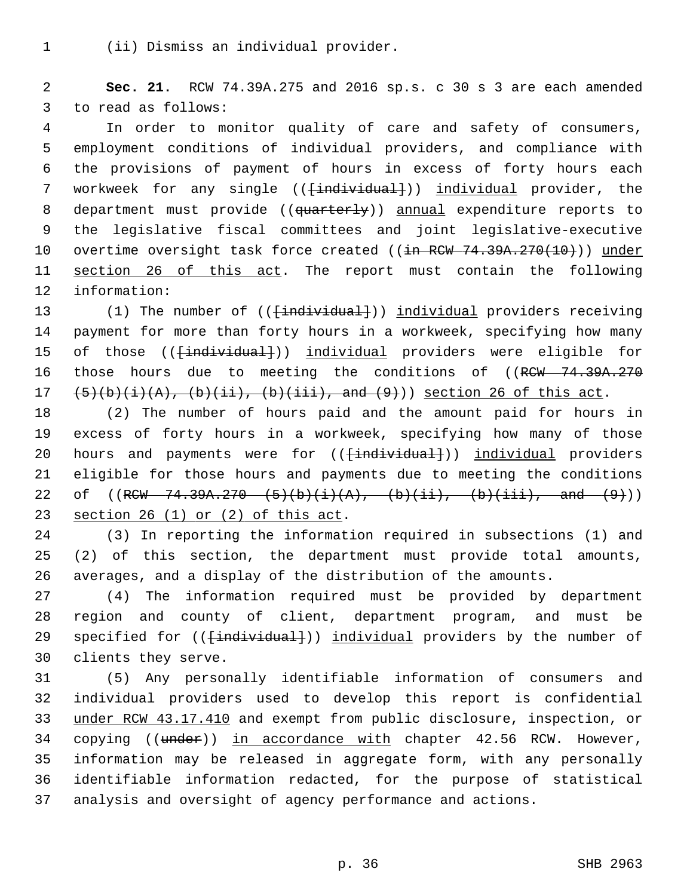(ii) Dismiss an individual provider.

**Sec. 21.** RCW 74.39A.275 and 2016 sp.s. c 30 s 3 are each amended to read as follows:

In order to monitor quality of care and safety of consumers, employment conditions of individual providers, and compliance with the provisions of payment of hours in excess of forty hours each workweek for any single (([individual])) individual provider, the department must provide ((quarterly)) annual expenditure reports to the legislative fiscal committees and joint legislative-executive overtime oversight task force created ((in RCW 74.39A.270(10))) under section 26 of this act. The report must contain the following information:

(1) The number of (([individual])) individual providers receiving payment for more than forty hours in a workweek, specifying how many of those (([individual])) individual providers were eligible for those hours due to meeting the conditions of ((RCW 74.39A.270 (5)(b)(i)(A), (b)(ii), (b)(iii), and (9))) section 26 of this act.

(2) The number of hours paid and the amount paid for hours in excess of forty hours in a workweek, specifying how many of those hours and payments were for (([individual])) individual providers eligible for those hours and payments due to meeting the conditions of ((RCW 74.39A.270 (5)(b)(i)(A), (b)(ii), (b)(iii), and (9))) section 26 (1) or (2) of this act.

(3) In reporting the information required in subsections (1) and (2) of this section, the department must provide total amounts, averages, and a display of the distribution of the amounts.

(4) The information required must be provided by department region and county of client, department program, and must be specified for (([individual])) individual providers by the number of clients they serve.

(5) Any personally identifiable information of consumers and individual providers used to develop this report is confidential under RCW 43.17.410 and exempt from public disclosure, inspection, or copying ((under)) in accordance with chapter 42.56 RCW. However, information may be released in aggregate form, with any personally identifiable information redacted, for the purpose of statistical analysis and oversight of agency performance and actions.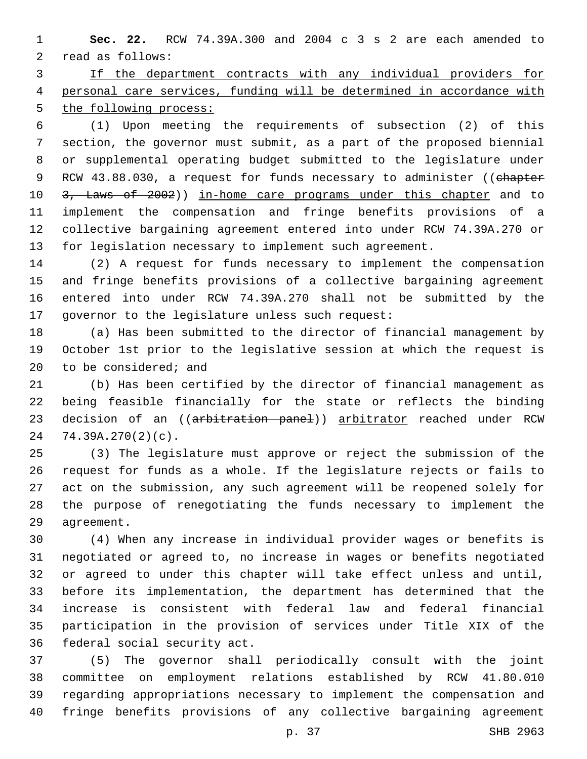**Sec. 22.** RCW 74.39A.300 and 2004 c 3 s 2 are each amended to read as follows:

If the department contracts with any individual providers for personal care services, funding will be determined in accordance with the following process:

(1) Upon meeting the requirements of subsection (2) of this section, the governor must submit, as a part of the proposed biennial or supplemental operating budget submitted to the legislature under RCW 43.88.030, a request for funds necessary to administer ((~~chapter 3, Laws of 2002~~)) in-home care programs under this chapter and to implement the compensation and fringe benefits provisions of a collective bargaining agreement entered into under RCW 74.39A.270 or for legislation necessary to implement such agreement.

(2) A request for funds necessary to implement the compensation and fringe benefits provisions of a collective bargaining agreement entered into under RCW 74.39A.270 shall not be submitted by the governor to the legislature unless such request:

(a) Has been submitted to the director of financial management by October 1st prior to the legislative session at which the request is to be considered; and

(b) Has been certified by the director of financial management as being feasible financially for the state or reflects the binding decision of an ((~~arbitration panel~~)) arbitrator reached under RCW 74.39A.270(2)(c).

(3) The legislature must approve or reject the submission of the request for funds as a whole. If the legislature rejects or fails to act on the submission, any such agreement will be reopened solely for the purpose of renegotiating the funds necessary to implement the agreement.

(4) When any increase in individual provider wages or benefits is negotiated or agreed to, no increase in wages or benefits negotiated or agreed to under this chapter will take effect unless and until, before its implementation, the department has determined that the increase is consistent with federal law and federal financial participation in the provision of services under Title XIX of the federal social security act.

(5) The governor shall periodically consult with the joint committee on employment relations established by RCW 41.80.010 regarding appropriations necessary to implement the compensation and fringe benefits provisions of any collective bargaining agreement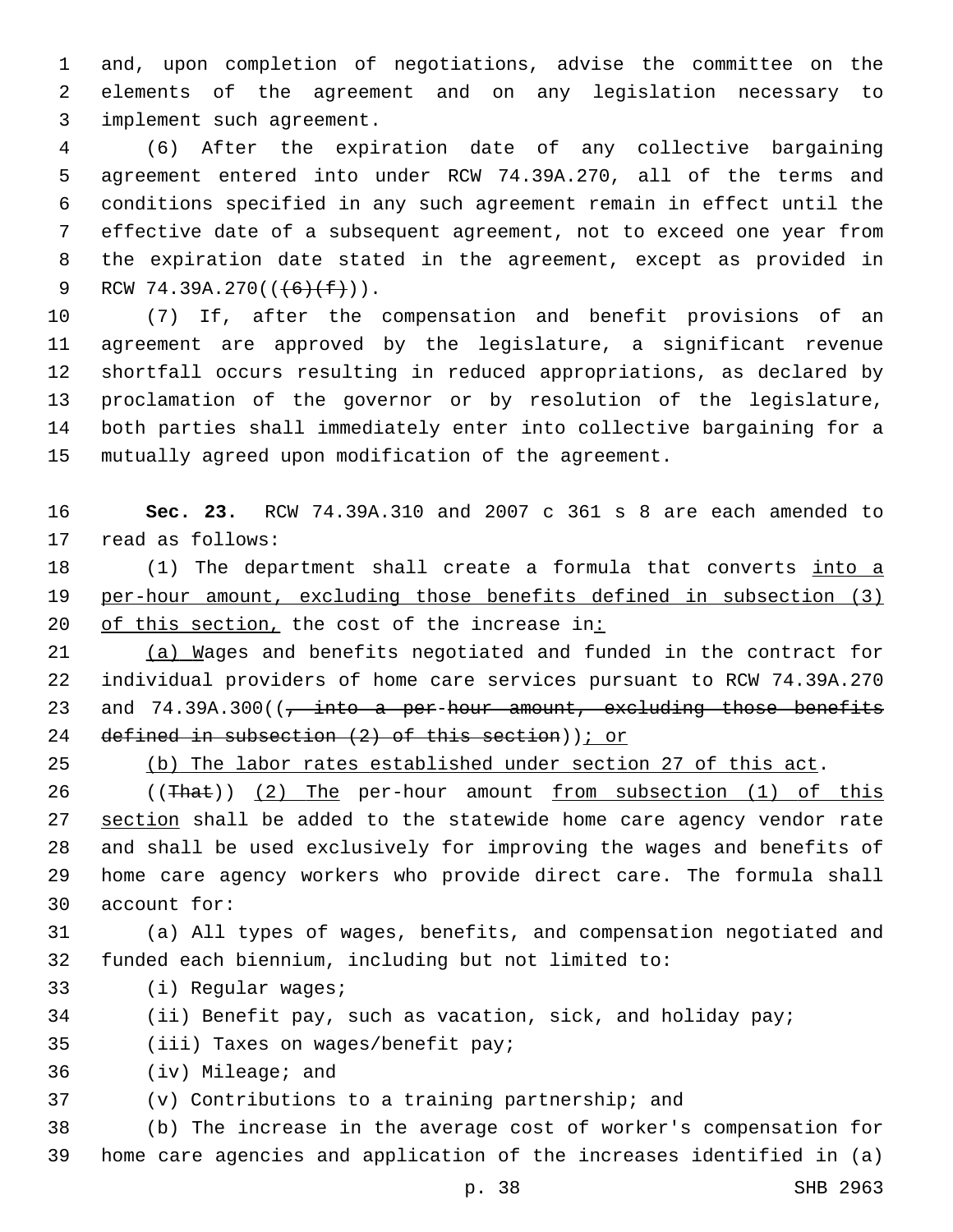and, upon completion of negotiations, advise the committee on the elements of the agreement and on any legislation necessary to implement such agreement.

(6) After the expiration date of any collective bargaining agreement entered into under RCW 74.39A.270, all of the terms and conditions specified in any such agreement remain in effect until the effective date of a subsequent agreement, not to exceed one year from the expiration date stated in the agreement, except as provided in RCW 74.39A.270((~~(6)(f)~~)).

(7) If, after the compensation and benefit provisions of an agreement are approved by the legislature, a significant revenue shortfall occurs resulting in reduced appropriations, as declared by proclamation of the governor or by resolution of the legislature, both parties shall immediately enter into collective bargaining for a mutually agreed upon modification of the agreement.

**Sec. 23.** RCW 74.39A.310 and 2007 c 361 s 8 are each amended to read as follows:

(1) The department shall create a formula that converts <u>into a per-hour amount, excluding those benefits defined in subsection (3) of this section,</u> the cost of the increase in<u>:</u>

<u>(a) W</u>ages and benefits negotiated and funded in the contract for individual providers of home care services pursuant to RCW 74.39A.270 and 74.39A.300((~~, into a per-hour amount, excluding those benefits defined in subsection (2) of this section~~))<u>; or</u>

<u>(b) The labor rates established under section 27 of this act</u>.

((~~That~~)) <u>(2) The</u> per-hour amount <u>from subsection (1) of this section</u> shall be added to the statewide home care agency vendor rate and shall be used exclusively for improving the wages and benefits of home care agency workers who provide direct care. The formula shall account for:

(a) All types of wages, benefits, and compensation negotiated and funded each biennium, including but not limited to:

(i) Regular wages;

(ii) Benefit pay, such as vacation, sick, and holiday pay;

(iii) Taxes on wages/benefit pay;

(iv) Mileage; and

(v) Contributions to a training partnership; and

(b) The increase in the average cost of worker's compensation for home care agencies and application of the increases identified in (a)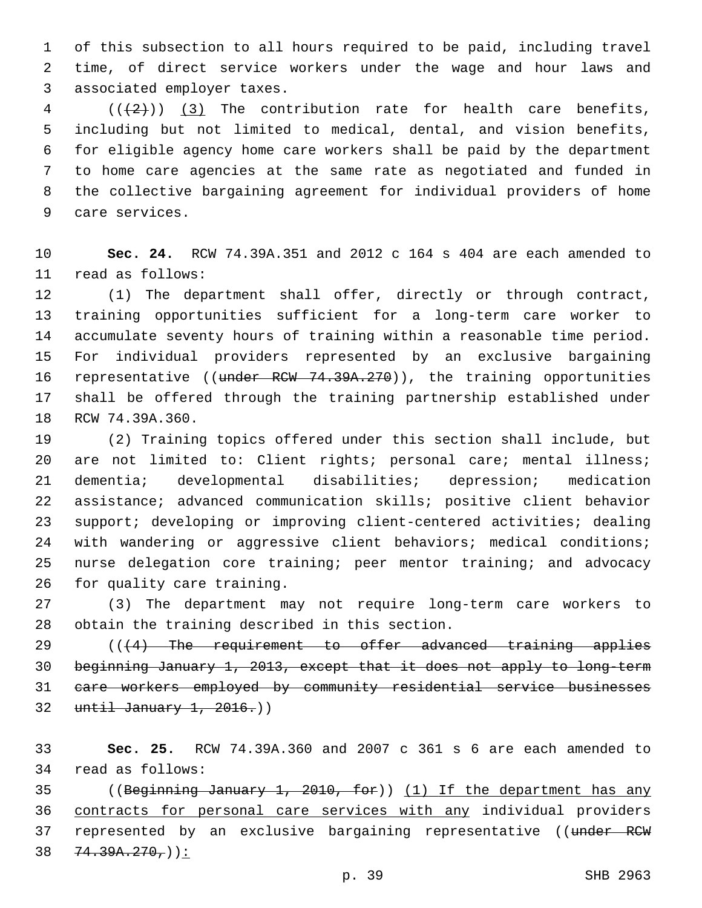of this subsection to all hours required to be paid, including travel time, of direct service workers under the wage and hour laws and associated employer taxes.

((~~(2)~~)) <u>(3)</u> The contribution rate for health care benefits, including but not limited to medical, dental, and vision benefits, for eligible agency home care workers shall be paid by the department to home care agencies at the same rate as negotiated and funded in the collective bargaining agreement for individual providers of home care services.

**Sec. 24.** RCW 74.39A.351 and 2012 c 164 s 404 are each amended to read as follows:

(1) The department shall offer, directly or through contract, training opportunities sufficient for a long-term care worker to accumulate seventy hours of training within a reasonable time period. For individual providers represented by an exclusive bargaining representative ((~~under RCW 74.39A.270~~)), the training opportunities shall be offered through the training partnership established under RCW 74.39A.360.

(2) Training topics offered under this section shall include, but are not limited to: Client rights; personal care; mental illness; dementia; developmental disabilities; depression; medication assistance; advanced communication skills; positive client behavior support; developing or improving client-centered activities; dealing with wandering or aggressive client behaviors; medical conditions; nurse delegation core training; peer mentor training; and advocacy for quality care training.

(3) The department may not require long-term care workers to obtain the training described in this section.

((~~(4) The requirement to offer advanced training applies beginning January 1, 2013, except that it does not apply to long-term care workers employed by community residential service businesses until January 1, 2016.~~))

**Sec. 25.** RCW 74.39A.360 and 2007 c 361 s 6 are each amended to read as follows:

((~~Beginning January 1, 2010, for~~)) <u>(1) If the department has any contracts for personal care services with any</u> individual providers represented by an exclusive bargaining representative ((~~under RCW 74.39A.270,~~))<u>:</u>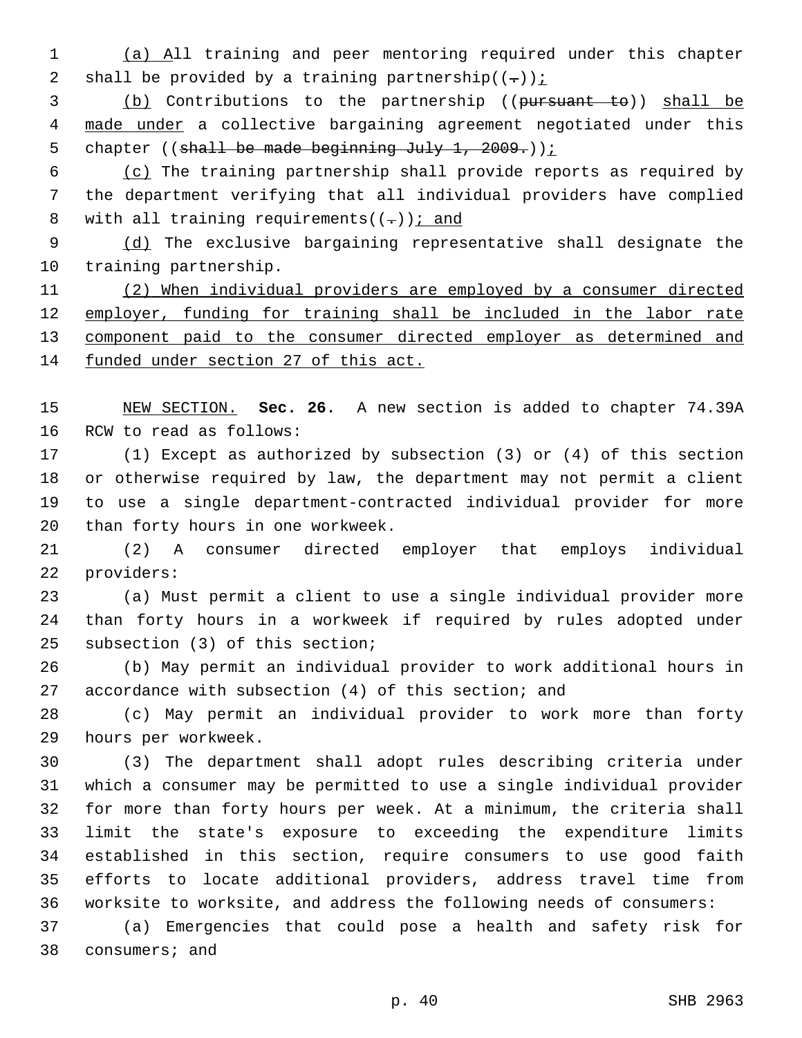(a) All training and peer mentoring required under this chapter shall be provided by a training partnership((.));

(b) Contributions to the partnership ((pursuant to)) shall be made under a collective bargaining agreement negotiated under this chapter ((shall be made beginning July 1, 2009.));

(c) The training partnership shall provide reports as required by the department verifying that all individual providers have complied with all training requirements((.)); and

(d) The exclusive bargaining representative shall designate the training partnership.

(2) When individual providers are employed by a consumer directed employer, funding for training shall be included in the labor rate component paid to the consumer directed employer as determined and funded under section 27 of this act.

NEW SECTION. **Sec. 26.** A new section is added to chapter 74.39A RCW to read as follows:

(1) Except as authorized by subsection (3) or (4) of this section or otherwise required by law, the department may not permit a client to use a single department-contracted individual provider for more than forty hours in one workweek.

(2) A consumer directed employer that employs individual providers:

(a) Must permit a client to use a single individual provider more than forty hours in a workweek if required by rules adopted under subsection (3) of this section;

(b) May permit an individual provider to work additional hours in accordance with subsection (4) of this section; and

(c) May permit an individual provider to work more than forty hours per workweek.

(3) The department shall adopt rules describing criteria under which a consumer may be permitted to use a single individual provider for more than forty hours per week. At a minimum, the criteria shall limit the state's exposure to exceeding the expenditure limits established in this section, require consumers to use good faith efforts to locate additional providers, address travel time from worksite to worksite, and address the following needs of consumers:

(a) Emergencies that could pose a health and safety risk for consumers; and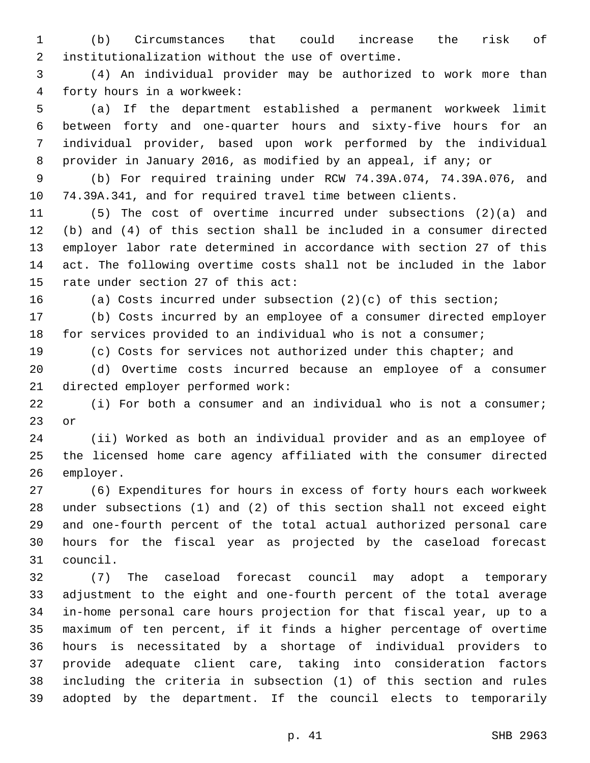(b) Circumstances that could increase the risk of institutionalization without the use of overtime.

(4) An individual provider may be authorized to work more than forty hours in a workweek:

(a) If the department established a permanent workweek limit between forty and one-quarter hours and sixty-five hours for an individual provider, based upon work performed by the individual provider in January 2016, as modified by an appeal, if any; or

(b) For required training under RCW 74.39A.074, 74.39A.076, and 74.39A.341, and for required travel time between clients.

(5) The cost of overtime incurred under subsections (2)(a) and (b) and (4) of this section shall be included in a consumer directed employer labor rate determined in accordance with section 27 of this act. The following overtime costs shall not be included in the labor rate under section 27 of this act:

(a) Costs incurred under subsection (2)(c) of this section;

(b) Costs incurred by an employee of a consumer directed employer for services provided to an individual who is not a consumer;

(c) Costs for services not authorized under this chapter; and

(d) Overtime costs incurred because an employee of a consumer directed employer performed work:

(i) For both a consumer and an individual who is not a consumer; or

(ii) Worked as both an individual provider and as an employee of the licensed home care agency affiliated with the consumer directed employer.

(6) Expenditures for hours in excess of forty hours each workweek under subsections (1) and (2) of this section shall not exceed eight and one-fourth percent of the total actual authorized personal care hours for the fiscal year as projected by the caseload forecast council.

(7) The caseload forecast council may adopt a temporary adjustment to the eight and one-fourth percent of the total average in-home personal care hours projection for that fiscal year, up to a maximum of ten percent, if it finds a higher percentage of overtime hours is necessitated by a shortage of individual providers to provide adequate client care, taking into consideration factors including the criteria in subsection (1) of this section and rules adopted by the department. If the council elects to temporarily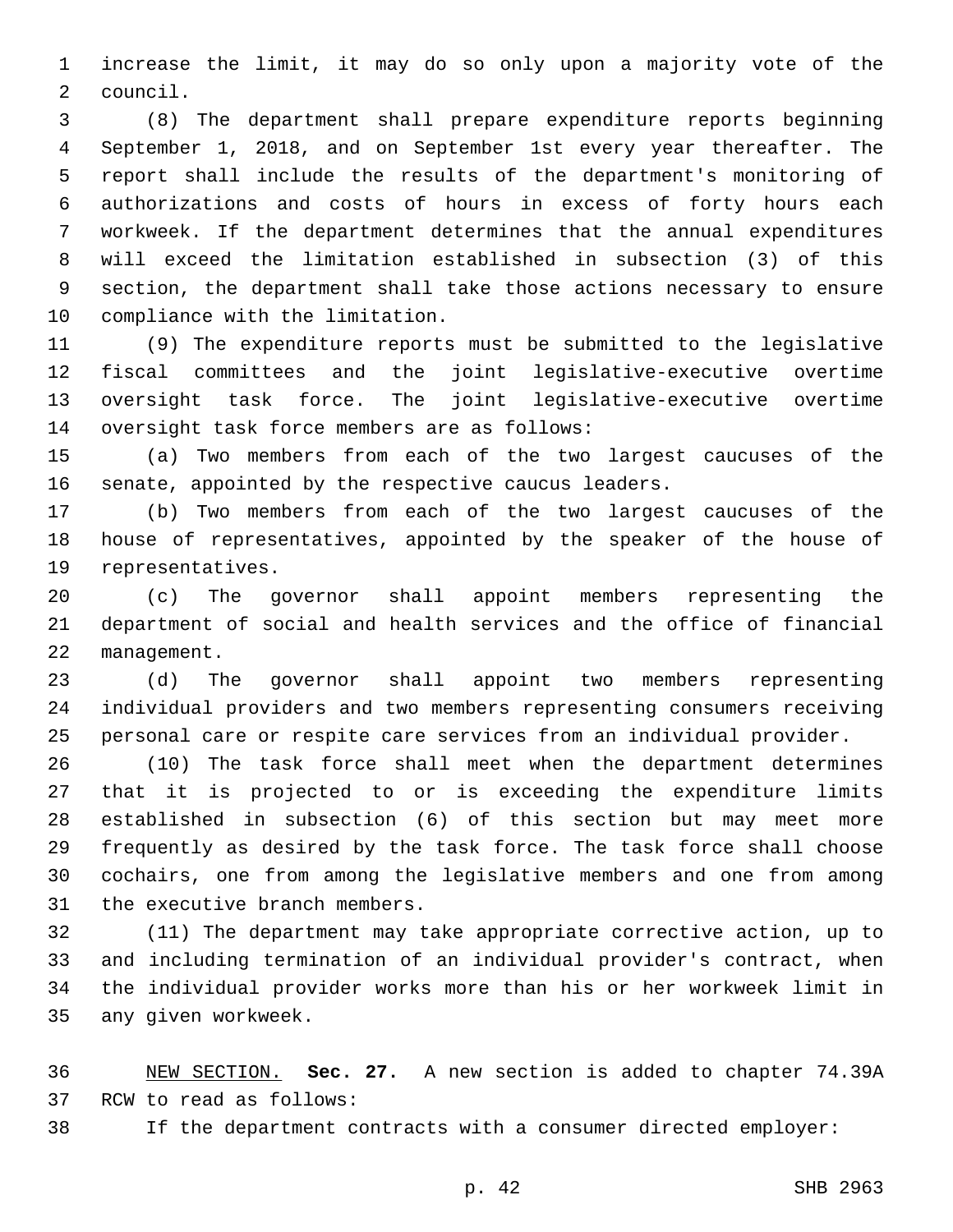increase the limit, it may do so only upon a majority vote of the council.

(8) The department shall prepare expenditure reports beginning September 1, 2018, and on September 1st every year thereafter. The report shall include the results of the department's monitoring of authorizations and costs of hours in excess of forty hours each workweek. If the department determines that the annual expenditures will exceed the limitation established in subsection (3) of this section, the department shall take those actions necessary to ensure compliance with the limitation.

(9) The expenditure reports must be submitted to the legislative fiscal committees and the joint legislative-executive overtime oversight task force. The joint legislative-executive overtime oversight task force members are as follows:

(a) Two members from each of the two largest caucuses of the senate, appointed by the respective caucus leaders.

(b) Two members from each of the two largest caucuses of the house of representatives, appointed by the speaker of the house of representatives.

(c) The governor shall appoint members representing the department of social and health services and the office of financial management.

(d) The governor shall appoint two members representing individual providers and two members representing consumers receiving personal care or respite care services from an individual provider.

(10) The task force shall meet when the department determines that it is projected to or is exceeding the expenditure limits established in subsection (6) of this section but may meet more frequently as desired by the task force. The task force shall choose cochairs, one from among the legislative members and one from among the executive branch members.

(11) The department may take appropriate corrective action, up to and including termination of an individual provider's contract, when the individual provider works more than his or her workweek limit in any given workweek.

NEW SECTION. **Sec. 27.** A new section is added to chapter 74.39A RCW to read as follows:

If the department contracts with a consumer directed employer: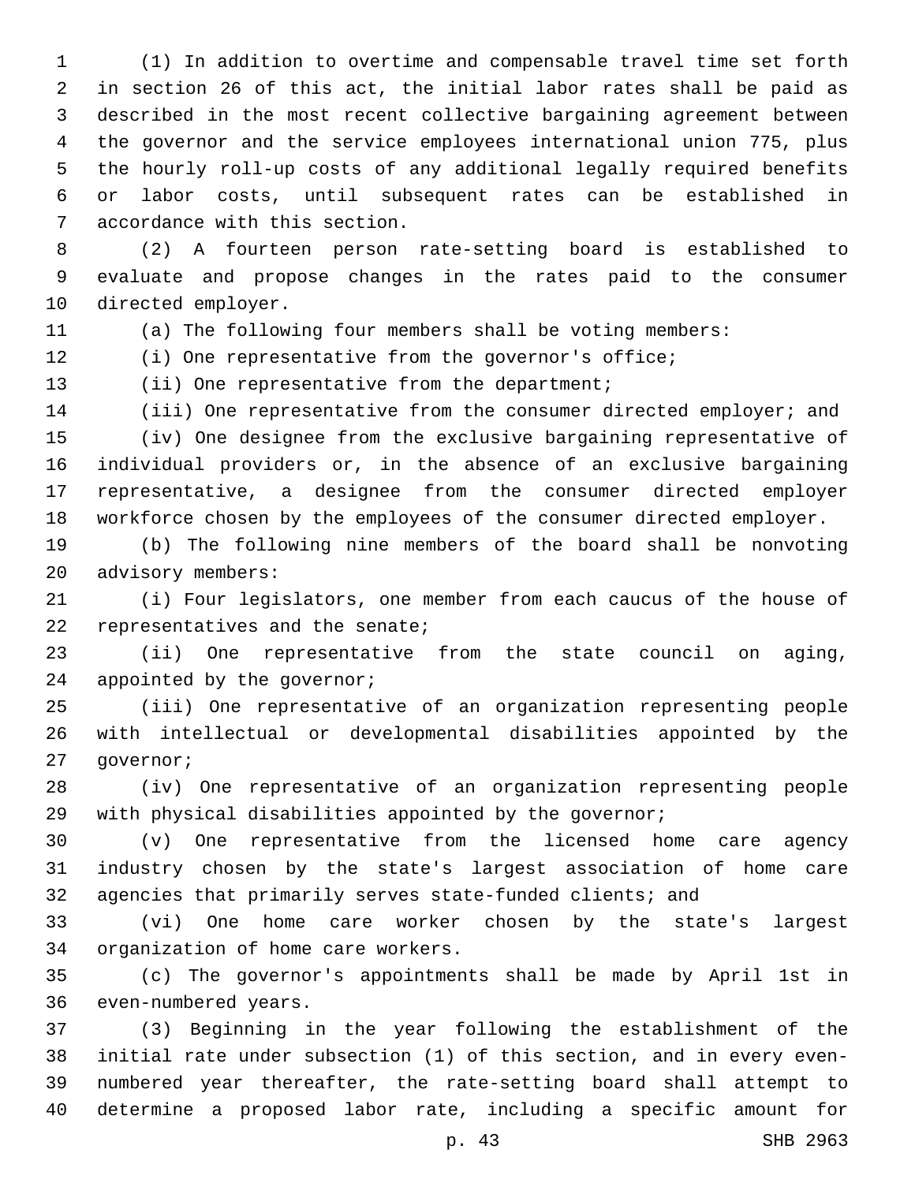(1) In addition to overtime and compensable travel time set forth in section 26 of this act, the initial labor rates shall be paid as described in the most recent collective bargaining agreement between the governor and the service employees international union 775, plus the hourly roll-up costs of any additional legally required benefits or labor costs, until subsequent rates can be established in accordance with this section.

(2) A fourteen person rate-setting board is established to evaluate and propose changes in the rates paid to the consumer directed employer.

(a) The following four members shall be voting members:

(i) One representative from the governor's office;

(ii) One representative from the department;

(iii) One representative from the consumer directed employer; and

(iv) One designee from the exclusive bargaining representative of individual providers or, in the absence of an exclusive bargaining representative, a designee from the consumer directed employer workforce chosen by the employees of the consumer directed employer.

(b) The following nine members of the board shall be nonvoting advisory members:

(i) Four legislators, one member from each caucus of the house of representatives and the senate;

(ii) One representative from the state council on aging, appointed by the governor;

(iii) One representative of an organization representing people with intellectual or developmental disabilities appointed by the governor;

(iv) One representative of an organization representing people with physical disabilities appointed by the governor;

(v) One representative from the licensed home care agency industry chosen by the state's largest association of home care agencies that primarily serves state-funded clients; and

(vi) One home care worker chosen by the state's largest organization of home care workers.

(c) The governor's appointments shall be made by April 1st in even-numbered years.

(3) Beginning in the year following the establishment of the initial rate under subsection (1) of this section, and in every even-numbered year thereafter, the rate-setting board shall attempt to determine a proposed labor rate, including a specific amount for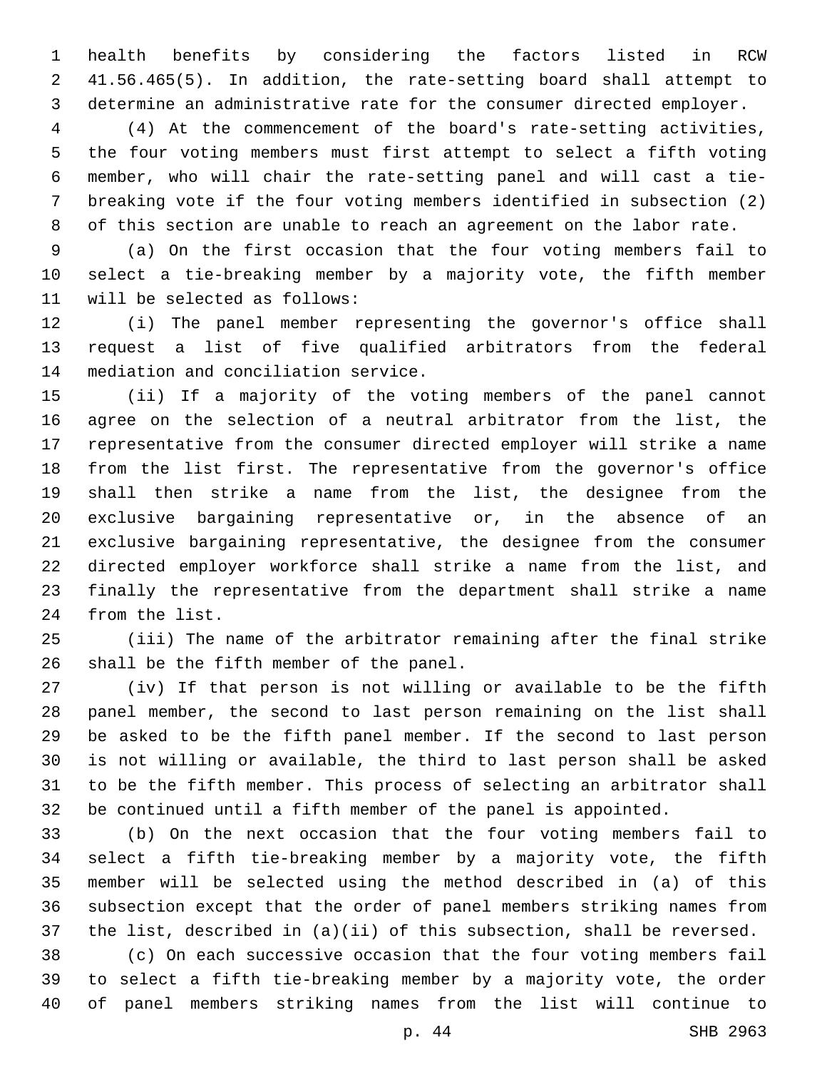health benefits by considering the factors listed in RCW 41.56.465(5). In addition, the rate-setting board shall attempt to determine an administrative rate for the consumer directed employer.

(4) At the commencement of the board's rate-setting activities, the four voting members must first attempt to select a fifth voting member, who will chair the rate-setting panel and will cast a tie-breaking vote if the four voting members identified in subsection (2) of this section are unable to reach an agreement on the labor rate.

(a) On the first occasion that the four voting members fail to select a tie-breaking member by a majority vote, the fifth member will be selected as follows:

(i) The panel member representing the governor's office shall request a list of five qualified arbitrators from the federal mediation and conciliation service.

(ii) If a majority of the voting members of the panel cannot agree on the selection of a neutral arbitrator from the list, the representative from the consumer directed employer will strike a name from the list first. The representative from the governor's office shall then strike a name from the list, the designee from the exclusive bargaining representative or, in the absence of an exclusive bargaining representative, the designee from the consumer directed employer workforce shall strike a name from the list, and finally the representative from the department shall strike a name from the list.

(iii) The name of the arbitrator remaining after the final strike shall be the fifth member of the panel.

(iv) If that person is not willing or available to be the fifth panel member, the second to last person remaining on the list shall be asked to be the fifth panel member. If the second to last person is not willing or available, the third to last person shall be asked to be the fifth member. This process of selecting an arbitrator shall be continued until a fifth member of the panel is appointed.

(b) On the next occasion that the four voting members fail to select a fifth tie-breaking member by a majority vote, the fifth member will be selected using the method described in (a) of this subsection except that the order of panel members striking names from the list, described in (a)(ii) of this subsection, shall be reversed.

(c) On each successive occasion that the four voting members fail to select a fifth tie-breaking member by a majority vote, the order of panel members striking names from the list will continue to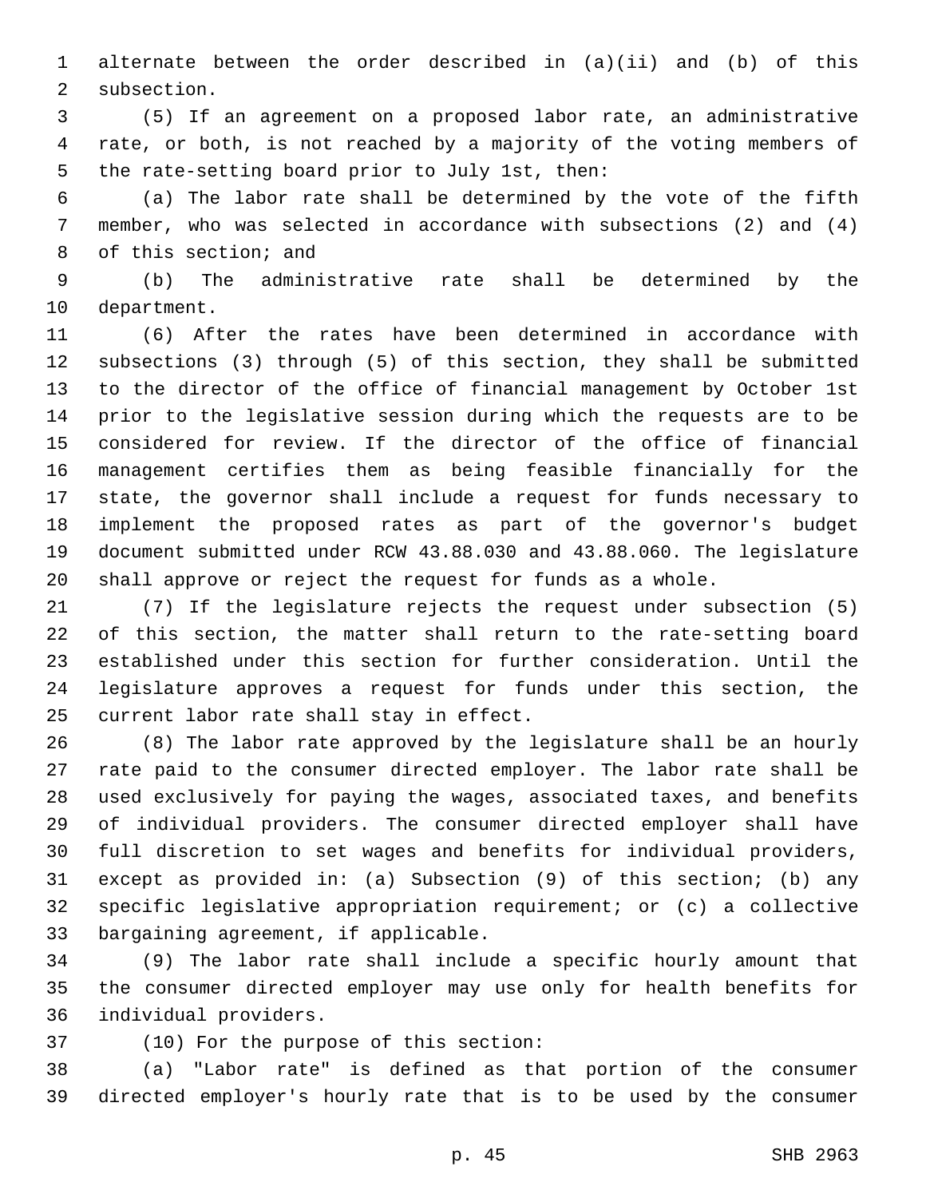alternate between the order described in (a)(ii) and (b) of this subsection.

(5) If an agreement on a proposed labor rate, an administrative rate, or both, is not reached by a majority of the voting members of the rate-setting board prior to July 1st, then:

(a) The labor rate shall be determined by the vote of the fifth member, who was selected in accordance with subsections (2) and (4) of this section; and

(b) The administrative rate shall be determined by the department.

(6) After the rates have been determined in accordance with subsections (3) through (5) of this section, they shall be submitted to the director of the office of financial management by October 1st prior to the legislative session during which the requests are to be considered for review. If the director of the office of financial management certifies them as being feasible financially for the state, the governor shall include a request for funds necessary to implement the proposed rates as part of the governor's budget document submitted under RCW 43.88.030 and 43.88.060. The legislature shall approve or reject the request for funds as a whole.

(7) If the legislature rejects the request under subsection (5) of this section, the matter shall return to the rate-setting board established under this section for further consideration. Until the legislature approves a request for funds under this section, the current labor rate shall stay in effect.

(8) The labor rate approved by the legislature shall be an hourly rate paid to the consumer directed employer. The labor rate shall be used exclusively for paying the wages, associated taxes, and benefits of individual providers. The consumer directed employer shall have full discretion to set wages and benefits for individual providers, except as provided in: (a) Subsection (9) of this section; (b) any specific legislative appropriation requirement; or (c) a collective bargaining agreement, if applicable.

(9) The labor rate shall include a specific hourly amount that the consumer directed employer may use only for health benefits for individual providers.

(10) For the purpose of this section:

(a) "Labor rate" is defined as that portion of the consumer directed employer's hourly rate that is to be used by the consumer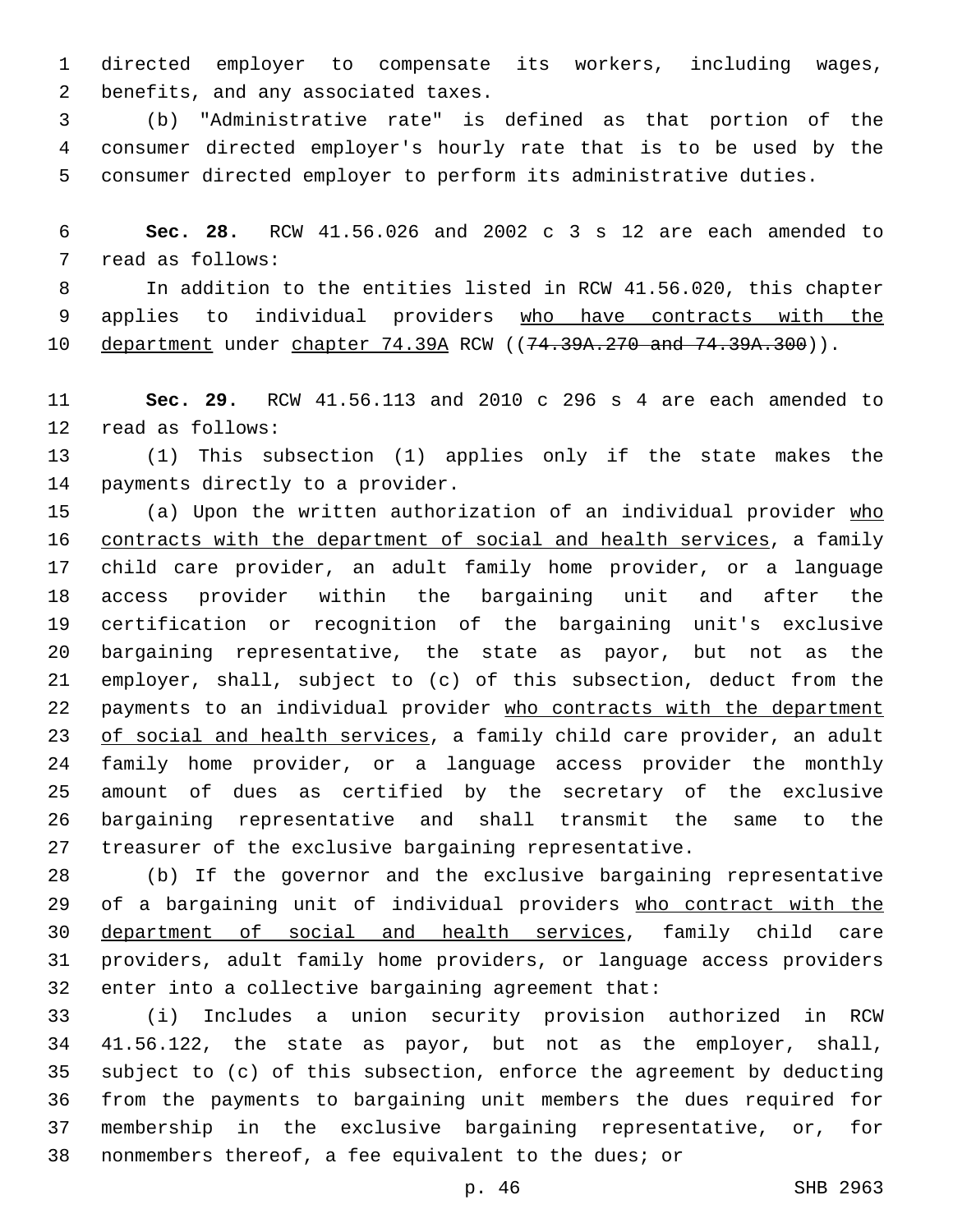directed employer to compensate its workers, including wages, benefits, and any associated taxes.

(b) "Administrative rate" is defined as that portion of the consumer directed employer's hourly rate that is to be used by the consumer directed employer to perform its administrative duties.

**Sec. 28.** RCW 41.56.026 and 2002 c 3 s 12 are each amended to read as follows:

In addition to the entities listed in RCW 41.56.020, this chapter applies to individual providers <u>who have contracts with the department</u> under <u>chapter 74.39A</u> RCW ((~~74.39A.270 and 74.39A.300~~)).

**Sec. 29.** RCW 41.56.113 and 2010 c 296 s 4 are each amended to read as follows:

(1) This subsection (1) applies only if the state makes the payments directly to a provider.

(a) Upon the written authorization of an individual provider <u>who contracts with the department of social and health services</u>, a family child care provider, an adult family home provider, or a language access provider within the bargaining unit and after the certification or recognition of the bargaining unit's exclusive bargaining representative, the state as payor, but not as the employer, shall, subject to (c) of this subsection, deduct from the payments to an individual provider <u>who contracts with the department of social and health services</u>, a family child care provider, an adult family home provider, or a language access provider the monthly amount of dues as certified by the secretary of the exclusive bargaining representative and shall transmit the same to the treasurer of the exclusive bargaining representative.

(b) If the governor and the exclusive bargaining representative of a bargaining unit of individual providers <u>who contract with the department of social and health services</u>, family child care providers, adult family home providers, or language access providers enter into a collective bargaining agreement that:

(i) Includes a union security provision authorized in RCW 41.56.122, the state as payor, but not as the employer, shall, subject to (c) of this subsection, enforce the agreement by deducting from the payments to bargaining unit members the dues required for membership in the exclusive bargaining representative, or, for nonmembers thereof, a fee equivalent to the dues; or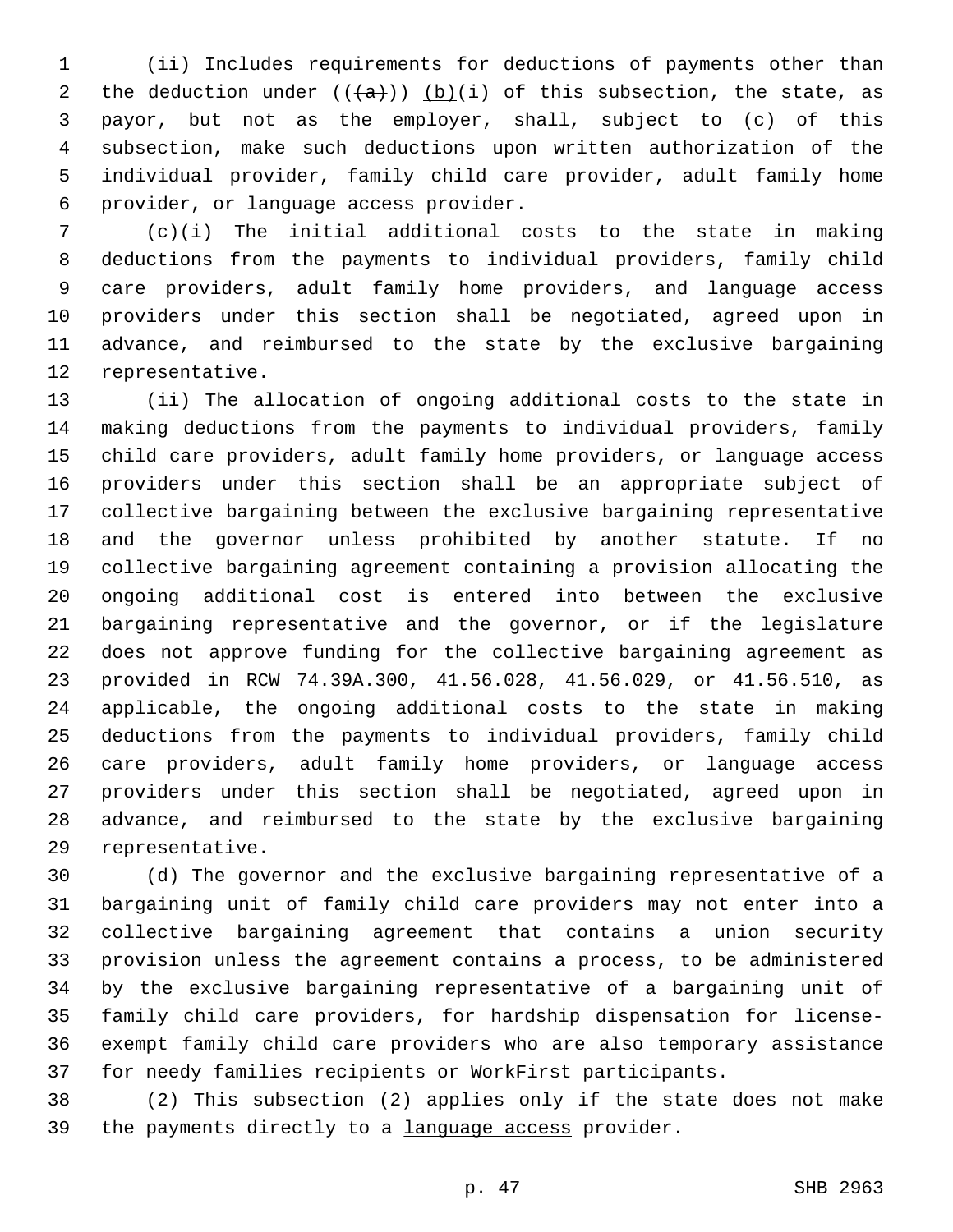(ii) Includes requirements for deductions of payments other than the deduction under ((~~(a)~~)) <u>(b)</u>(i) of this subsection, the state, as payor, but not as the employer, shall, subject to (c) of this subsection, make such deductions upon written authorization of the individual provider, family child care provider, adult family home provider, or language access provider.

(c)(i) The initial additional costs to the state in making deductions from the payments to individual providers, family child care providers, adult family home providers, and language access providers under this section shall be negotiated, agreed upon in advance, and reimbursed to the state by the exclusive bargaining representative.

(ii) The allocation of ongoing additional costs to the state in making deductions from the payments to individual providers, family child care providers, adult family home providers, or language access providers under this section shall be an appropriate subject of collective bargaining between the exclusive bargaining representative and the governor unless prohibited by another statute. If no collective bargaining agreement containing a provision allocating the ongoing additional cost is entered into between the exclusive bargaining representative and the governor, or if the legislature does not approve funding for the collective bargaining agreement as provided in RCW 74.39A.300, 41.56.028, 41.56.029, or 41.56.510, as applicable, the ongoing additional costs to the state in making deductions from the payments to individual providers, family child care providers, adult family home providers, or language access providers under this section shall be negotiated, agreed upon in advance, and reimbursed to the state by the exclusive bargaining representative.

(d) The governor and the exclusive bargaining representative of a bargaining unit of family child care providers may not enter into a collective bargaining agreement that contains a union security provision unless the agreement contains a process, to be administered by the exclusive bargaining representative of a bargaining unit of family child care providers, for hardship dispensation for license-exempt family child care providers who are also temporary assistance for needy families recipients or WorkFirst participants.

(2) This subsection (2) applies only if the state does not make the payments directly to a <u>language access</u> provider.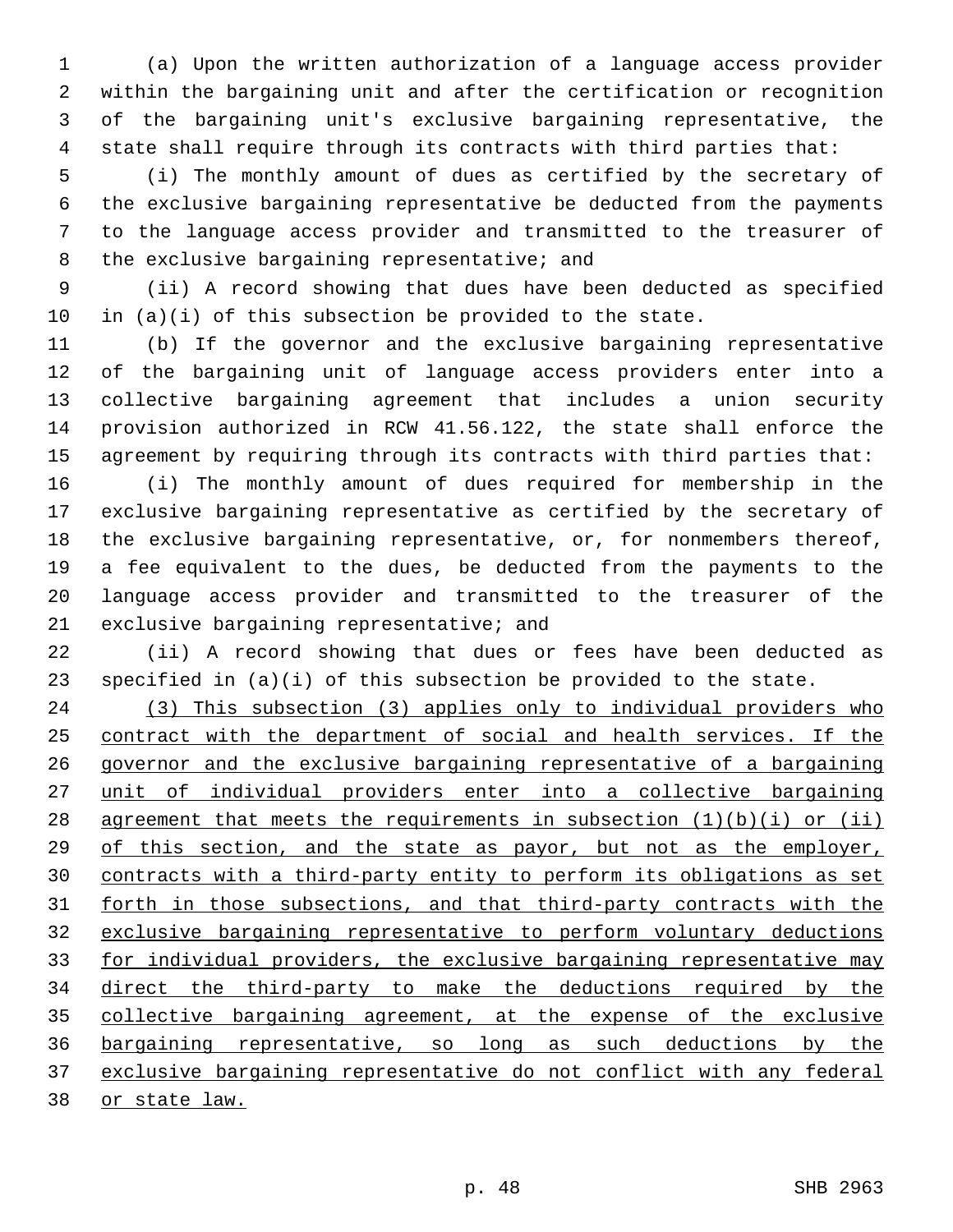(a) Upon the written authorization of a language access provider within the bargaining unit and after the certification or recognition of the bargaining unit's exclusive bargaining representative, the state shall require through its contracts with third parties that:

(i) The monthly amount of dues as certified by the secretary of the exclusive bargaining representative be deducted from the payments to the language access provider and transmitted to the treasurer of the exclusive bargaining representative; and

(ii) A record showing that dues have been deducted as specified in (a)(i) of this subsection be provided to the state.

(b) If the governor and the exclusive bargaining representative of the bargaining unit of language access providers enter into a collective bargaining agreement that includes a union security provision authorized in RCW 41.56.122, the state shall enforce the agreement by requiring through its contracts with third parties that:

(i) The monthly amount of dues required for membership in the exclusive bargaining representative as certified by the secretary of the exclusive bargaining representative, or, for nonmembers thereof, a fee equivalent to the dues, be deducted from the payments to the language access provider and transmitted to the treasurer of the exclusive bargaining representative; and

(ii) A record showing that dues or fees have been deducted as specified in (a)(i) of this subsection be provided to the state.

<u>(3) This subsection (3) applies only to individual providers who contract with the department of social and health services. If the governor and the exclusive bargaining representative of a bargaining unit of individual providers enter into a collective bargaining agreement that meets the requirements in subsection (1)(b)(i) or (ii) of this section, and the state as payor, but not as the employer, contracts with a third-party entity to perform its obligations as set forth in those subsections, and that third-party contracts with the exclusive bargaining representative to perform voluntary deductions for individual providers, the exclusive bargaining representative may direct the third-party to make the deductions required by the collective bargaining agreement, at the expense of the exclusive bargaining representative, so long as such deductions by the exclusive bargaining representative do not conflict with any federal or state law.</u>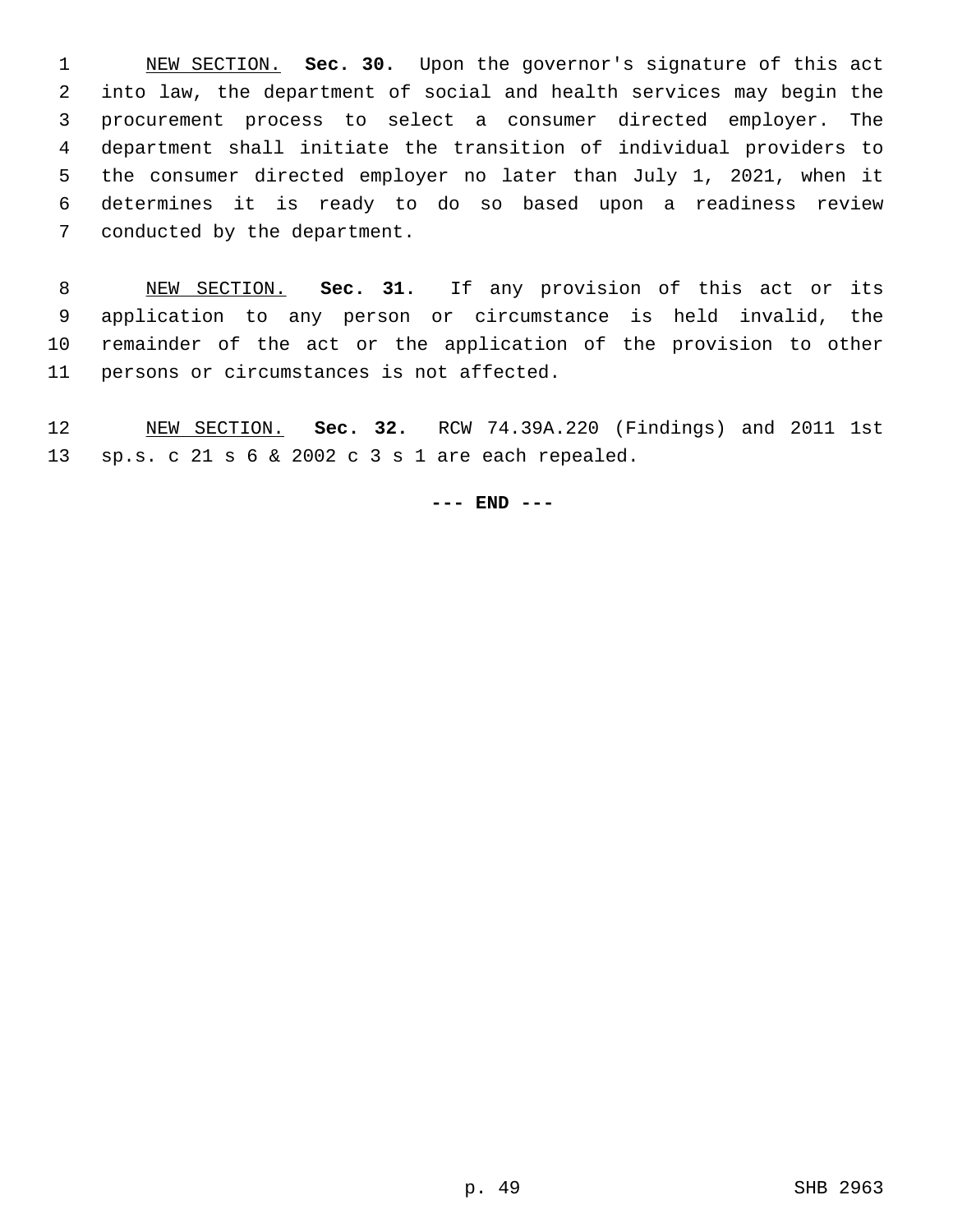NEW SECTION. **Sec. 30.** Upon the governor's signature of this act into law, the department of social and health services may begin the procurement process to select a consumer directed employer. The department shall initiate the transition of individual providers to the consumer directed employer no later than July 1, 2021, when it determines it is ready to do so based upon a readiness review conducted by the department.

NEW SECTION. **Sec. 31.** If any provision of this act or its application to any person or circumstance is held invalid, the remainder of the act or the application of the provision to other persons or circumstances is not affected.

NEW SECTION. **Sec. 32.** RCW 74.39A.220 (Findings) and 2011 1st sp.s. c 21 s 6 & 2002 c 3 s 1 are each repealed.

**--- END ---**